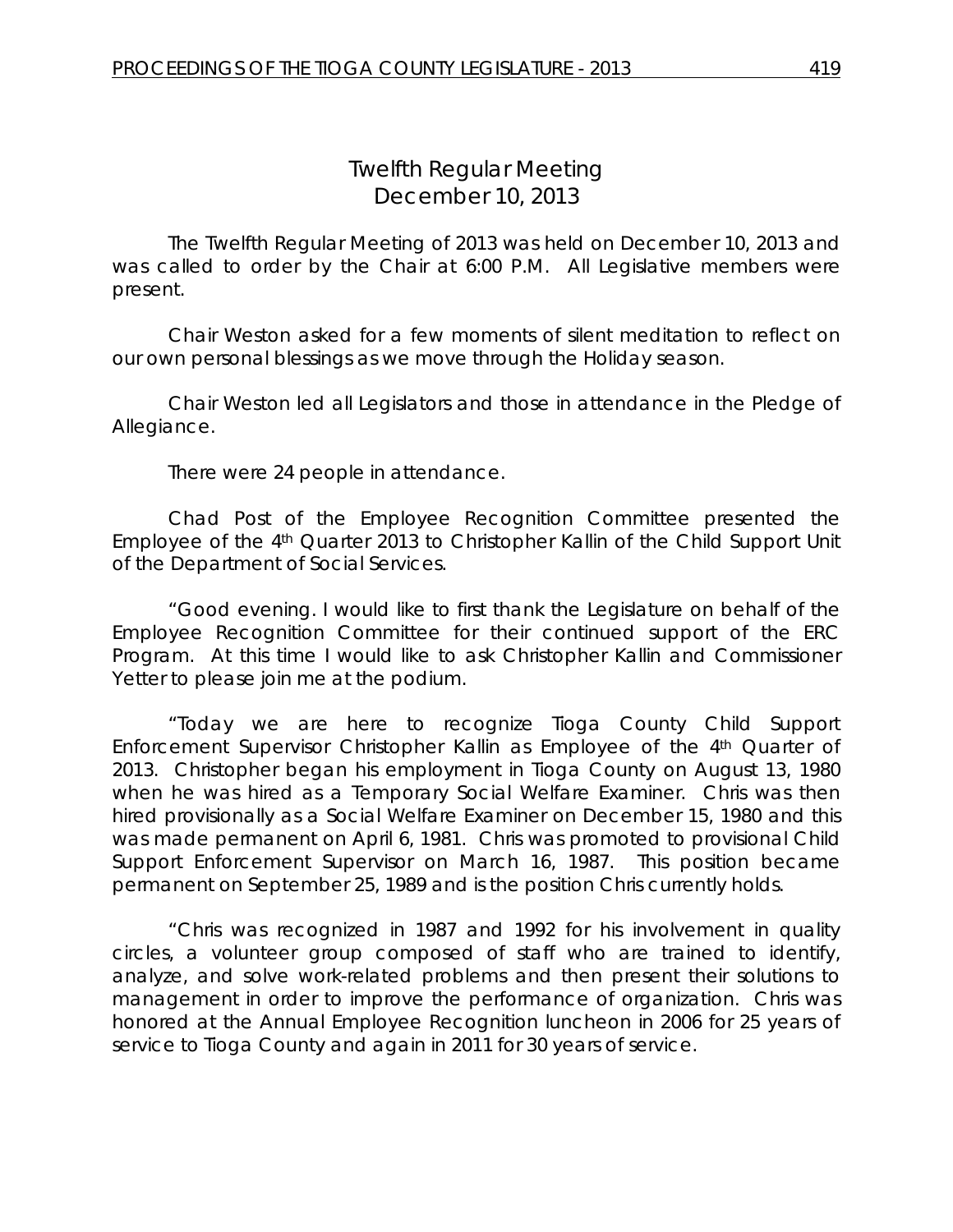# Twelfth Regular Meeting
## December 10, 2013

The Twelfth Regular Meeting of 2013 was held on December 10, 2013 and was called to order by the Chair at 6:00 P.M. All Legislative members were present.

Chair Weston asked for a few moments of silent meditation to reflect on our own personal blessings as we move through the Holiday season.

Chair Weston led all Legislators and those in attendance in the Pledge of Allegiance.

There were 24 people in attendance.

Chad Post of the Employee Recognition Committee presented the Employee of the 4th Quarter 2013 to Christopher Kallin of the Child Support Unit of the Department of Social Services.

"Good evening. I would like to first thank the Legislature on behalf of the Employee Recognition Committee for their continued support of the ERC Program. At this time I would like to ask Christopher Kallin and Commissioner Yetter to please join me at the podium.

"Today we are here to recognize Tioga County Child Support Enforcement Supervisor Christopher Kallin as Employee of the 4th Quarter of 2013. Christopher began his employment in Tioga County on August 13, 1980 when he was hired as a Temporary Social Welfare Examiner. Chris was then hired provisionally as a Social Welfare Examiner on December 15, 1980 and this was made permanent on April 6, 1981. Chris was promoted to provisional Child Support Enforcement Supervisor on March 16, 1987. This position became permanent on September 25, 1989 and is the position Chris currently holds.

"Chris was recognized in 1987 and 1992 for his involvement in quality circles, a volunteer group composed of staff who are trained to identify, analyze, and solve work-related problems and then present their solutions to management in order to improve the performance of organization. Chris was honored at the Annual Employee Recognition luncheon in 2006 for 25 years of service to Tioga County and again in 2011 for 30 years of service.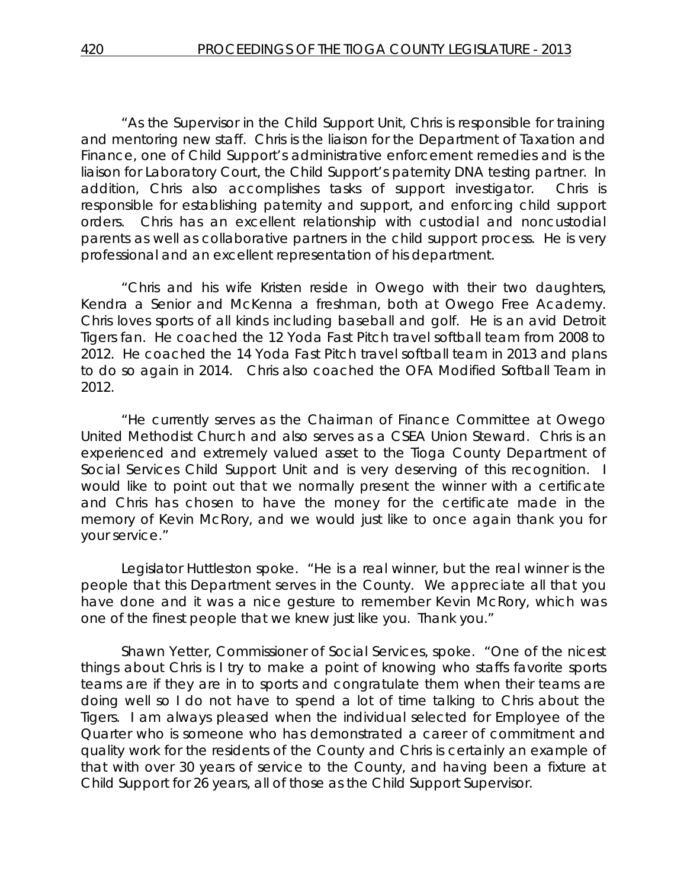"As the Supervisor in the Child Support Unit, Chris is responsible for training and mentoring new staff. Chris is the liaison for the Department of Taxation and Finance, one of Child Support's administrative enforcement remedies and is the liaison for Laboratory Court, the Child Support's paternity DNA testing partner. In addition, Chris also accomplishes tasks of support investigator. Chris is responsible for establishing paternity and support, and enforcing child support orders. Chris has an excellent relationship with custodial and noncustodial parents as well as collaborative partners in the child support process. He is very professional and an excellent representation of his department.

"Chris and his wife Kristen reside in Owego with their two daughters, Kendra a Senior and McKenna a freshman, both at Owego Free Academy. Chris loves sports of all kinds including baseball and golf. He is an avid Detroit Tigers fan. He coached the 12 Yoda Fast Pitch travel softball team from 2008 to 2012. He coached the 14 Yoda Fast Pitch travel softball team in 2013 and plans to do so again in 2014. Chris also coached the OFA Modified Softball Team in 2012.

"He currently serves as the Chairman of Finance Committee at Owego United Methodist Church and also serves as a CSEA Union Steward. Chris is an experienced and extremely valued asset to the Tioga County Department of Social Services Child Support Unit and is very deserving of this recognition. I would like to point out that we normally present the winner with a certificate and Chris has chosen to have the money for the certificate made in the memory of Kevin McRory, and we would just like to once again thank you for your service."

Legislator Huttleston spoke. "He is a real winner, but the real winner is the people that this Department serves in the County. We appreciate all that you have done and it was a nice gesture to remember Kevin McRory, which was one of the finest people that we knew just like you. Thank you."

Shawn Yetter, Commissioner of Social Services, spoke. "One of the nicest things about Chris is I try to make a point of knowing who staffs favorite sports teams are if they are in to sports and congratulate them when their teams are doing well so I do not have to spend a lot of time talking to Chris about the Tigers. I am always pleased when the individual selected for Employee of the Quarter who is someone who has demonstrated a career of commitment and quality work for the residents of the County and Chris is certainly an example of that with over 30 years of service to the County, and having been a fixture at Child Support for 26 years, all of those as the Child Support Supervisor.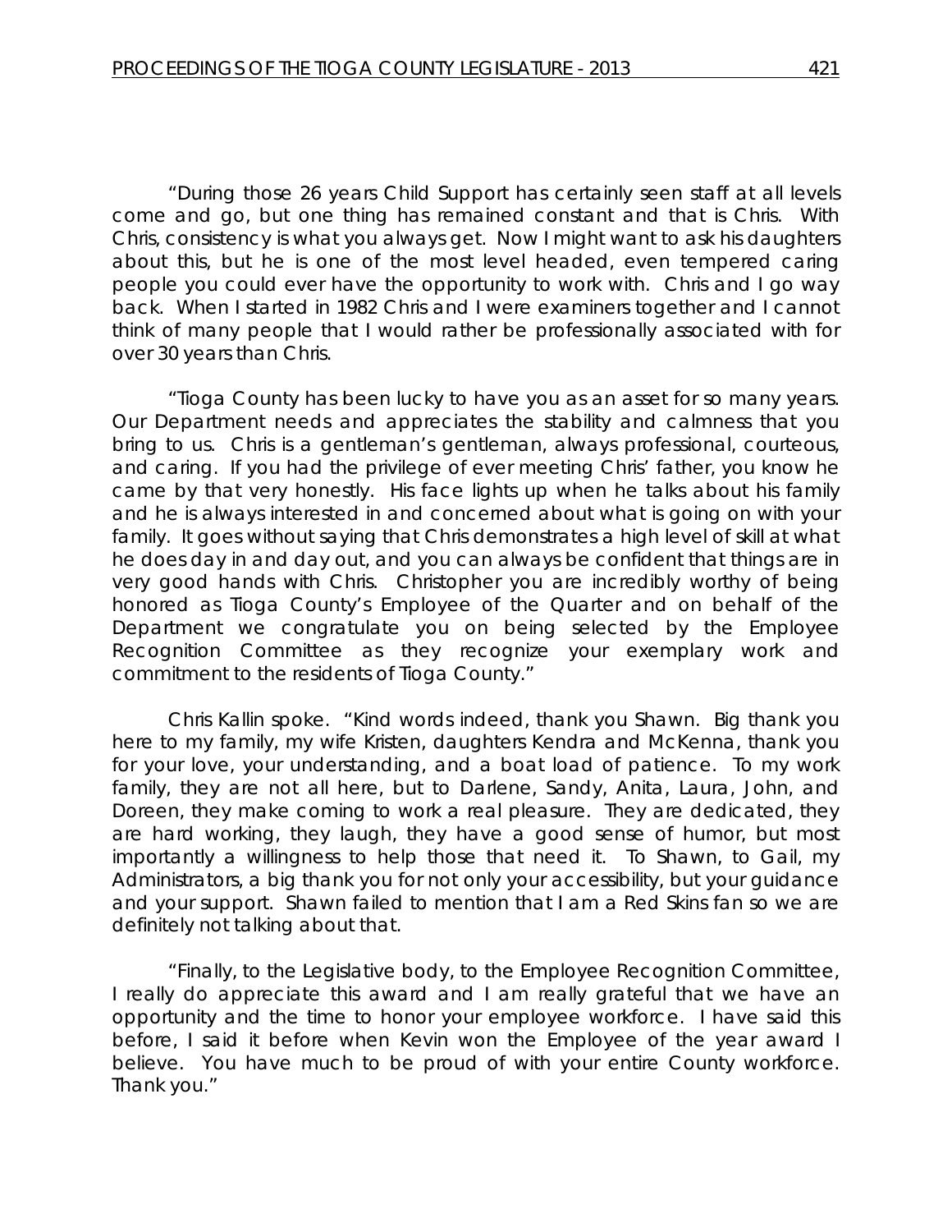"During those 26 years Child Support has certainly seen staff at all levels come and go, but one thing has remained constant and that is Chris. With Chris, consistency is what you always get. Now I might want to ask his daughters about this, but he is one of the most level headed, even tempered caring people you could ever have the opportunity to work with. Chris and I go way back. When I started in 1982 Chris and I were examiners together and I cannot think of many people that I would rather be professionally associated with for over 30 years than Chris.

"Tioga County has been lucky to have you as an asset for so many years. Our Department needs and appreciates the stability and calmness that you bring to us. Chris is a gentleman's gentleman, always professional, courteous, and caring. If you had the privilege of ever meeting Chris' father, you know he came by that very honestly. His face lights up when he talks about his family and he is always interested in and concerned about what is going on with your family. It goes without saying that Chris demonstrates a high level of skill at what he does day in and day out, and you can always be confident that things are in very good hands with Chris. Christopher you are incredibly worthy of being honored as Tioga County's Employee of the Quarter and on behalf of the Department we congratulate you on being selected by the Employee Recognition Committee as they recognize your exemplary work and commitment to the residents of Tioga County."

Chris Kallin spoke. "Kind words indeed, thank you Shawn. Big thank you here to my family, my wife Kristen, daughters Kendra and McKenna, thank you for your love, your understanding, and a boat load of patience. To my work family, they are not all here, but to Darlene, Sandy, Anita, Laura, John, and Doreen, they make coming to work a real pleasure. They are dedicated, they are hard working, they laugh, they have a good sense of humor, but most importantly a willingness to help those that need it. To Shawn, to Gail, my Administrators, a big thank you for not only your accessibility, but your guidance and your support. Shawn failed to mention that I am a Red Skins fan so we are definitely not talking about that.

"Finally, to the Legislative body, to the Employee Recognition Committee, I really do appreciate this award and I am really grateful that we have an opportunity and the time to honor your employee workforce. I have said this before, I said it before when Kevin won the Employee of the year award I believe. You have much to be proud of with your entire County workforce. Thank you."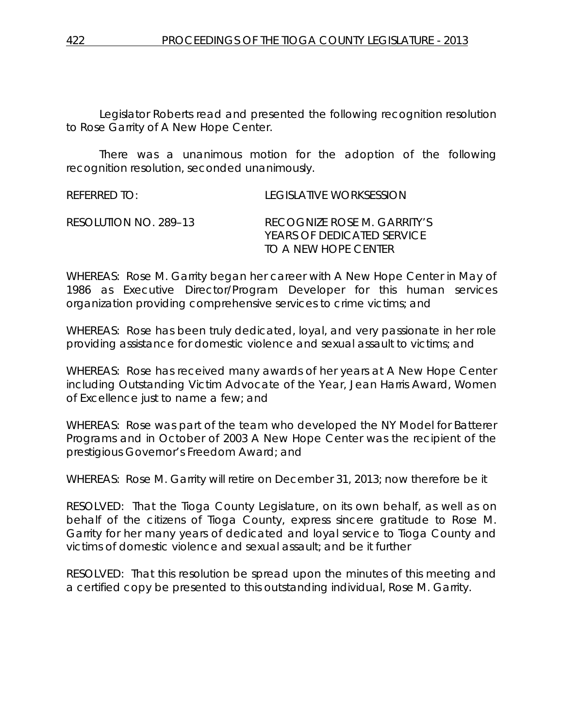Legislator Roberts read and presented the following recognition resolution to Rose Garrity of A New Hope Center.

There was a unanimous motion for the adoption of the following recognition resolution, seconded unanimously.

REFERRED TO: LEGISLATIVE WORKSESSION

RESOLUTION NO. 289–13 RECOGNIZE ROSE M. GARRITY'S YEARS OF DEDICATED SERVICE TO A NEW HOPE CENTER

WHEREAS: Rose M. Garrity began her career with A New Hope Center in May of 1986 as Executive Director/Program Developer for this human services organization providing comprehensive services to crime victims; and

WHEREAS: Rose has been truly dedicated, loyal, and very passionate in her role providing assistance for domestic violence and sexual assault to victims; and

WHEREAS: Rose has received many awards of her years at A New Hope Center including Outstanding Victim Advocate of the Year, Jean Harris Award, Women of Excellence just to name a few; and

WHEREAS: Rose was part of the team who developed the NY Model for Batterer Programs and in October of 2003 A New Hope Center was the recipient of the prestigious Governor's Freedom Award; and

WHEREAS: Rose M. Garrity will retire on December 31, 2013; now therefore be it

RESOLVED: That the Tioga County Legislature, on its own behalf, as well as on behalf of the citizens of Tioga County, express sincere gratitude to Rose M. Garrity for her many years of dedicated and loyal service to Tioga County and victims of domestic violence and sexual assault; and be it further

RESOLVED: That this resolution be spread upon the minutes of this meeting and a certified copy be presented to this outstanding individual, Rose M. Garrity.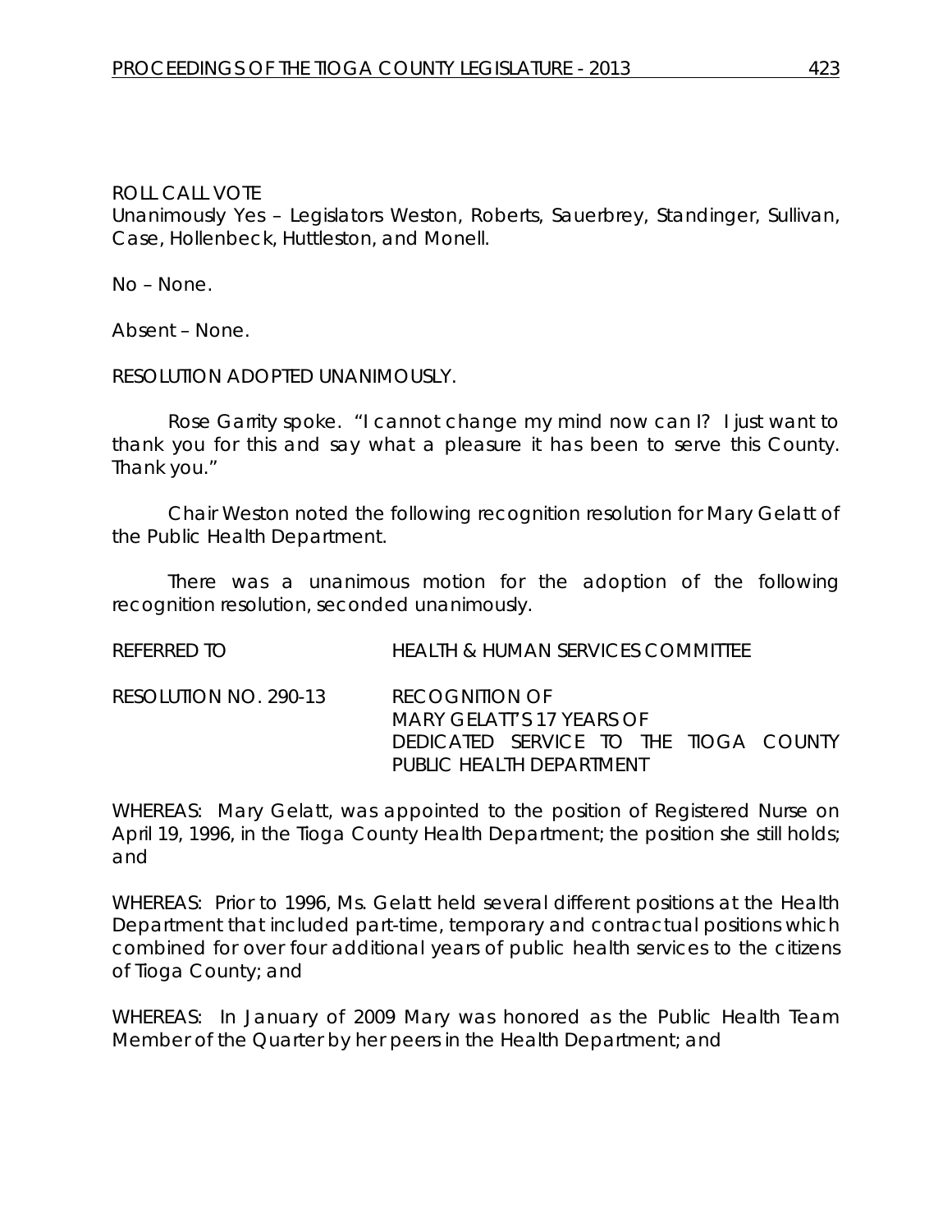ROLL CALL VOTE
Unanimously Yes – Legislators Weston, Roberts, Sauerbrey, Standinger, Sullivan, Case, Hollenbeck, Huttleston, and Monell.

No – None.

Absent – None.

RESOLUTION ADOPTED UNANIMOUSLY.

Rose Garrity spoke. "I cannot change my mind now can I? I just want to thank you for this and say what a pleasure it has been to serve this County. Thank you."

Chair Weston noted the following recognition resolution for Mary Gelatt of the Public Health Department.

There was a unanimous motion for the adoption of the following recognition resolution, seconded unanimously.

REFERRED TO HEALTH & HUMAN SERVICES COMMITTEE

RESOLUTION NO. 290-13 RECOGNITION OF MARY GELATT'S 17 YEARS OF DEDICATED SERVICE TO THE TIOGA COUNTY PUBLIC HEALTH DEPARTMENT

WHEREAS: Mary Gelatt, was appointed to the position of Registered Nurse on April 19, 1996, in the Tioga County Health Department; the position she still holds; and

WHEREAS: Prior to 1996, Ms. Gelatt held several different positions at the Health Department that included part-time, temporary and contractual positions which combined for over four additional years of public health services to the citizens of Tioga County; and

WHEREAS: In January of 2009 Mary was honored as the Public Health Team Member of the Quarter by her peers in the Health Department; and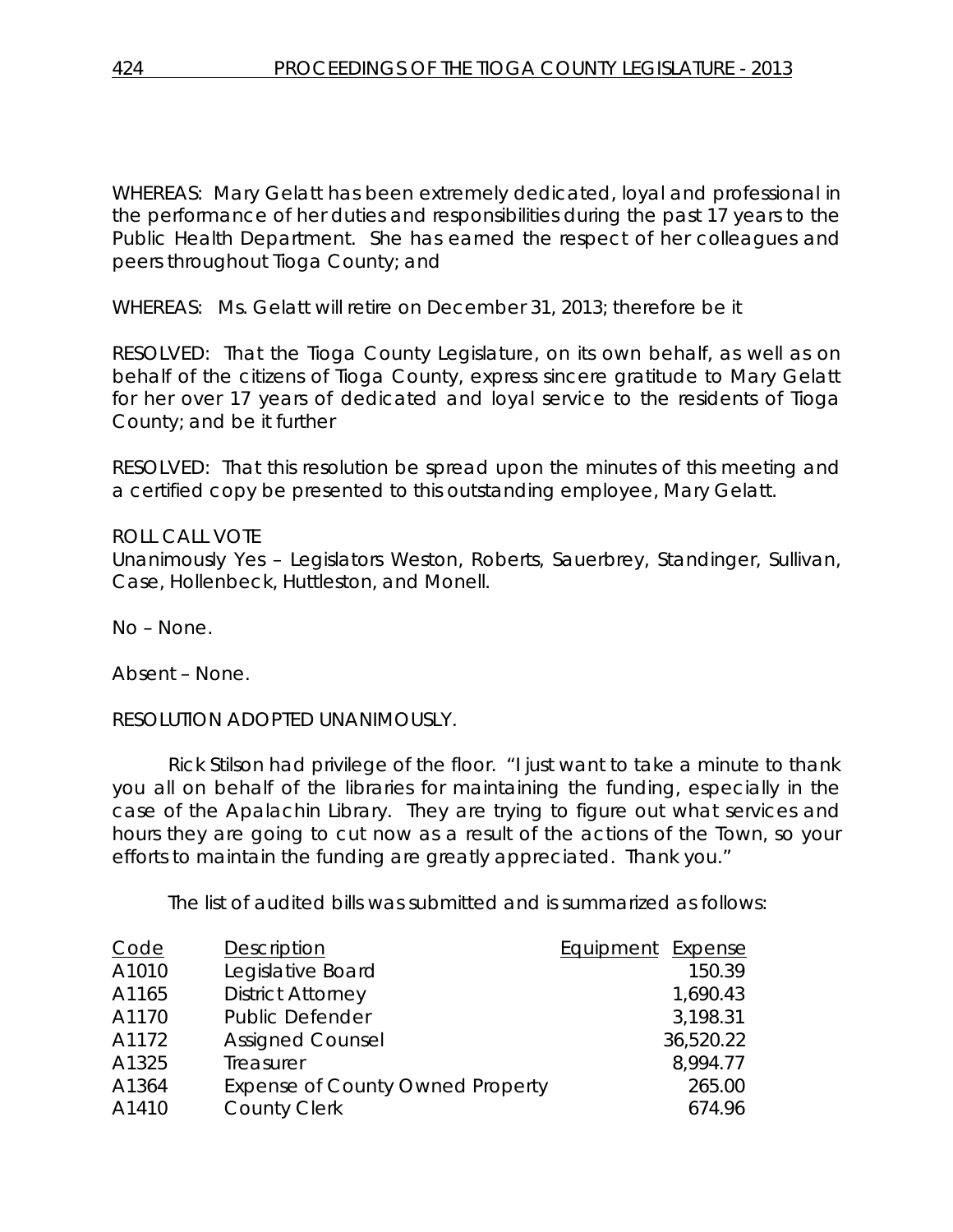WHEREAS: Mary Gelatt has been extremely dedicated, loyal and professional in the performance of her duties and responsibilities during the past 17 years to the Public Health Department. She has earned the respect of her colleagues and peers throughout Tioga County; and

WHEREAS: Ms. Gelatt will retire on December 31, 2013; therefore be it

RESOLVED: That the Tioga County Legislature, on its own behalf, as well as on behalf of the citizens of Tioga County, express sincere gratitude to Mary Gelatt for her over 17 years of dedicated and loyal service to the residents of Tioga County; and be it further

RESOLVED: That this resolution be spread upon the minutes of this meeting and a certified copy be presented to this outstanding employee, Mary Gelatt.

ROLL CALL VOTE
Unanimously Yes – Legislators Weston, Roberts, Sauerbrey, Standinger, Sullivan, Case, Hollenbeck, Huttleston, and Monell.

No – None.

Absent – None.

RESOLUTION ADOPTED UNANIMOUSLY.

Rick Stilson had privilege of the floor. "I just want to take a minute to thank you all on behalf of the libraries for maintaining the funding, especially in the case of the Apalachin Library. They are trying to figure out what services and hours they are going to cut now as a result of the actions of the Town, so your efforts to maintain the funding are greatly appreciated. Thank you."

The list of audited bills was submitted and is summarized as follows:

| Code | Description | Equipment | Expense |
|---|---|---|---|
| A1010 | Legislative Board | | 150.39 |
| A1165 | District Attorney | | 1,690.43 |
| A1170 | Public Defender | | 3,198.31 |
| A1172 | Assigned Counsel | | 36,520.22 |
| A1325 | Treasurer | | 8,994.77 |
| A1364 | Expense of County Owned Property | | 265.00 |
| A1410 | County Clerk | | 674.96 |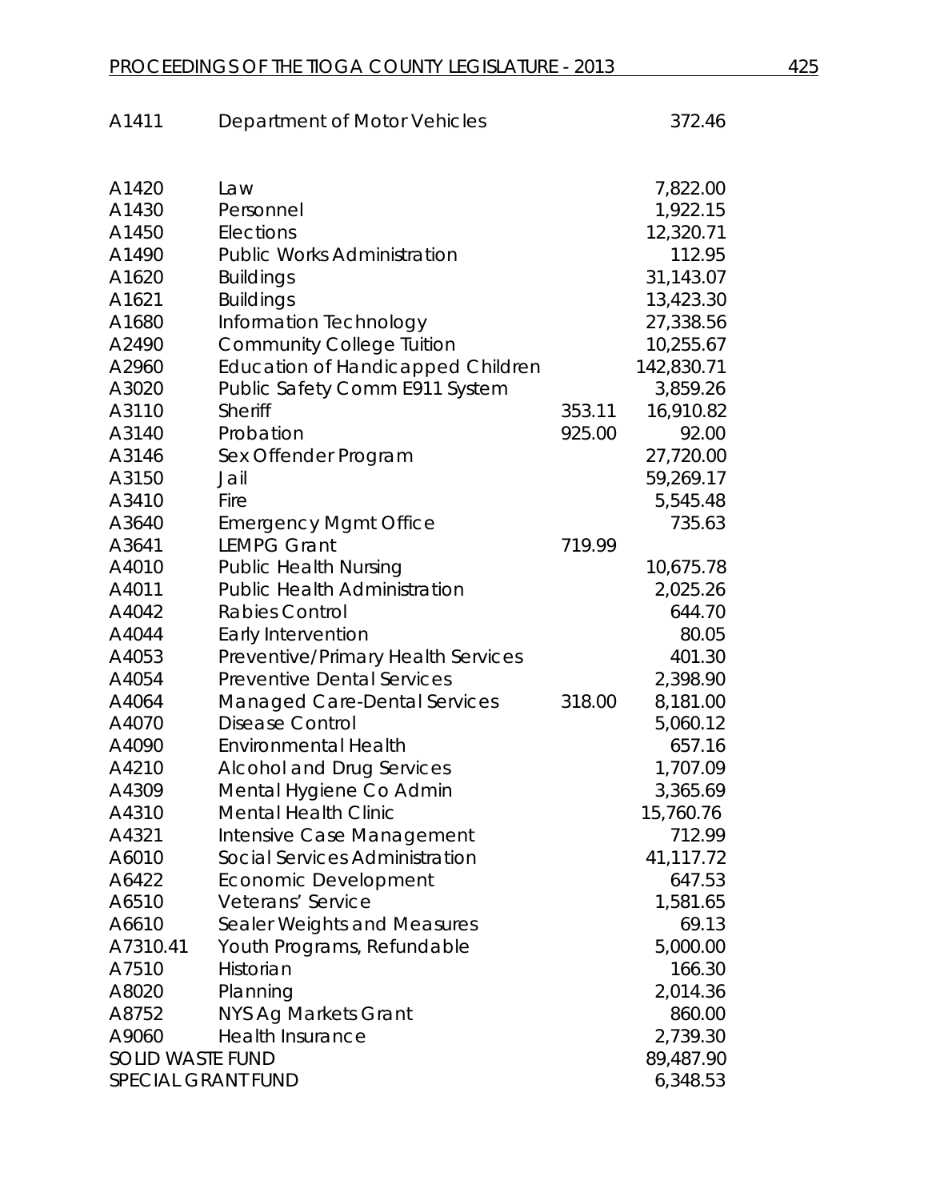| | | | |
|---|---|---|---|
| A1411 | Department of Motor Vehicles | | 372.46 |
| A1420 | Law | | 7,822.00 |
| A1430 | Personnel | | 1,922.15 |
| A1450 | Elections | | 12,320.71 |
| A1490 | Public Works Administration | | 112.95 |
| A1620 | Buildings | | 31,143.07 |
| A1621 | Buildings | | 13,423.30 |
| A1680 | Information Technology | | 27,338.56 |
| A2490 | Community College Tuition | | 10,255.67 |
| A2960 | Education of Handicapped Children | | 142,830.71 |
| A3020 | Public Safety Comm E911 System | | 3,859.26 |
| A3110 | Sheriff | 353.11 | 16,910.82 |
| A3140 | Probation | 925.00 | 92.00 |
| A3146 | Sex Offender Program | | 27,720.00 |
| A3150 | Jail | | 59,269.17 |
| A3410 | Fire | | 5,545.48 |
| A3640 | Emergency Mgmt Office | | 735.63 |
| A3641 | LEMPG Grant | 719.99 | |
| A4010 | Public Health Nursing | | 10,675.78 |
| A4011 | Public Health Administration | | 2,025.26 |
| A4042 | Rabies Control | | 644.70 |
| A4044 | Early Intervention | | 80.05 |
| A4053 | Preventive/Primary Health Services | | 401.30 |
| A4054 | Preventive Dental Services | | 2,398.90 |
| A4064 | Managed Care-Dental Services | 318.00 | 8,181.00 |
| A4070 | Disease Control | | 5,060.12 |
| A4090 | Environmental Health | | 657.16 |
| A4210 | Alcohol and Drug Services | | 1,707.09 |
| A4309 | Mental Hygiene Co Admin | | 3,365.69 |
| A4310 | Mental Health Clinic | | 15,760.76 |
| A4321 | Intensive Case Management | | 712.99 |
| A6010 | Social Services Administration | | 41,117.72 |
| A6422 | Economic Development | | 647.53 |
| A6510 | Veterans' Service | | 1,581.65 |
| A6610 | Sealer Weights and Measures | | 69.13 |
| A7310.41 | Youth Programs, Refundable | | 5,000.00 |
| A7510 | Historian | | 166.30 |
| A8020 | Planning | | 2,014.36 |
| A8752 | NYS Ag Markets Grant | | 860.00 |
| A9060 | Health Insurance | | 2,739.30 |
| SOLID WASTE FUND | | | 89,487.90 |
| SPECIAL GRANT FUND | | | 6,348.53 |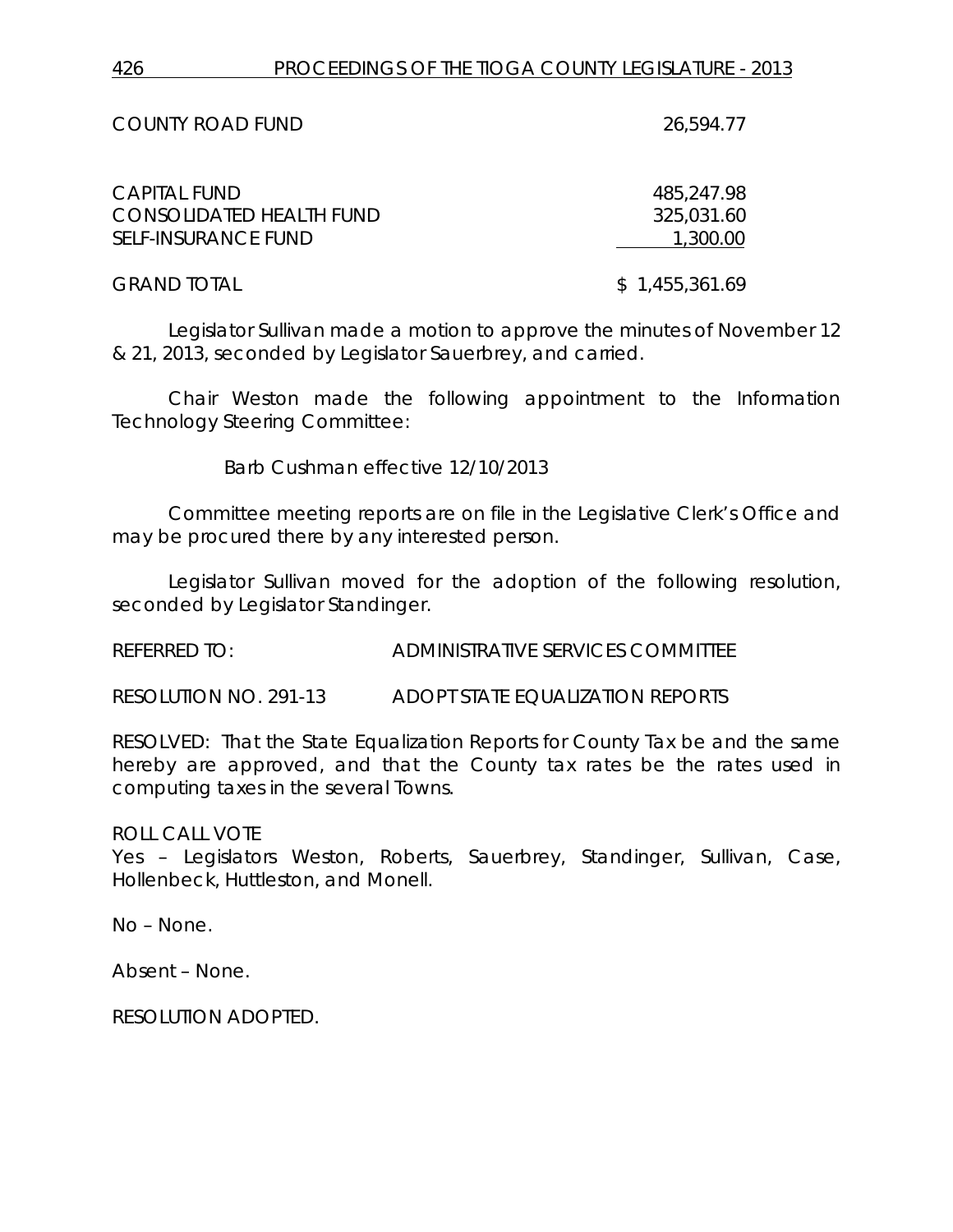| | |
|---|---|
| COUNTY ROAD FUND | 26,594.77 |
| CAPITAL FUND | 485,247.98 |
| CONSOLIDATED HEALTH FUND | 325,031.60 |
| SELF-INSURANCE FUND | 1,300.00 |
| GRAND TOTAL | $ 1,455,361.69 |

Legislator Sullivan made a motion to approve the minutes of November 12 & 21, 2013, seconded by Legislator Sauerbrey, and carried.

Chair Weston made the following appointment to the Information Technology Steering Committee:

Barb Cushman effective 12/10/2013

Committee meeting reports are on file in the Legislative Clerk's Office and may be procured there by any interested person.

Legislator Sullivan moved for the adoption of the following resolution, seconded by Legislator Standinger.

REFERRED TO: ADMINISTRATIVE SERVICES COMMITTEE

RESOLUTION NO. 291-13 ADOPT STATE EQUALIZATION REPORTS

RESOLVED: That the State Equalization Reports for County Tax be and the same hereby are approved, and that the County tax rates be the rates used in computing taxes in the several Towns.

ROLL CALL VOTE
Yes – Legislators Weston, Roberts, Sauerbrey, Standinger, Sullivan, Case, Hollenbeck, Huttleston, and Monell.

No – None.

Absent – None.

RESOLUTION ADOPTED.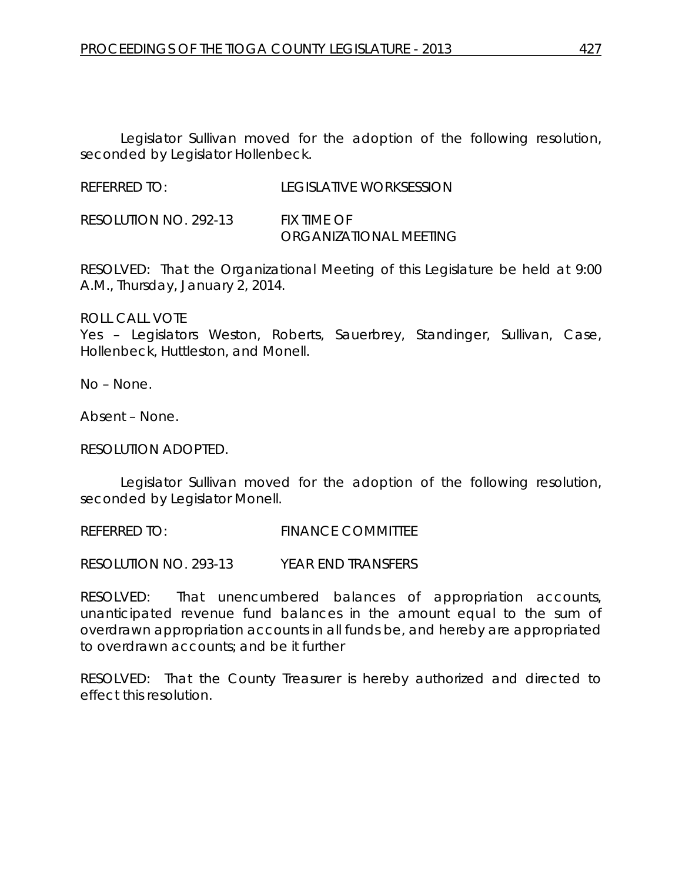Legislator Sullivan moved for the adoption of the following resolution, seconded by Legislator Hollenbeck.

REFERRED TO: LEGISLATIVE WORKSESSION

RESOLUTION NO. 292-13 FIX TIME OF ORGANIZATIONAL MEETING

RESOLVED: That the Organizational Meeting of this Legislature be held at 9:00 A.M., Thursday, January 2, 2014.

ROLL CALL VOTE
Yes – Legislators Weston, Roberts, Sauerbrey, Standinger, Sullivan, Case, Hollenbeck, Huttleston, and Monell.

No – None.

Absent – None.

RESOLUTION ADOPTED.

Legislator Sullivan moved for the adoption of the following resolution, seconded by Legislator Monell.

REFERRED TO: FINANCE COMMITTEE

RESOLUTION NO. 293-13 YEAR END TRANSFERS

RESOLVED: That unencumbered balances of appropriation accounts, unanticipated revenue fund balances in the amount equal to the sum of overdrawn appropriation accounts in all funds be, and hereby are appropriated to overdrawn accounts; and be it further

RESOLVED: That the County Treasurer is hereby authorized and directed to effect this resolution.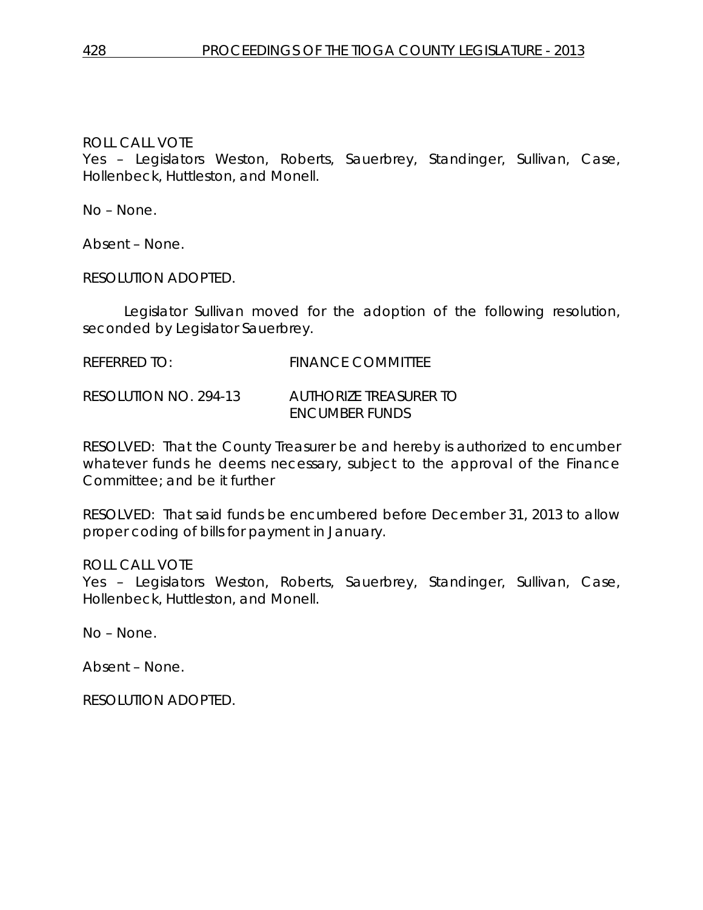ROLL CALL VOTE
Yes – Legislators Weston, Roberts, Sauerbrey, Standinger, Sullivan, Case, Hollenbeck, Huttleston, and Monell.

No – None.

Absent – None.

RESOLUTION ADOPTED.

Legislator Sullivan moved for the adoption of the following resolution, seconded by Legislator Sauerbrey.

REFERRED TO: FINANCE COMMITTEE

RESOLUTION NO. 294-13 AUTHORIZE TREASURER TO ENCUMBER FUNDS

RESOLVED: That the County Treasurer be and hereby is authorized to encumber whatever funds he deems necessary, subject to the approval of the Finance Committee; and be it further

RESOLVED: That said funds be encumbered before December 31, 2013 to allow proper coding of bills for payment in January.

ROLL CALL VOTE
Yes – Legislators Weston, Roberts, Sauerbrey, Standinger, Sullivan, Case, Hollenbeck, Huttleston, and Monell.

No – None.

Absent – None.

RESOLUTION ADOPTED.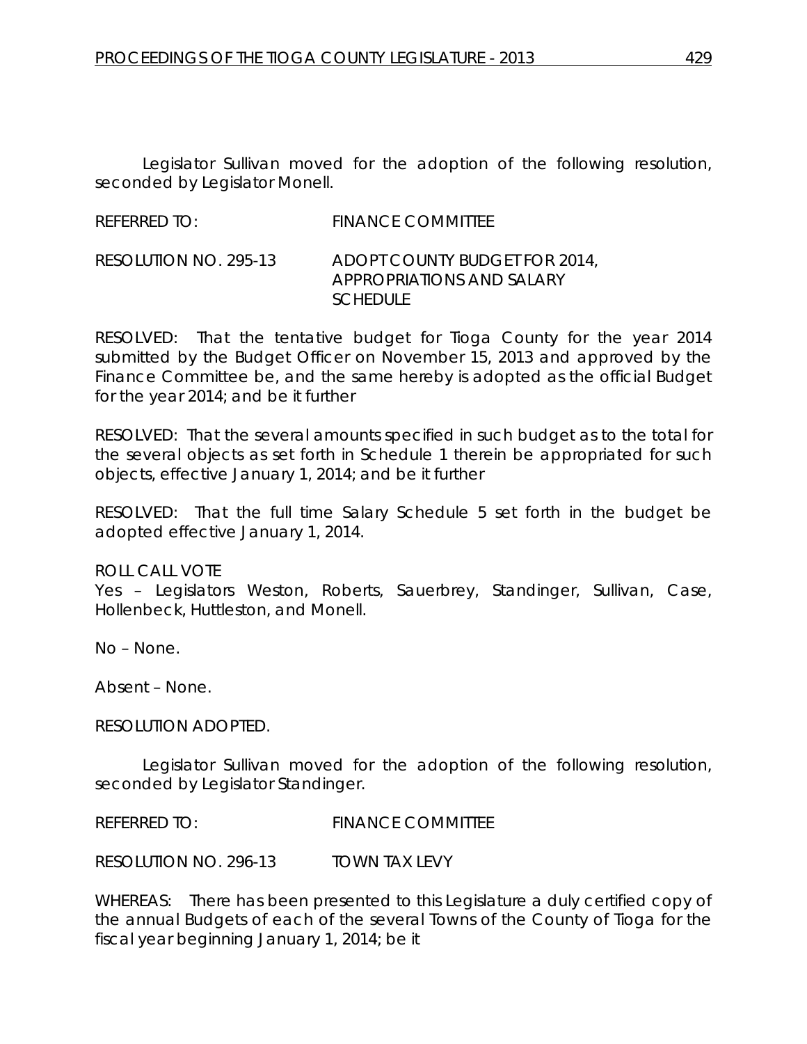Legislator Sullivan moved for the adoption of the following resolution, seconded by Legislator Monell.

REFERRED TO: FINANCE COMMITTEE

RESOLUTION NO. 295-13 ADOPT COUNTY BUDGET FOR 2014, APPROPRIATIONS AND SALARY SCHEDULE

RESOLVED: That the tentative budget for Tioga County for the year 2014 submitted by the Budget Officer on November 15, 2013 and approved by the Finance Committee be, and the same hereby is adopted as the official Budget for the year 2014; and be it further

RESOLVED: That the several amounts specified in such budget as to the total for the several objects as set forth in Schedule 1 therein be appropriated for such objects, effective January 1, 2014; and be it further

RESOLVED: That the full time Salary Schedule 5 set forth in the budget be adopted effective January 1, 2014.

ROLL CALL VOTE
Yes – Legislators Weston, Roberts, Sauerbrey, Standinger, Sullivan, Case, Hollenbeck, Huttleston, and Monell.

No – None.

Absent – None.

RESOLUTION ADOPTED.

Legislator Sullivan moved for the adoption of the following resolution, seconded by Legislator Standinger.

REFERRED TO: FINANCE COMMITTEE

RESOLUTION NO. 296-13 TOWN TAX LEVY

WHEREAS: There has been presented to this Legislature a duly certified copy of the annual Budgets of each of the several Towns of the County of Tioga for the fiscal year beginning January 1, 2014; be it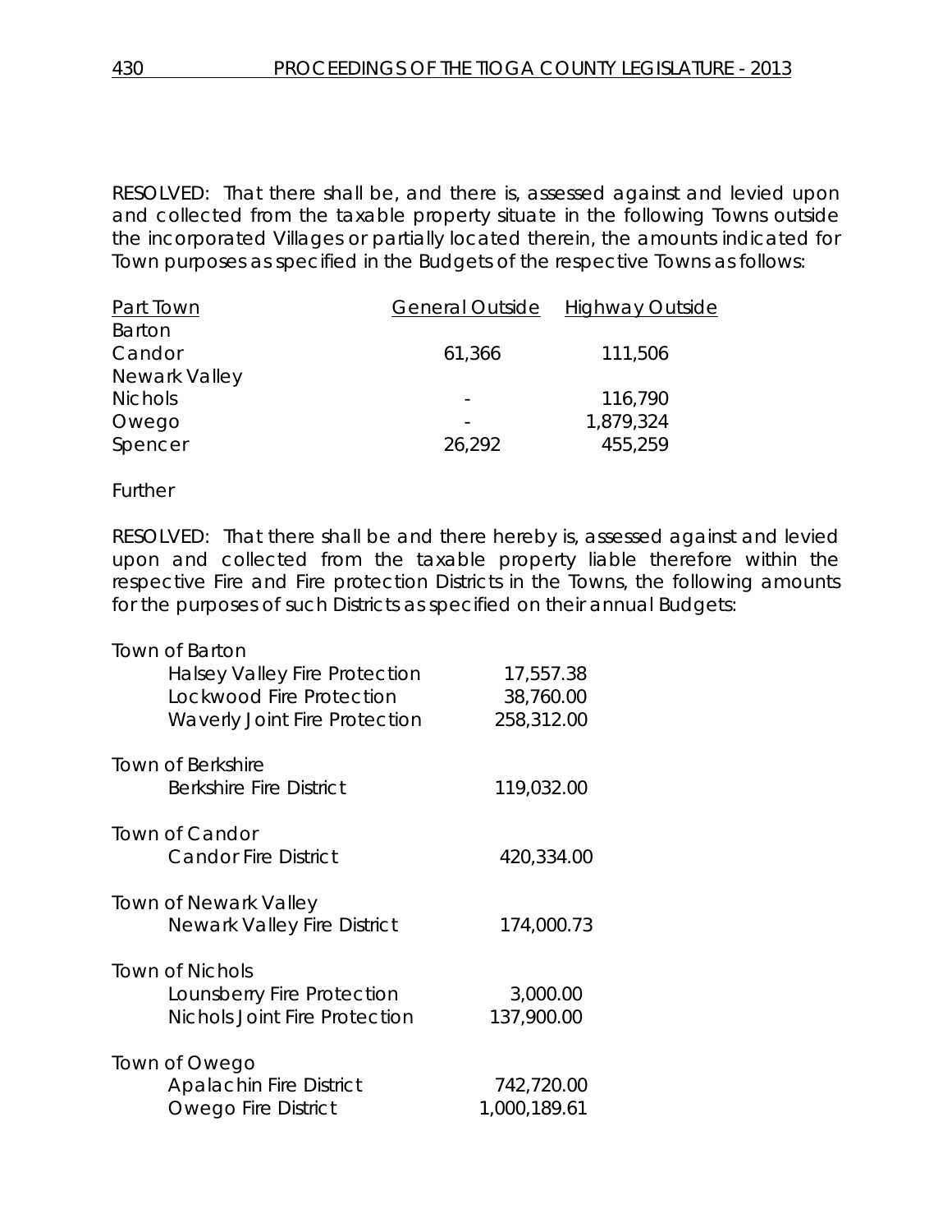RESOLVED: That there shall be, and there is, assessed against and levied upon and collected from the taxable property situate in the following Towns outside the incorporated Villages or partially located therein, the amounts indicated for Town purposes as specified in the Budgets of the respective Towns as follows:

| Part Town | General Outside | Highway Outside |
|---|---|---|
| Barton | | |
| Candor | 61,366 | 111,506 |
| Newark Valley | | |
| Nichols | - | 116,790 |
| Owego | - | 1,879,324 |
| Spencer | 26,292 | 455,259 |

Further

RESOLVED: That there shall be and there hereby is, assessed against and levied upon and collected from the taxable property liable therefore within the respective Fire and Fire protection Districts in the Towns, the following amounts for the purposes of such Districts as specified on their annual Budgets:

| | |
|---|---|
| Town of Barton | |
| Halsey Valley Fire Protection | 17,557.38 |
| Lockwood Fire Protection | 38,760.00 |
| Waverly Joint Fire Protection | 258,312.00 |
| Town of Berkshire | |
| Berkshire Fire District | 119,032.00 |
| Town of Candor | |
| Candor Fire District | 420,334.00 |
| Town of Newark Valley | |
| Newark Valley Fire District | 174,000.73 |
| Town of Nichols | |
| Lounsberry Fire Protection | 3,000.00 |
| Nichols Joint Fire Protection | 137,900.00 |
| Town of Owego | |
| Apalachin Fire District | 742,720.00 |
| Owego Fire District | 1,000,189.61 |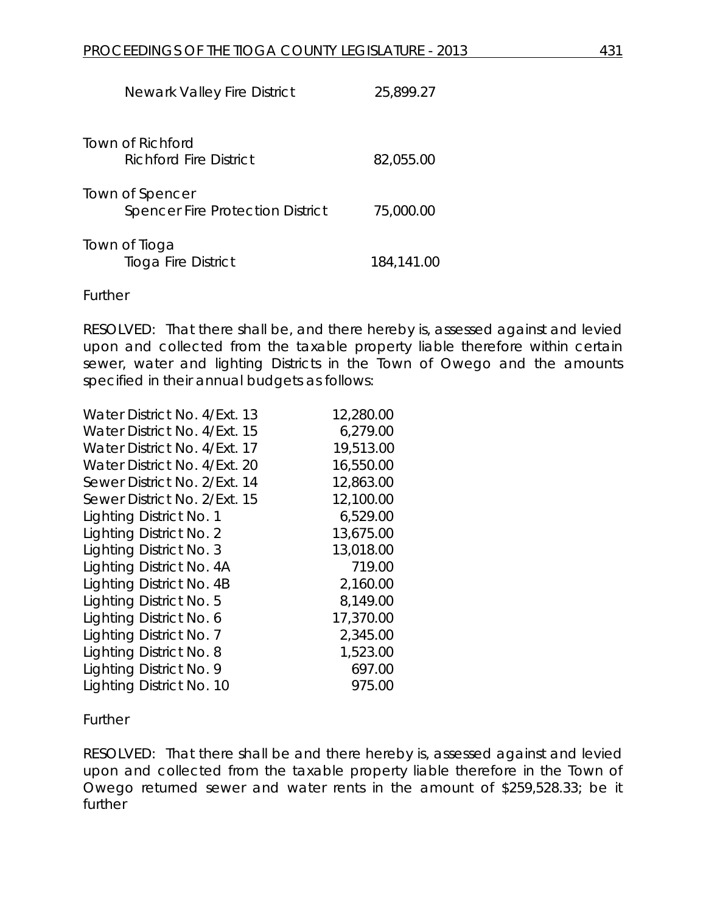| | |
|---|---|
| Newark Valley Fire District | 25,899.27 |
| Town of Richford | |
| Richford Fire District | 82,055.00 |
| Town of Spencer | |
| Spencer Fire Protection District | 75,000.00 |
| Town of Tioga | |
| Tioga Fire District | 184,141.00 |

Further

RESOLVED: That there shall be, and there hereby is, assessed against and levied upon and collected from the taxable property liable therefore within certain sewer, water and lighting Districts in the Town of Owego and the amounts specified in their annual budgets as follows:

| | |
|---|---|
| Water District No. 4/Ext. 13 | 12,280.00 |
| Water District No. 4/Ext. 15 | 6,279.00 |
| Water District No. 4/Ext. 17 | 19,513.00 |
| Water District No. 4/Ext. 20 | 16,550.00 |
| Sewer District No. 2/Ext. 14 | 12,863.00 |
| Sewer District No. 2/Ext. 15 | 12,100.00 |
| Lighting District No. 1 | 6,529.00 |
| Lighting District No. 2 | 13,675.00 |
| Lighting District No. 3 | 13,018.00 |
| Lighting District No. 4A | 719.00 |
| Lighting District No. 4B | 2,160.00 |
| Lighting District No. 5 | 8,149.00 |
| Lighting District No. 6 | 17,370.00 |
| Lighting District No. 7 | 2,345.00 |
| Lighting District No. 8 | 1,523.00 |
| Lighting District No. 9 | 697.00 |
| Lighting District No. 10 | 975.00 |

Further

RESOLVED: That there shall be and there hereby is, assessed against and levied upon and collected from the taxable property liable therefore in the Town of Owego returned sewer and water rents in the amount of $259,528.33; be it further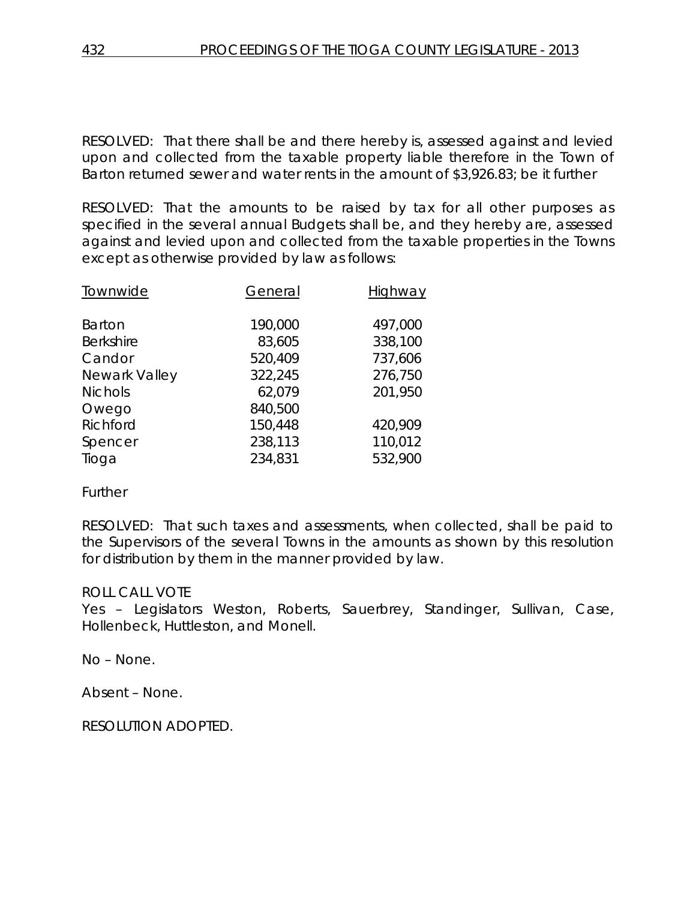RESOLVED: That there shall be and there hereby is, assessed against and levied upon and collected from the taxable property liable therefore in the Town of Barton returned sewer and water rents in the amount of $3,926.83; be it further

RESOLVED: That the amounts to be raised by tax for all other purposes as specified in the several annual Budgets shall be, and they hereby are, assessed against and levied upon and collected from the taxable properties in the Towns except as otherwise provided by law as follows:

| Townwide | General | Highway |
|---|---|---|
| Barton | 190,000 | 497,000 |
| Berkshire | 83,605 | 338,100 |
| Candor | 520,409 | 737,606 |
| Newark Valley | 322,245 | 276,750 |
| Nichols | 62,079 | 201,950 |
| Owego | 840,500 | |
| Richford | 150,448 | 420,909 |
| Spencer | 238,113 | 110,012 |
| Tioga | 234,831 | 532,900 |

Further

RESOLVED: That such taxes and assessments, when collected, shall be paid to the Supervisors of the several Towns in the amounts as shown by this resolution for distribution by them in the manner provided by law.

ROLL CALL VOTE
Yes – Legislators Weston, Roberts, Sauerbrey, Standinger, Sullivan, Case, Hollenbeck, Huttleston, and Monell.

No – None.

Absent – None.

RESOLUTION ADOPTED.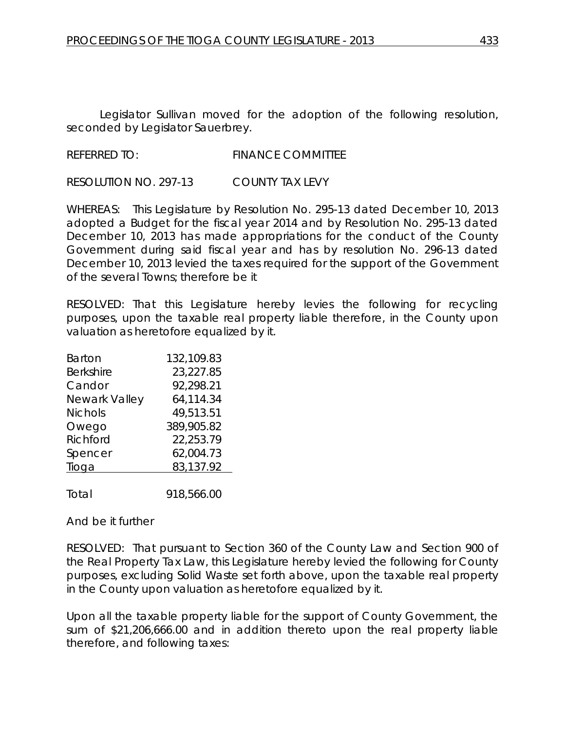Legislator Sullivan moved for the adoption of the following resolution, seconded by Legislator Sauerbrey.

REFERRED TO: FINANCE COMMITTEE

RESOLUTION NO. 297-13 COUNTY TAX LEVY

WHEREAS: This Legislature by Resolution No. 295-13 dated December 10, 2013 adopted a Budget for the fiscal year 2014 and by Resolution No. 295-13 dated December 10, 2013 has made appropriations for the conduct of the County Government during said fiscal year and has by resolution No. 296-13 dated December 10, 2013 levied the taxes required for the support of the Government of the several Towns; therefore be it

RESOLVED: That this Legislature hereby levies the following for recycling purposes, upon the taxable real property liable therefore, in the County upon valuation as heretofore equalized by it.

| | |
|---|---|
| Barton | 132,109.83 |
| Berkshire | 23,227.85 |
| Candor | 92,298.21 |
| Newark Valley | 64,114.34 |
| Nichols | 49,513.51 |
| Owego | 389,905.82 |
| Richford | 22,253.79 |
| Spencer | 62,004.73 |
| Tioga | 83,137.92 |
| Total | 918,566.00 |

And be it further

RESOLVED: That pursuant to Section 360 of the County Law and Section 900 of the Real Property Tax Law, this Legislature hereby levied the following for County purposes, excluding Solid Waste set forth above, upon the taxable real property in the County upon valuation as heretofore equalized by it.

Upon all the taxable property liable for the support of County Government, the sum of $21,206,666.00 and in addition thereto upon the real property liable therefore, and following taxes: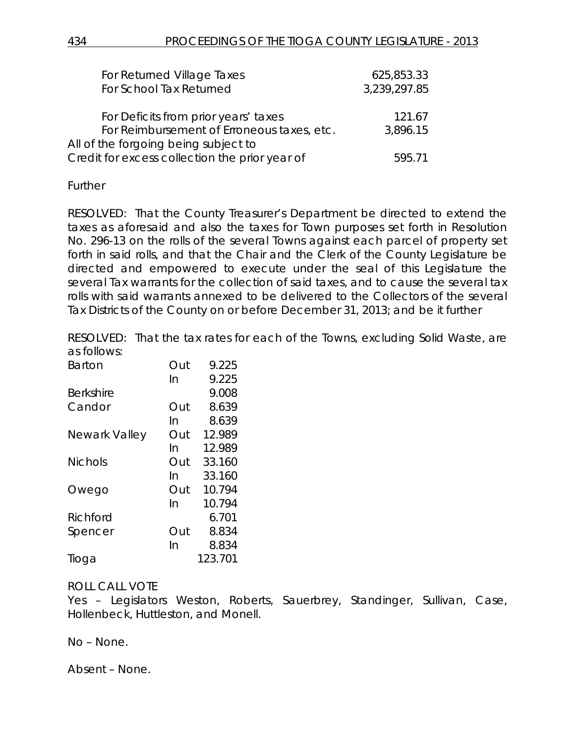| | |
|---|---|
| For Returned Village Taxes | 625,853.33 |
| For School Tax Returned | 3,239,297.85 |
| | |
| For Deficits from prior years' taxes | 121.67 |
| For Reimbursement of Erroneous taxes, etc. | 3,896.15 |
| All of the forgoing being subject to | |
| Credit for excess collection the prior year of | 595.71 |

Further

RESOLVED: That the County Treasurer's Department be directed to extend the taxes as aforesaid and also the taxes for Town purposes set forth in Resolution No. 296-13 on the rolls of the several Towns against each parcel of property set forth in said rolls, and that the Chair and the Clerk of the County Legislature be directed and empowered to execute under the seal of this Legislature the several Tax warrants for the collection of said taxes, and to cause the several tax rolls with said warrants annexed to be delivered to the Collectors of the several Tax Districts of the County on or before December 31, 2013; and be it further

RESOLVED: That the tax rates for each of the Towns, excluding Solid Waste, are as follows:

| | | |
|---|---|---|
| Barton | Out | 9.225 |
| | In | 9.225 |
| Berkshire | | 9.008 |
| Candor | Out | 8.639 |
| | In | 8.639 |
| Newark Valley | Out | 12.989 |
| | In | 12.989 |
| Nichols | Out | 33.160 |
| | In | 33.160 |
| Owego | Out | 10.794 |
| | In | 10.794 |
| Richford | | 6.701 |
| Spencer | Out | 8.834 |
| | In | 8.834 |
| Tioga | | 123.701 |

ROLL CALL VOTE
Yes – Legislators Weston, Roberts, Sauerbrey, Standinger, Sullivan, Case, Hollenbeck, Huttleston, and Monell.

No – None.

Absent – None.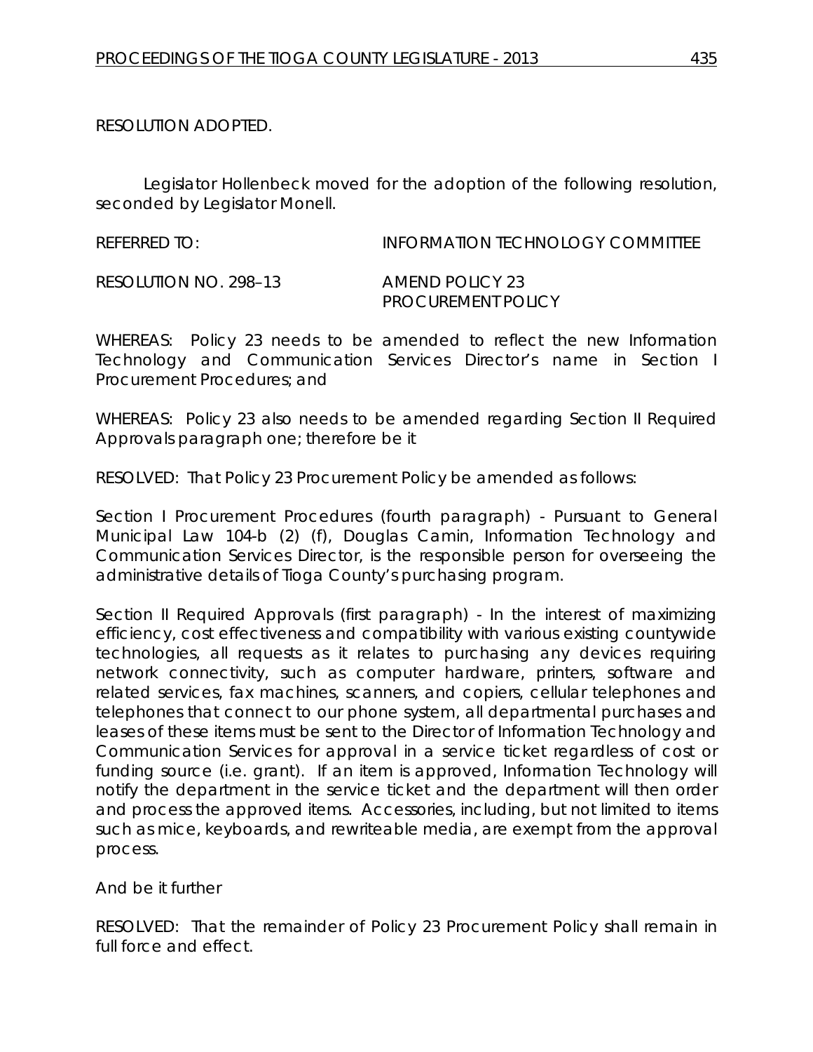RESOLUTION ADOPTED.

Legislator Hollenbeck moved for the adoption of the following resolution, seconded by Legislator Monell.

REFERRED TO: INFORMATION TECHNOLOGY COMMITTEE

RESOLUTION NO. 298–13 AMEND POLICY 23 PROCUREMENT POLICY

WHEREAS: Policy 23 needs to be amended to reflect the new Information Technology and Communication Services Director's name in Section I Procurement Procedures; and

WHEREAS: Policy 23 also needs to be amended regarding Section II Required Approvals paragraph one; therefore be it

RESOLVED: That Policy 23 Procurement Policy be amended as follows:

Section I Procurement Procedures (fourth paragraph) - Pursuant to General Municipal Law 104-b (2) (f), Douglas Camin, Information Technology and Communication Services Director, is the responsible person for overseeing the administrative details of Tioga County's purchasing program.

Section II Required Approvals (first paragraph) - In the interest of maximizing efficiency, cost effectiveness and compatibility with various existing countywide technologies, all requests as it relates to purchasing any devices requiring network connectivity, such as computer hardware, printers, software and related services, fax machines, scanners, and copiers, cellular telephones and telephones that connect to our phone system, all departmental purchases and leases of these items must be sent to the Director of Information Technology and Communication Services for approval in a service ticket regardless of cost or funding source (i.e. grant). If an item is approved, Information Technology will notify the department in the service ticket and the department will then order and process the approved items. Accessories, including, but not limited to items such as mice, keyboards, and rewriteable media, are exempt from the approval process.

And be it further

RESOLVED: That the remainder of Policy 23 Procurement Policy shall remain in full force and effect.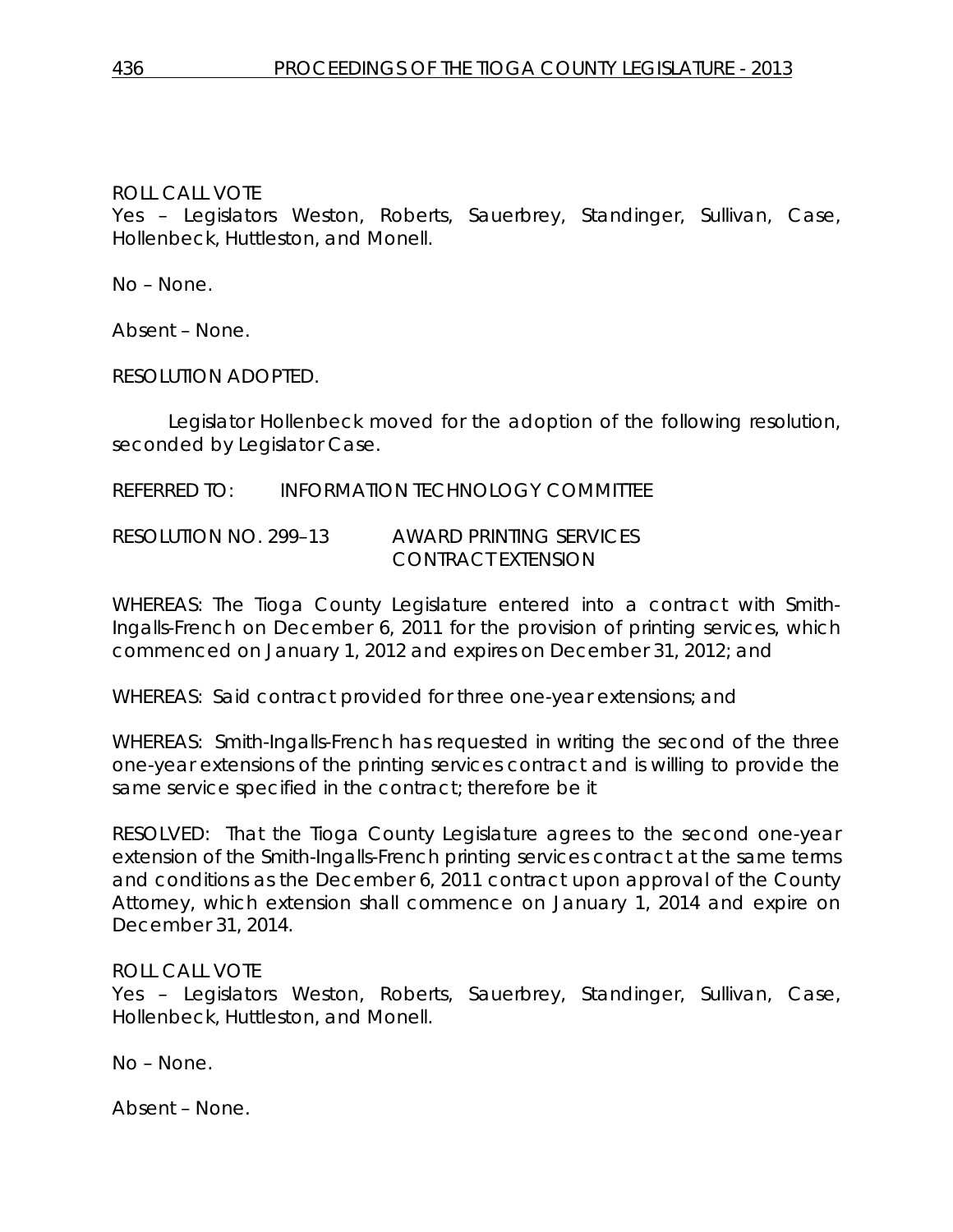ROLL CALL VOTE
Yes – Legislators Weston, Roberts, Sauerbrey, Standinger, Sullivan, Case, Hollenbeck, Huttleston, and Monell.

No – None.

Absent – None.

RESOLUTION ADOPTED.

Legislator Hollenbeck moved for the adoption of the following resolution, seconded by Legislator Case.

REFERRED TO: INFORMATION TECHNOLOGY COMMITTEE

RESOLUTION NO. 299–13 AWARD PRINTING SERVICES CONTRACT EXTENSION

WHEREAS: The Tioga County Legislature entered into a contract with Smith-Ingalls-French on December 6, 2011 for the provision of printing services, which commenced on January 1, 2012 and expires on December 31, 2012; and

WHEREAS: Said contract provided for three one-year extensions; and

WHEREAS: Smith-Ingalls-French has requested in writing the second of the three one-year extensions of the printing services contract and is willing to provide the same service specified in the contract; therefore be it

RESOLVED: That the Tioga County Legislature agrees to the second one-year extension of the Smith-Ingalls-French printing services contract at the same terms and conditions as the December 6, 2011 contract upon approval of the County Attorney, which extension shall commence on January 1, 2014 and expire on December 31, 2014.

ROLL CALL VOTE
Yes – Legislators Weston, Roberts, Sauerbrey, Standinger, Sullivan, Case, Hollenbeck, Huttleston, and Monell.

No – None.

Absent – None.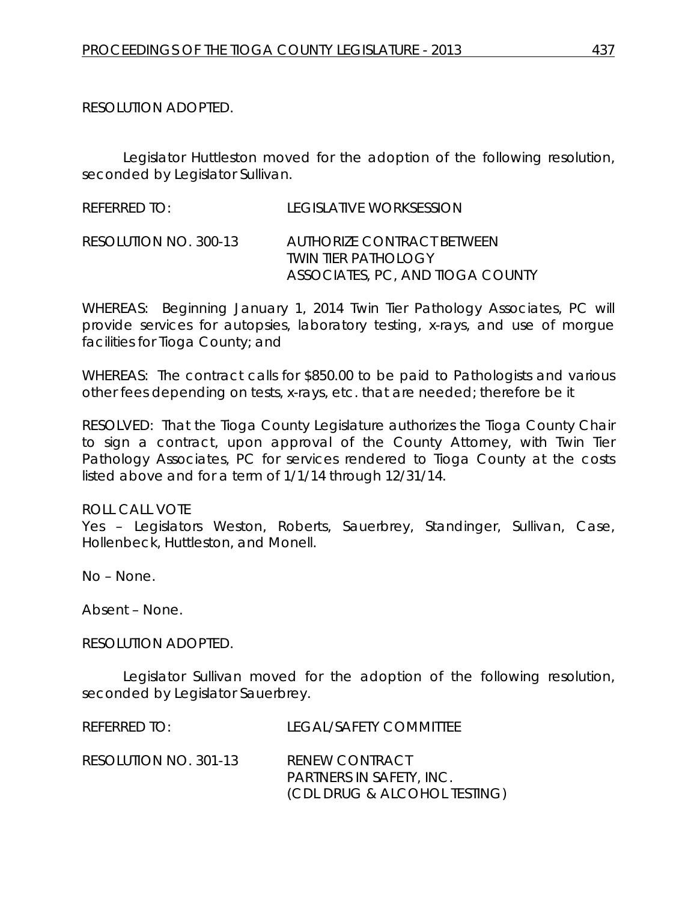RESOLUTION ADOPTED.

Legislator Huttleston moved for the adoption of the following resolution, seconded by Legislator Sullivan.

REFERRED TO: LEGISLATIVE WORKSESSION

RESOLUTION NO. 300-13 AUTHORIZE CONTRACT BETWEEN TWIN TIER PATHOLOGY ASSOCIATES, PC, AND TIOGA COUNTY

WHEREAS: Beginning January 1, 2014 Twin Tier Pathology Associates, PC will provide services for autopsies, laboratory testing, x-rays, and use of morgue facilities for Tioga County; and

WHEREAS: The contract calls for $850.00 to be paid to Pathologists and various other fees depending on tests, x-rays, etc. that are needed; therefore be it

RESOLVED: That the Tioga County Legislature authorizes the Tioga County Chair to sign a contract, upon approval of the County Attorney, with Twin Tier Pathology Associates, PC for services rendered to Tioga County at the costs listed above and for a term of 1/1/14 through 12/31/14.

ROLL CALL VOTE
Yes – Legislators Weston, Roberts, Sauerbrey, Standinger, Sullivan, Case, Hollenbeck, Huttleston, and Monell.

No – None.

Absent – None.

RESOLUTION ADOPTED.

Legislator Sullivan moved for the adoption of the following resolution, seconded by Legislator Sauerbrey.

REFERRED TO: LEGAL/SAFETY COMMITTEE

RESOLUTION NO. 301-13 RENEW CONTRACT PARTNERS IN SAFETY, INC. (CDL DRUG & ALCOHOL TESTING)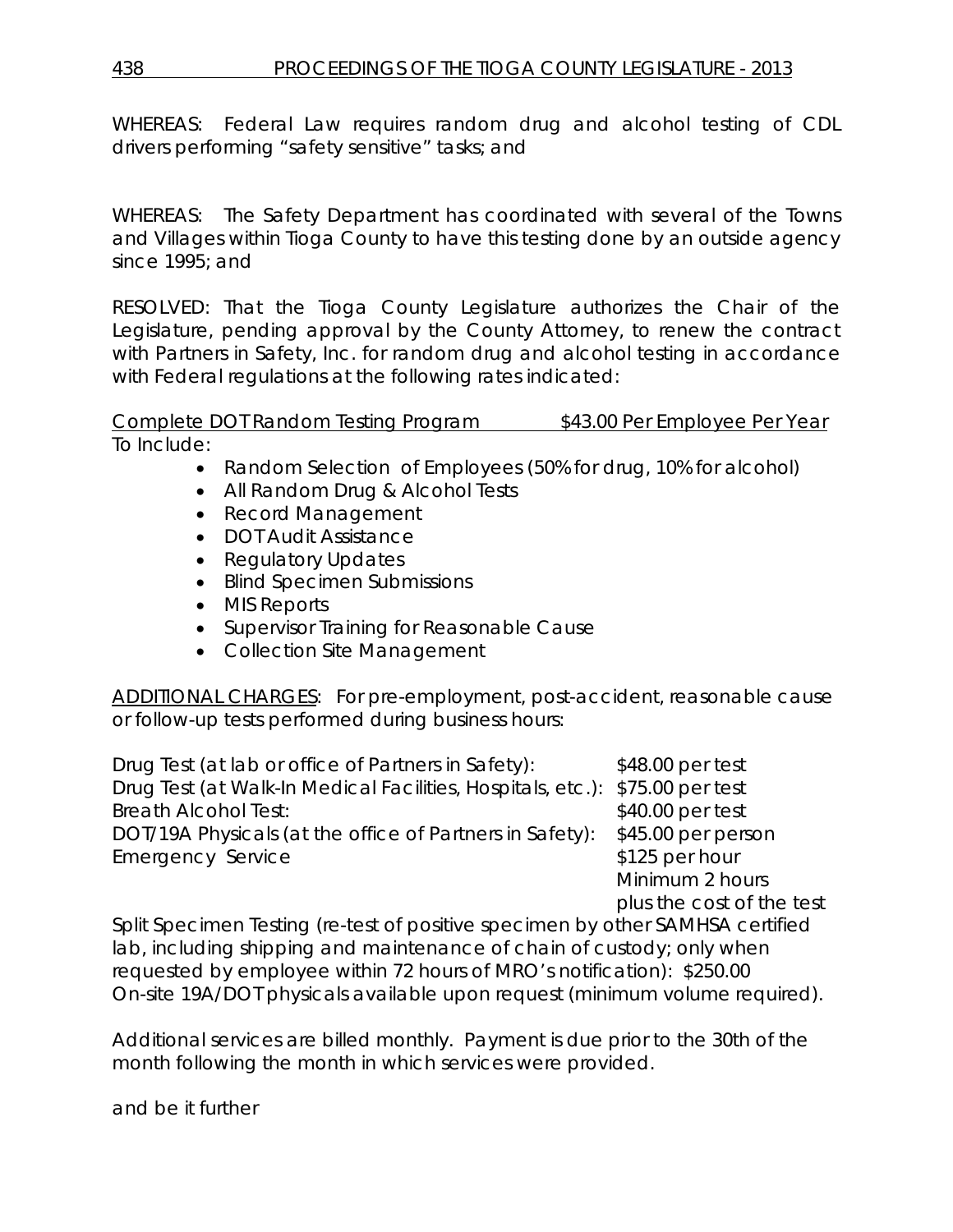WHEREAS: Federal Law requires random drug and alcohol testing of CDL drivers performing "safety sensitive" tasks; and

WHEREAS: The Safety Department has coordinated with several of the Towns and Villages within Tioga County to have this testing done by an outside agency since 1995; and

RESOLVED: That the Tioga County Legislature authorizes the Chair of the Legislature, pending approval by the County Attorney, to renew the contract with Partners in Safety, Inc. for random drug and alcohol testing in accordance with Federal regulations at the following rates indicated:

<u>Complete DOT Random Testing Program</u> $43.00 Per Employee Per Year

To Include:

- Random Selection of Employees (50% for drug, 10% for alcohol)
- All Random Drug & Alcohol Tests
- Record Management
- DOT Audit Assistance
- Regulatory Updates
- Blind Specimen Submissions
- MIS Reports
- Supervisor Training for Reasonable Cause
- Collection Site Management

<u>ADDITIONAL CHARGES</u>: For pre-employment, post-accident, reasonable cause or follow-up tests performed during business hours:

| | |
|---|---|
| Drug Test (at lab or office of Partners in Safety): | $48.00 per test |
| Drug Test (at Walk-In Medical Facilities, Hospitals, etc.): | $75.00 per test |
| Breath Alcohol Test: | $40.00 per test |
| DOT/19A Physicals (at the office of Partners in Safety): | $45.00 per person |
| Emergency Service | $125 per hour<br>Minimum 2 hours<br>plus the cost of the test |

Split Specimen Testing (re-test of positive specimen by other SAMHSA certified lab, including shipping and maintenance of chain of custody; only when requested by employee within 72 hours of MRO's notification): $250.00

On-site 19A/DOT physicals available upon request (minimum volume required).

Additional services are billed monthly. Payment is due prior to the 30th of the month following the month in which services were provided.

and be it further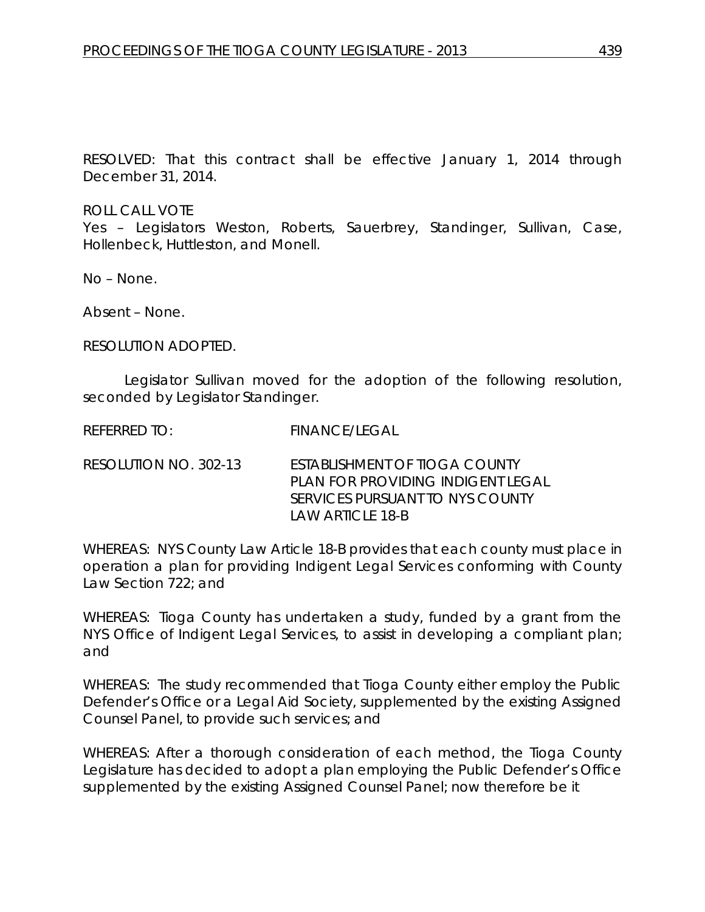RESOLVED: That this contract shall be effective January 1, 2014 through December 31, 2014.

ROLL CALL VOTE
Yes – Legislators Weston, Roberts, Sauerbrey, Standinger, Sullivan, Case, Hollenbeck, Huttleston, and Monell.

No – None.

Absent – None.

RESOLUTION ADOPTED.

Legislator Sullivan moved for the adoption of the following resolution, seconded by Legislator Standinger.

REFERRED TO: FINANCE/LEGAL

RESOLUTION NO. 302-13 ESTABLISHMENT OF TIOGA COUNTY PLAN FOR PROVIDING INDIGENT LEGAL SERVICES PURSUANT TO NYS COUNTY LAW ARTICLE 18-B

WHEREAS: NYS County Law Article 18-B provides that each county must place in operation a plan for providing Indigent Legal Services conforming with County Law Section 722; and

WHEREAS: Tioga County has undertaken a study, funded by a grant from the NYS Office of Indigent Legal Services, to assist in developing a compliant plan; and

WHEREAS: The study recommended that Tioga County either employ the Public Defender's Office or a Legal Aid Society, supplemented by the existing Assigned Counsel Panel, to provide such services; and

WHEREAS: After a thorough consideration of each method, the Tioga County Legislature has decided to adopt a plan employing the Public Defender's Office supplemented by the existing Assigned Counsel Panel; now therefore be it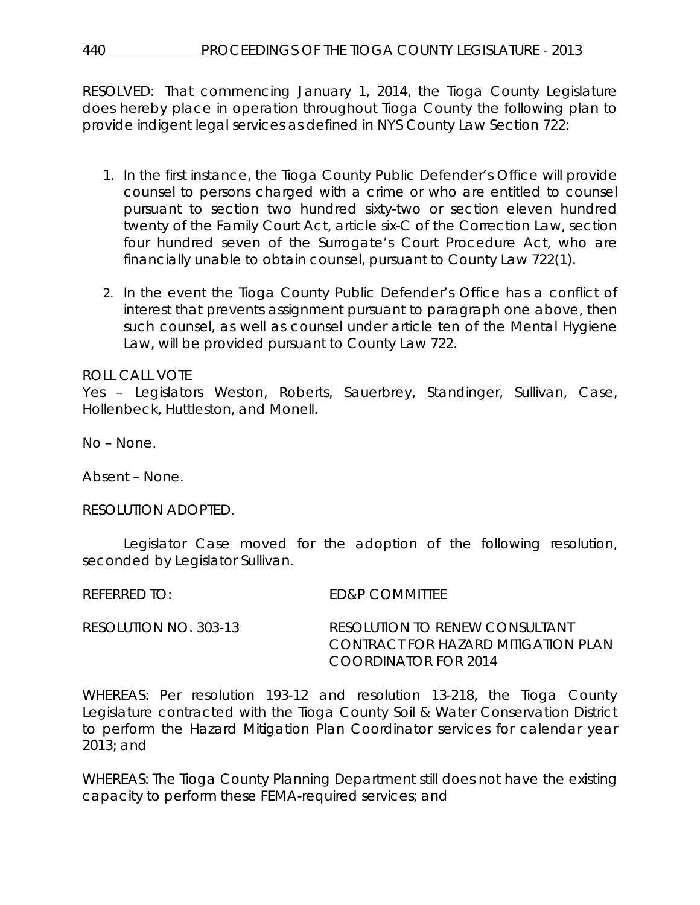RESOLVED: That commencing January 1, 2014, the Tioga County Legislature does hereby place in operation throughout Tioga County the following plan to provide indigent legal services as defined in NYS County Law Section 722:

1. In the first instance, the Tioga County Public Defender's Office will provide counsel to persons charged with a crime or who are entitled to counsel pursuant to section two hundred sixty-two or section eleven hundred twenty of the Family Court Act, article six-C of the Correction Law, section four hundred seven of the Surrogate's Court Procedure Act, who are financially unable to obtain counsel, pursuant to County Law 722(1).

2. In the event the Tioga County Public Defender's Office has a conflict of interest that prevents assignment pursuant to paragraph one above, then such counsel, as well as counsel under article ten of the Mental Hygiene Law, will be provided pursuant to County Law 722.

ROLL CALL VOTE
Yes – Legislators Weston, Roberts, Sauerbrey, Standinger, Sullivan, Case, Hollenbeck, Huttleston, and Monell.

No – None.

Absent – None.

RESOLUTION ADOPTED.

Legislator Case moved for the adoption of the following resolution, seconded by Legislator Sullivan.

REFERRED TO: ED&P COMMITTEE

RESOLUTION NO. 303-13 RESOLUTION TO RENEW CONSULTANT CONTRACT FOR HAZARD MITIGATION PLAN COORDINATOR FOR 2014

WHEREAS: Per resolution 193-12 and resolution 13-218, the Tioga County Legislature contracted with the Tioga County Soil & Water Conservation District to perform the Hazard Mitigation Plan Coordinator services for calendar year 2013; and

WHEREAS: The Tioga County Planning Department still does not have the existing capacity to perform these FEMA-required services; and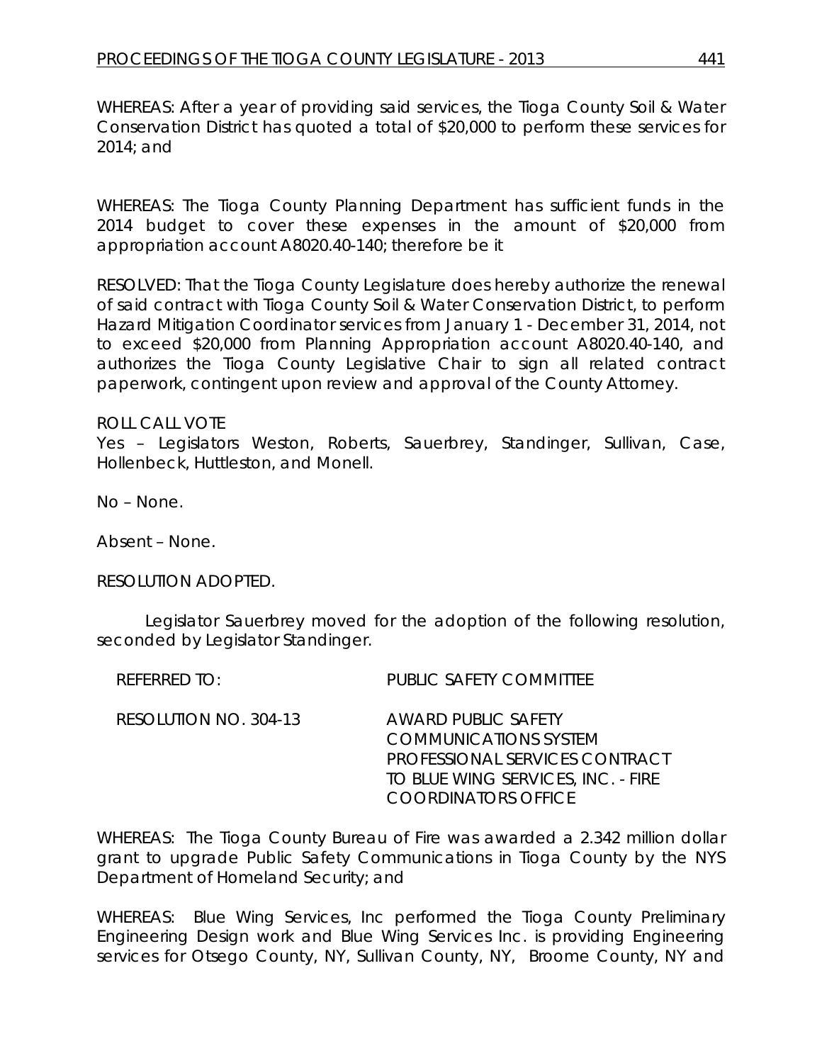WHEREAS: After a year of providing said services, the Tioga County Soil & Water Conservation District has quoted a total of $20,000 to perform these services for 2014; and

WHEREAS: The Tioga County Planning Department has sufficient funds in the 2014 budget to cover these expenses in the amount of $20,000 from appropriation account A8020.40-140; therefore be it

RESOLVED: That the Tioga County Legislature does hereby authorize the renewal of said contract with Tioga County Soil & Water Conservation District, to perform Hazard Mitigation Coordinator services from January 1 - December 31, 2014, not to exceed $20,000 from Planning Appropriation account A8020.40-140, and authorizes the Tioga County Legislative Chair to sign all related contract paperwork, contingent upon review and approval of the County Attorney.

ROLL CALL VOTE
Yes – Legislators Weston, Roberts, Sauerbrey, Standinger, Sullivan, Case, Hollenbeck, Huttleston, and Monell.

No – None.

Absent – None.

RESOLUTION ADOPTED.

Legislator Sauerbrey moved for the adoption of the following resolution, seconded by Legislator Standinger.

REFERRED TO: PUBLIC SAFETY COMMITTEE

RESOLUTION NO. 304-13 AWARD PUBLIC SAFETY COMMUNICATIONS SYSTEM PROFESSIONAL SERVICES CONTRACT TO BLUE WING SERVICES, INC. - FIRE COORDINATORS OFFICE

WHEREAS: The Tioga County Bureau of Fire was awarded a 2.342 million dollar grant to upgrade Public Safety Communications in Tioga County by the NYS Department of Homeland Security; and

WHEREAS: Blue Wing Services, Inc performed the Tioga County Preliminary Engineering Design work and Blue Wing Services Inc. is providing Engineering services for Otsego County, NY, Sullivan County, NY, Broome County, NY and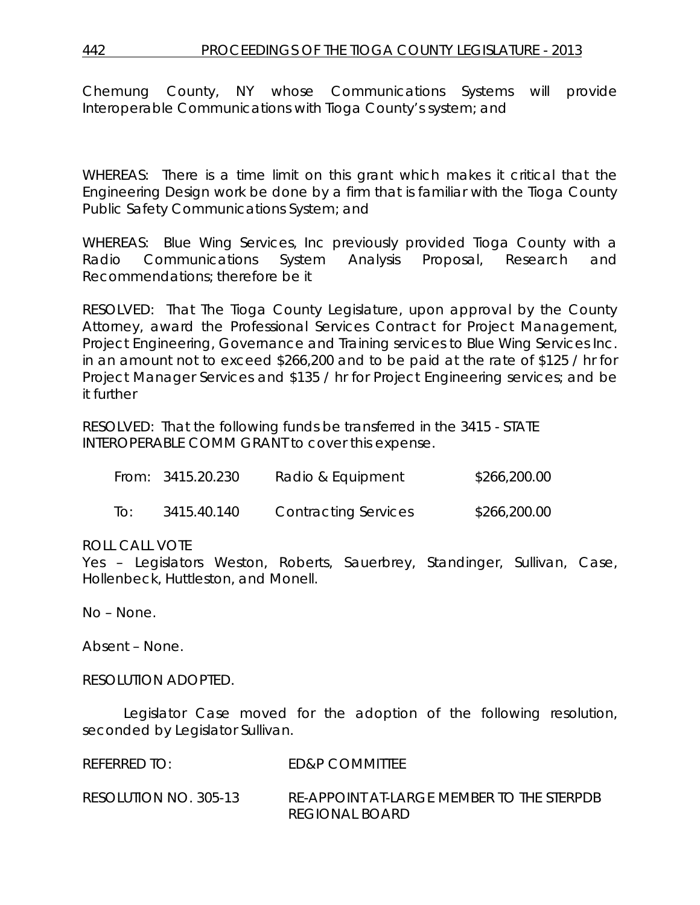Chemung County, NY whose Communications Systems will provide Interoperable Communications with Tioga County's system; and

WHEREAS: There is a time limit on this grant which makes it critical that the Engineering Design work be done by a firm that is familiar with the Tioga County Public Safety Communications System; and

WHEREAS: Blue Wing Services, Inc previously provided Tioga County with a Radio Communications System Analysis Proposal, Research and Recommendations; therefore be it

RESOLVED: That The Tioga County Legislature, upon approval by the County Attorney, award the Professional Services Contract for Project Management, Project Engineering, Governance and Training services to Blue Wing Services Inc. in an amount not to exceed $266,200 and to be paid at the rate of $125 / hr for Project Manager Services and $135 / hr for Project Engineering services; and be it further

RESOLVED: That the following funds be transferred in the 3415 - STATE INTEROPERABLE COMM GRANT to cover this expense.

| | | | |
|---|---|---|---|
| From: | 3415.20.230 | Radio & Equipment | $266,200.00 |
| To: | 3415.40.140 | Contracting Services | $266,200.00 |

ROLL CALL VOTE
Yes – Legislators Weston, Roberts, Sauerbrey, Standinger, Sullivan, Case, Hollenbeck, Huttleston, and Monell.

No – None.

Absent – None.

RESOLUTION ADOPTED.

Legislator Case moved for the adoption of the following resolution, seconded by Legislator Sullivan.

REFERRED TO: ED&P COMMITTEE

RESOLUTION NO. 305-13 RE-APPOINT AT-LARGE MEMBER TO THE STERPDB REGIONAL BOARD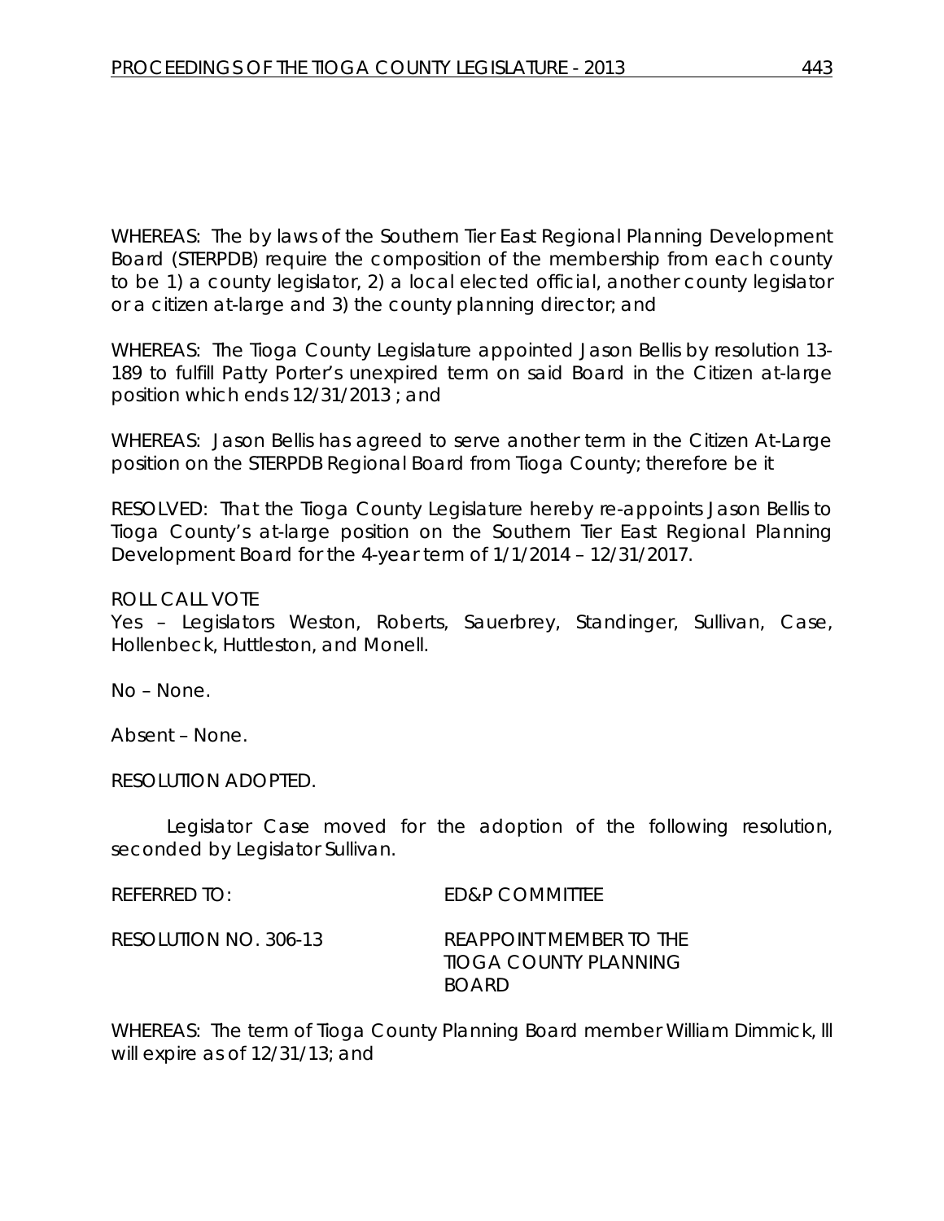WHEREAS: The by laws of the Southern Tier East Regional Planning Development Board (STERPDB) require the composition of the membership from each county to be 1) a county legislator, 2) a local elected official, another county legislator or a citizen at-large and 3) the county planning director; and

WHEREAS: The Tioga County Legislature appointed Jason Bellis by resolution 13-189 to fulfill Patty Porter's unexpired term on said Board in the Citizen at-large position which ends 12/31/2013 ; and

WHEREAS: Jason Bellis has agreed to serve another term in the Citizen At-Large position on the STERPDB Regional Board from Tioga County; therefore be it

RESOLVED: That the Tioga County Legislature hereby re-appoints Jason Bellis to Tioga County's at-large position on the Southern Tier East Regional Planning Development Board for the 4-year term of 1/1/2014 – 12/31/2017.

ROLL CALL VOTE
Yes – Legislators Weston, Roberts, Sauerbrey, Standinger, Sullivan, Case, Hollenbeck, Huttleston, and Monell.

No – None.

Absent – None.

RESOLUTION ADOPTED.

Legislator Case moved for the adoption of the following resolution, seconded by Legislator Sullivan.

REFERRED TO: ED&P COMMITTEE

RESOLUTION NO. 306-13 REAPPOINT MEMBER TO THE TIOGA COUNTY PLANNING BOARD

WHEREAS: The term of Tioga County Planning Board member William Dimmick, lll will expire as of 12/31/13; and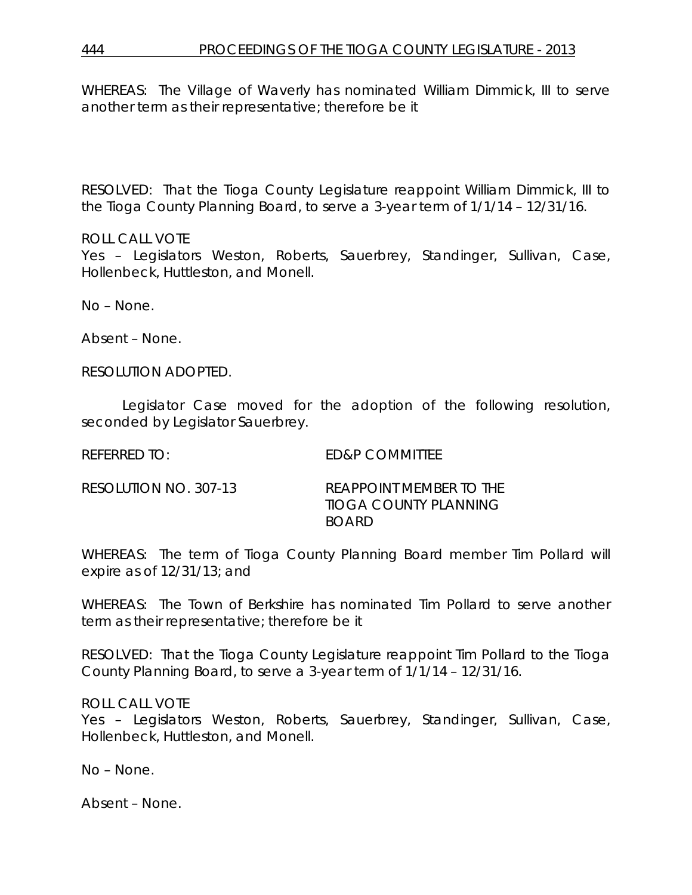WHEREAS: The Village of Waverly has nominated William Dimmick, III to serve another term as their representative; therefore be it

RESOLVED: That the Tioga County Legislature reappoint William Dimmick, III to the Tioga County Planning Board, to serve a 3-year term of 1/1/14 – 12/31/16.

ROLL CALL VOTE
Yes – Legislators Weston, Roberts, Sauerbrey, Standinger, Sullivan, Case, Hollenbeck, Huttleston, and Monell.

No – None.

Absent – None.

RESOLUTION ADOPTED.

Legislator Case moved for the adoption of the following resolution, seconded by Legislator Sauerbrey.

REFERRED TO: ED&P COMMITTEE

RESOLUTION NO. 307-13 REAPPOINT MEMBER TO THE TIOGA COUNTY PLANNING BOARD

WHEREAS: The term of Tioga County Planning Board member Tim Pollard will expire as of 12/31/13; and

WHEREAS: The Town of Berkshire has nominated Tim Pollard to serve another term as their representative; therefore be it

RESOLVED: That the Tioga County Legislature reappoint Tim Pollard to the Tioga County Planning Board, to serve a 3-year term of 1/1/14 – 12/31/16.

ROLL CALL VOTE
Yes – Legislators Weston, Roberts, Sauerbrey, Standinger, Sullivan, Case, Hollenbeck, Huttleston, and Monell.

No – None.

Absent – None.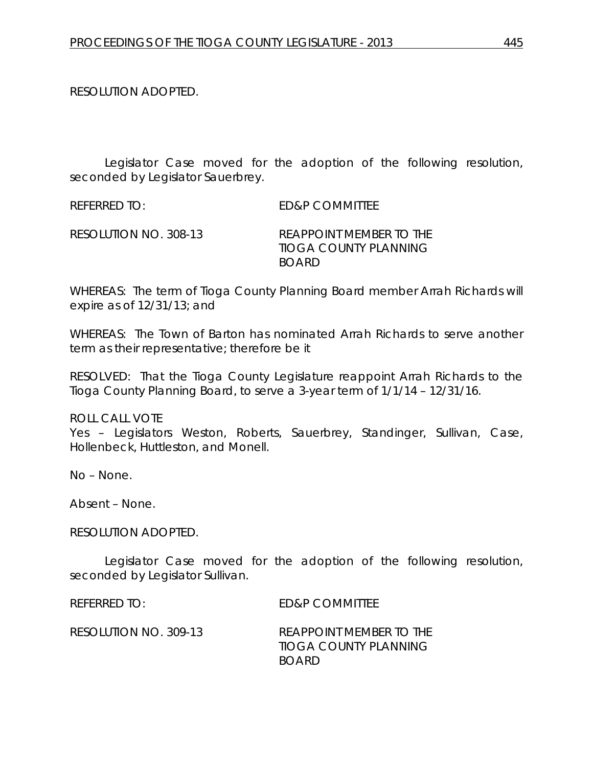RESOLUTION ADOPTED.

Legislator Case moved for the adoption of the following resolution, seconded by Legislator Sauerbrey.

REFERRED TO: ED&P COMMITTEE

RESOLUTION NO. 308-13 REAPPOINT MEMBER TO THE TIOGA COUNTY PLANNING BOARD

WHEREAS: The term of Tioga County Planning Board member Arrah Richards will expire as of 12/31/13; and

WHEREAS: The Town of Barton has nominated Arrah Richards to serve another term as their representative; therefore be it

RESOLVED: That the Tioga County Legislature reappoint Arrah Richards to the Tioga County Planning Board, to serve a 3-year term of 1/1/14 – 12/31/16.

ROLL CALL VOTE
Yes – Legislators Weston, Roberts, Sauerbrey, Standinger, Sullivan, Case, Hollenbeck, Huttleston, and Monell.

No – None.

Absent – None.

RESOLUTION ADOPTED.

Legislator Case moved for the adoption of the following resolution, seconded by Legislator Sullivan.

REFERRED TO: ED&P COMMITTEE

RESOLUTION NO. 309-13 REAPPOINT MEMBER TO THE TIOGA COUNTY PLANNING BOARD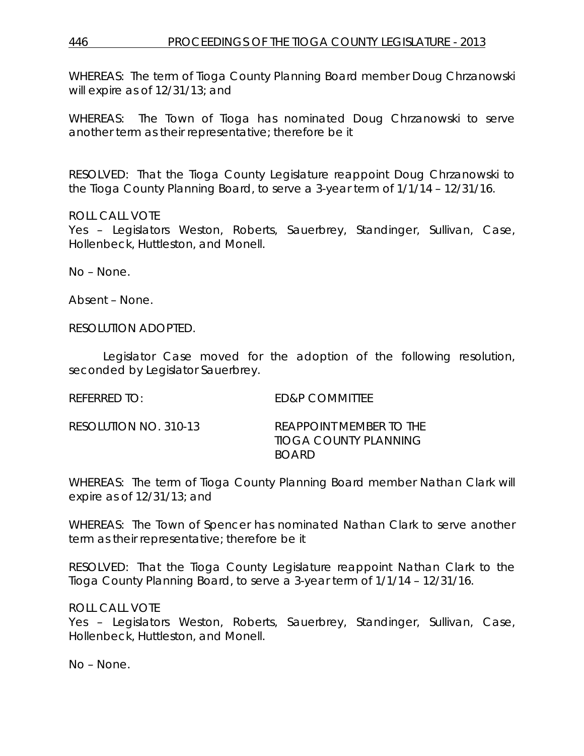WHEREAS: The term of Tioga County Planning Board member Doug Chrzanowski will expire as of 12/31/13; and

WHEREAS: The Town of Tioga has nominated Doug Chrzanowski to serve another term as their representative; therefore be it

RESOLVED: That the Tioga County Legislature reappoint Doug Chrzanowski to the Tioga County Planning Board, to serve a 3-year term of 1/1/14 – 12/31/16.

ROLL CALL VOTE
Yes – Legislators Weston, Roberts, Sauerbrey, Standinger, Sullivan, Case, Hollenbeck, Huttleston, and Monell.

No – None.

Absent – None.

RESOLUTION ADOPTED.

Legislator Case moved for the adoption of the following resolution, seconded by Legislator Sauerbrey.

REFERRED TO: ED&P COMMITTEE

RESOLUTION NO. 310-13 REAPPOINT MEMBER TO THE TIOGA COUNTY PLANNING BOARD

WHEREAS: The term of Tioga County Planning Board member Nathan Clark will expire as of 12/31/13; and

WHEREAS: The Town of Spencer has nominated Nathan Clark to serve another term as their representative; therefore be it

RESOLVED: That the Tioga County Legislature reappoint Nathan Clark to the Tioga County Planning Board, to serve a 3-year term of 1/1/14 – 12/31/16.

ROLL CALL VOTE
Yes – Legislators Weston, Roberts, Sauerbrey, Standinger, Sullivan, Case, Hollenbeck, Huttleston, and Monell.

No – None.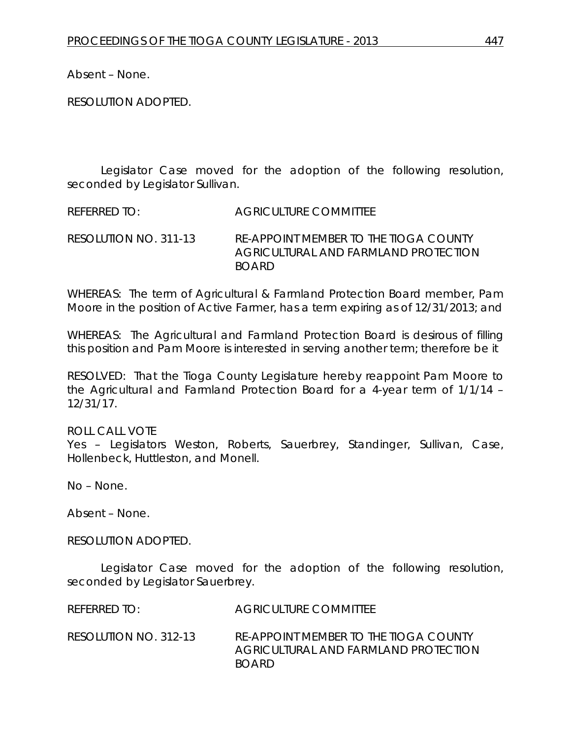Absent – None.

RESOLUTION ADOPTED.

Legislator Case moved for the adoption of the following resolution, seconded by Legislator Sullivan.

REFERRED TO: AGRICULTURE COMMITTEE

RESOLUTION NO. 311-13 RE-APPOINT MEMBER TO THE TIOGA COUNTY AGRICULTURAL AND FARMLAND PROTECTION BOARD

WHEREAS: The term of Agricultural & Farmland Protection Board member, Pam Moore in the position of Active Farmer, has a term expiring as of 12/31/2013; and

WHEREAS: The Agricultural and Farmland Protection Board is desirous of filling this position and Pam Moore is interested in serving another term; therefore be it

RESOLVED: That the Tioga County Legislature hereby reappoint Pam Moore to the Agricultural and Farmland Protection Board for a 4-year term of 1/1/14 – 12/31/17.

ROLL CALL VOTE
Yes – Legislators Weston, Roberts, Sauerbrey, Standinger, Sullivan, Case, Hollenbeck, Huttleston, and Monell.

No – None.

Absent – None.

RESOLUTION ADOPTED.

Legislator Case moved for the adoption of the following resolution, seconded by Legislator Sauerbrey.

REFERRED TO: AGRICULTURE COMMITTEE

RESOLUTION NO. 312-13 RE-APPOINT MEMBER TO THE TIOGA COUNTY AGRICULTURAL AND FARMLAND PROTECTION BOARD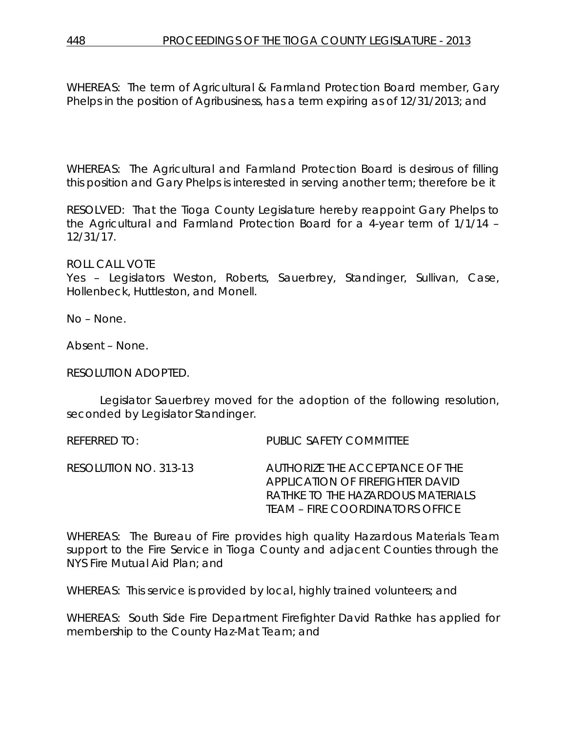WHEREAS: The term of Agricultural & Farmland Protection Board member, Gary Phelps in the position of Agribusiness, has a term expiring as of 12/31/2013; and

WHEREAS: The Agricultural and Farmland Protection Board is desirous of filling this position and Gary Phelps is interested in serving another term; therefore be it

RESOLVED: That the Tioga County Legislature hereby reappoint Gary Phelps to the Agricultural and Farmland Protection Board for a 4-year term of 1/1/14 – 12/31/17.

ROLL CALL VOTE
Yes – Legislators Weston, Roberts, Sauerbrey, Standinger, Sullivan, Case, Hollenbeck, Huttleston, and Monell.

No – None.

Absent – None.

RESOLUTION ADOPTED.

Legislator Sauerbrey moved for the adoption of the following resolution, seconded by Legislator Standinger.

REFERRED TO: PUBLIC SAFETY COMMITTEE

RESOLUTION NO. 313-13 AUTHORIZE THE ACCEPTANCE OF THE APPLICATION OF FIREFIGHTER DAVID RATHKE TO THE HAZARDOUS MATERIALS TEAM – FIRE COORDINATORS OFFICE

WHEREAS: The Bureau of Fire provides high quality Hazardous Materials Team support to the Fire Service in Tioga County and adjacent Counties through the NYS Fire Mutual Aid Plan; and

WHEREAS: This service is provided by local, highly trained volunteers; and

WHEREAS: South Side Fire Department Firefighter David Rathke has applied for membership to the County Haz-Mat Team; and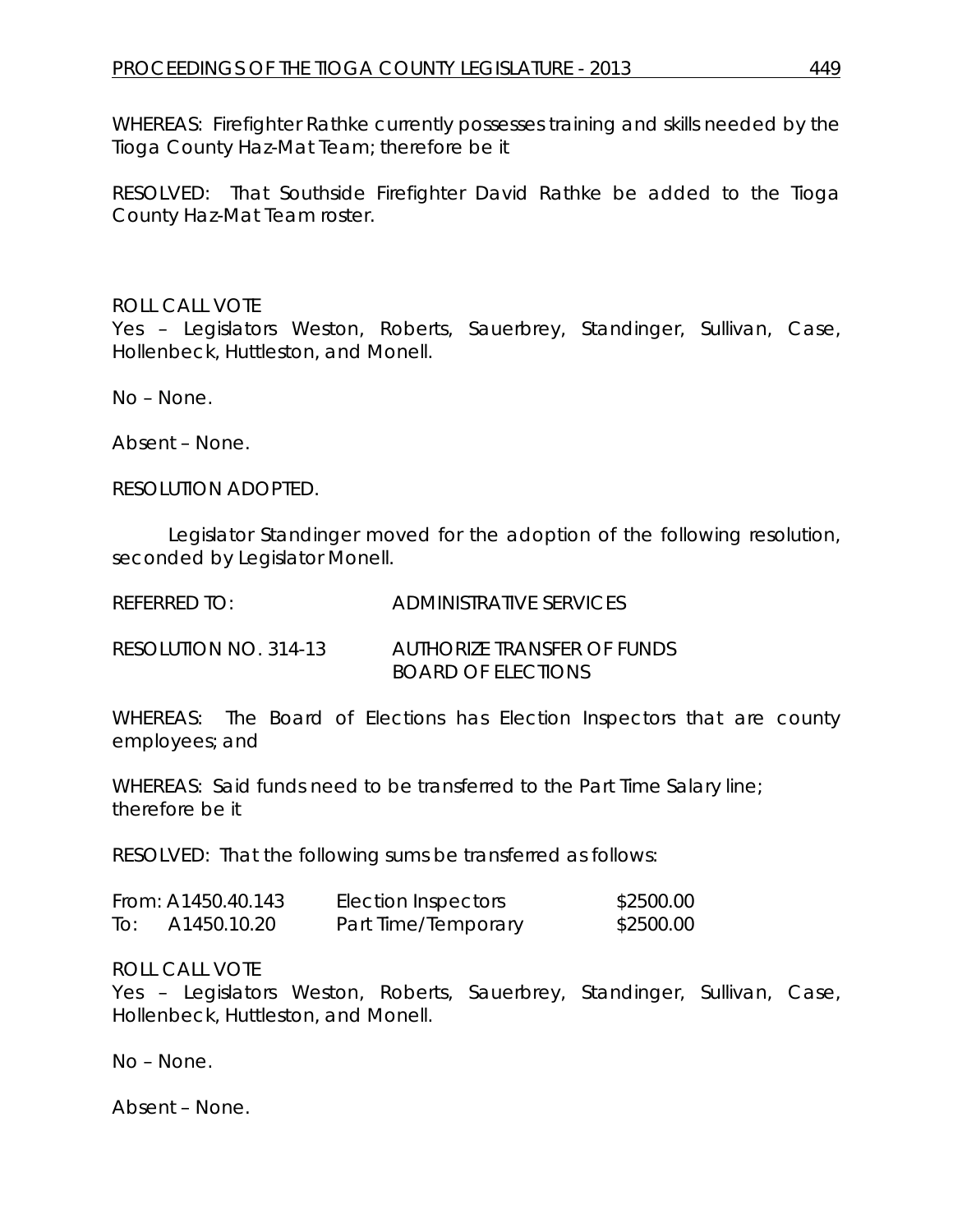WHEREAS: Firefighter Rathke currently possesses training and skills needed by the Tioga County Haz-Mat Team; therefore be it

RESOLVED: That Southside Firefighter David Rathke be added to the Tioga County Haz-Mat Team roster.

ROLL CALL VOTE
Yes – Legislators Weston, Roberts, Sauerbrey, Standinger, Sullivan, Case, Hollenbeck, Huttleston, and Monell.

No – None.

Absent – None.

RESOLUTION ADOPTED.

Legislator Standinger moved for the adoption of the following resolution, seconded by Legislator Monell.

REFERRED TO: ADMINISTRATIVE SERVICES

RESOLUTION NO. 314-13 AUTHORIZE TRANSFER OF FUNDS BOARD OF ELECTIONS

WHEREAS: The Board of Elections has Election Inspectors that are county employees; and

WHEREAS: Said funds need to be transferred to the Part Time Salary line; therefore be it

RESOLVED: That the following sums be transferred as follows:

| | | |
|---|---|---|
| From: A1450.40.143 | Election Inspectors | $2500.00 |
| To: A1450.10.20 | Part Time/Temporary | $2500.00 |

ROLL CALL VOTE
Yes – Legislators Weston, Roberts, Sauerbrey, Standinger, Sullivan, Case, Hollenbeck, Huttleston, and Monell.

No – None.

Absent – None.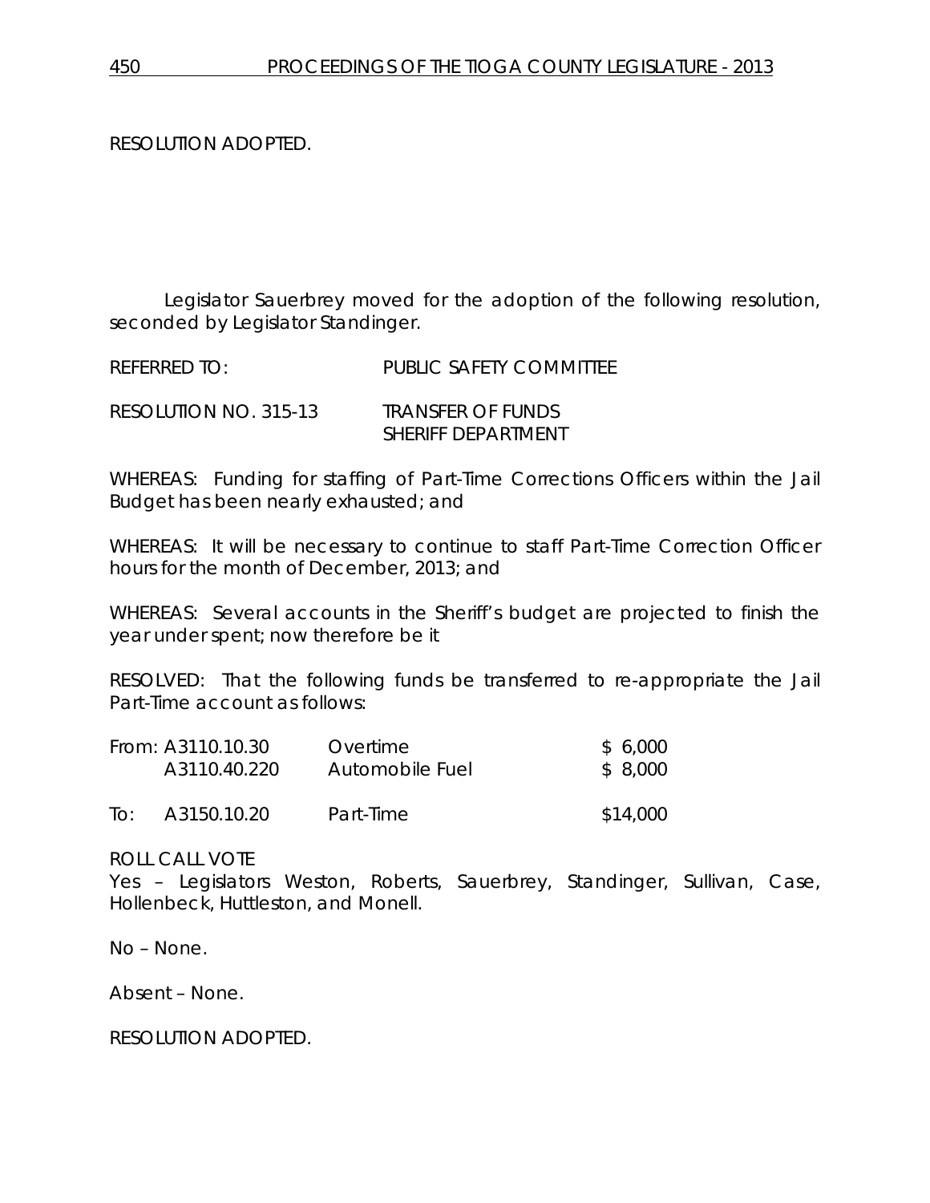RESOLUTION ADOPTED.

Legislator Sauerbrey moved for the adoption of the following resolution, seconded by Legislator Standinger.

REFERRED TO: PUBLIC SAFETY COMMITTEE

RESOLUTION NO. 315-13 TRANSFER OF FUNDS
SHERIFF DEPARTMENT

WHEREAS: Funding for staffing of Part-Time Corrections Officers within the Jail Budget has been nearly exhausted; and

WHEREAS: It will be necessary to continue to staff Part-Time Correction Officer hours for the month of December, 2013; and

WHEREAS: Several accounts in the Sheriff's budget are projected to finish the year under spent; now therefore be it

RESOLVED: That the following funds be transferred to re-appropriate the Jail Part-Time account as follows:

| | | | |
|---|---|---|---|
| From: | A3110.10.30 | Overtime | $ 6,000 |
| | A3110.40.220 | Automobile Fuel | $ 8,000 |
| To: | A3150.10.20 | Part-Time | $14,000 |

ROLL CALL VOTE
Yes – Legislators Weston, Roberts, Sauerbrey, Standinger, Sullivan, Case, Hollenbeck, Huttleston, and Monell.

No – None.

Absent – None.

RESOLUTION ADOPTED.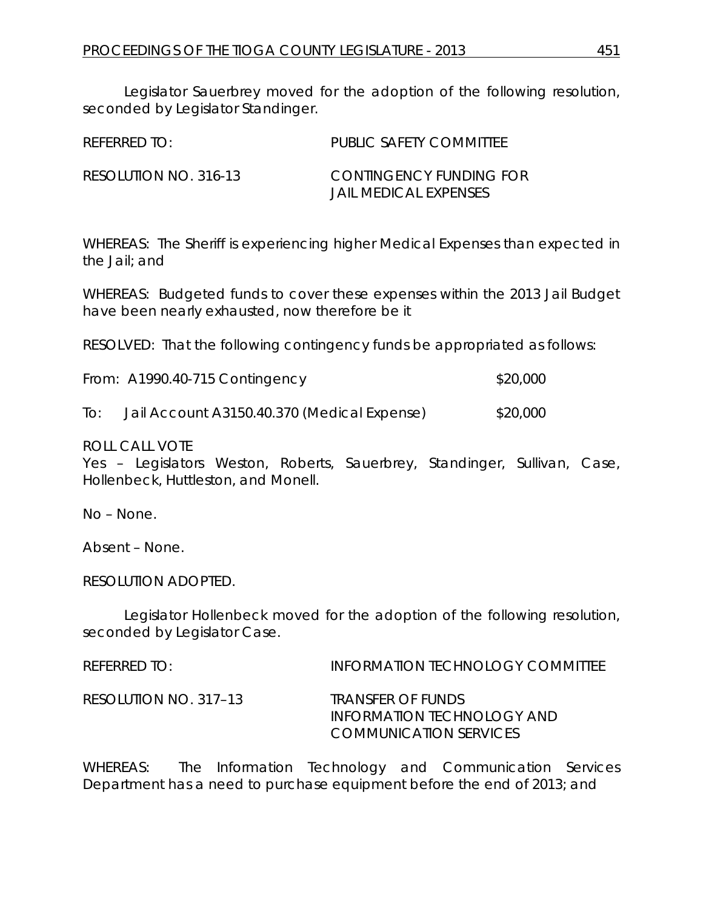Legislator Sauerbrey moved for the adoption of the following resolution, seconded by Legislator Standinger.

REFERRED TO: PUBLIC SAFETY COMMITTEE

RESOLUTION NO. 316-13 CONTINGENCY FUNDING FOR JAIL MEDICAL EXPENSES

WHEREAS: The Sheriff is experiencing higher Medical Expenses than expected in the Jail; and

WHEREAS: Budgeted funds to cover these expenses within the 2013 Jail Budget have been nearly exhausted, now therefore be it

RESOLVED: That the following contingency funds be appropriated as follows:

From: A1990.40-715 Contingency $20,000

To: Jail Account A3150.40.370 (Medical Expense) $20,000

ROLL CALL VOTE
Yes – Legislators Weston, Roberts, Sauerbrey, Standinger, Sullivan, Case, Hollenbeck, Huttleston, and Monell.

No – None.

Absent – None.

RESOLUTION ADOPTED.

Legislator Hollenbeck moved for the adoption of the following resolution, seconded by Legislator Case.

REFERRED TO: INFORMATION TECHNOLOGY COMMITTEE

RESOLUTION NO. 317–13 TRANSFER OF FUNDS INFORMATION TECHNOLOGY AND COMMUNICATION SERVICES

WHEREAS: The Information Technology and Communication Services Department has a need to purchase equipment before the end of 2013; and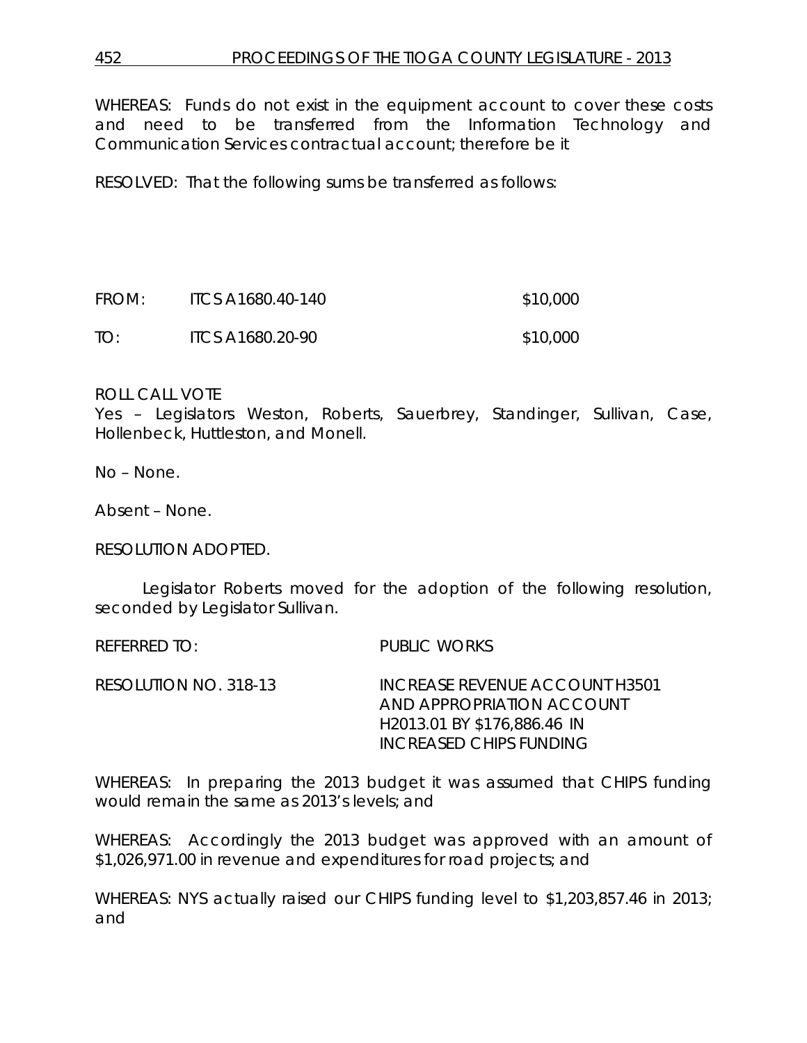WHEREAS: Funds do not exist in the equipment account to cover these costs and need to be transferred from the Information Technology and Communication Services contractual account; therefore be it

RESOLVED: That the following sums be transferred as follows:

| | | |
|---|---|---|
| FROM: | ITCS A1680.40-140 | $10,000 |
| TO: | ITCS A1680.20-90 | $10,000 |

ROLL CALL VOTE
Yes – Legislators Weston, Roberts, Sauerbrey, Standinger, Sullivan, Case, Hollenbeck, Huttleston, and Monell.

No – None.

Absent – None.

RESOLUTION ADOPTED.

Legislator Roberts moved for the adoption of the following resolution, seconded by Legislator Sullivan.

REFERRED TO: PUBLIC WORKS

RESOLUTION NO. 318-13 INCREASE REVENUE ACCOUNT H3501 AND APPROPRIATION ACCOUNT H2013.01 BY $176,886.46 IN INCREASED CHIPS FUNDING

WHEREAS: In preparing the 2013 budget it was assumed that CHIPS funding would remain the same as 2013's levels; and

WHEREAS: Accordingly the 2013 budget was approved with an amount of $1,026,971.00 in revenue and expenditures for road projects; and

WHEREAS: NYS actually raised our CHIPS funding level to $1,203,857.46 in 2013; and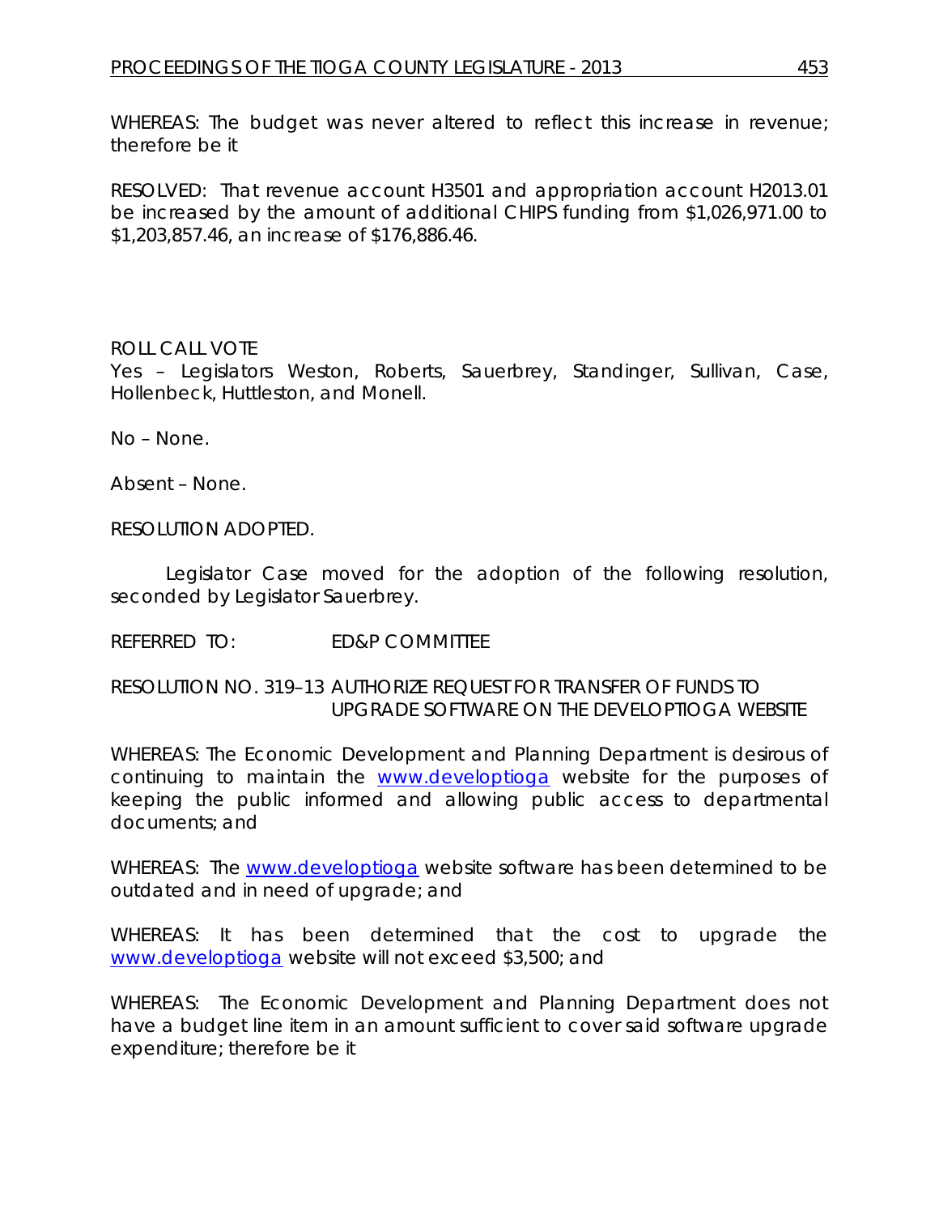WHEREAS: The budget was never altered to reflect this increase in revenue; therefore be it

RESOLVED: That revenue account H3501 and appropriation account H2013.01 be increased by the amount of additional CHIPS funding from $1,026,971.00 to $1,203,857.46, an increase of $176,886.46.

ROLL CALL VOTE
Yes – Legislators Weston, Roberts, Sauerbrey, Standinger, Sullivan, Case, Hollenbeck, Huttleston, and Monell.

No – None.

Absent – None.

RESOLUTION ADOPTED.

Legislator Case moved for the adoption of the following resolution, seconded by Legislator Sauerbrey.

REFERRED TO: ED&P COMMITTEE

RESOLUTION NO. 319–13 AUTHORIZE REQUEST FOR TRANSFER OF FUNDS TO UPGRADE SOFTWARE ON THE DEVELOPTIOGA WEBSITE

WHEREAS: The Economic Development and Planning Department is desirous of continuing to maintain the www.developtioga website for the purposes of keeping the public informed and allowing public access to departmental documents; and

WHEREAS: The www.developtioga website software has been determined to be outdated and in need of upgrade; and

WHEREAS: It has been determined that the cost to upgrade the www.developtioga website will not exceed $3,500; and

WHEREAS: The Economic Development and Planning Department does not have a budget line item in an amount sufficient to cover said software upgrade expenditure; therefore be it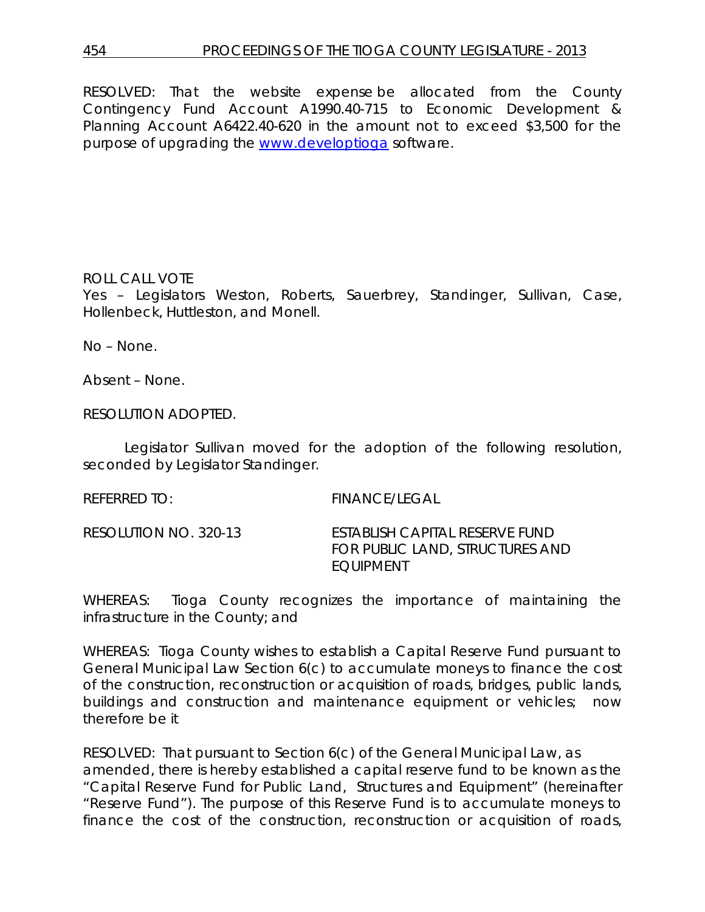RESOLVED: That the website expense be allocated from the County Contingency Fund Account A1990.40-715 to Economic Development & Planning Account A6422.40-620 in the amount not to exceed $3,500 for the purpose of upgrading the [www.developtioga](www.developtioga) software.

ROLL CALL VOTE
Yes – Legislators Weston, Roberts, Sauerbrey, Standinger, Sullivan, Case, Hollenbeck, Huttleston, and Monell.

No – None.

Absent – None.

RESOLUTION ADOPTED.

Legislator Sullivan moved for the adoption of the following resolution, seconded by Legislator Standinger.

REFERRED TO: FINANCE/LEGAL

RESOLUTION NO. 320-13 ESTABLISH CAPITAL RESERVE FUND FOR PUBLIC LAND, STRUCTURES AND EQUIPMENT

WHEREAS: Tioga County recognizes the importance of maintaining the infrastructure in the County; and

WHEREAS: Tioga County wishes to establish a Capital Reserve Fund pursuant to General Municipal Law Section 6(c) to accumulate moneys to finance the cost of the construction, reconstruction or acquisition of roads, bridges, public lands, buildings and construction and maintenance equipment or vehicles; now therefore be it

RESOLVED: That pursuant to Section 6(c) of the General Municipal Law, as amended, there is hereby established a capital reserve fund to be known as the "Capital Reserve Fund for Public Land, Structures and Equipment" (hereinafter "Reserve Fund"). The purpose of this Reserve Fund is to accumulate moneys to finance the cost of the construction, reconstruction or acquisition of roads,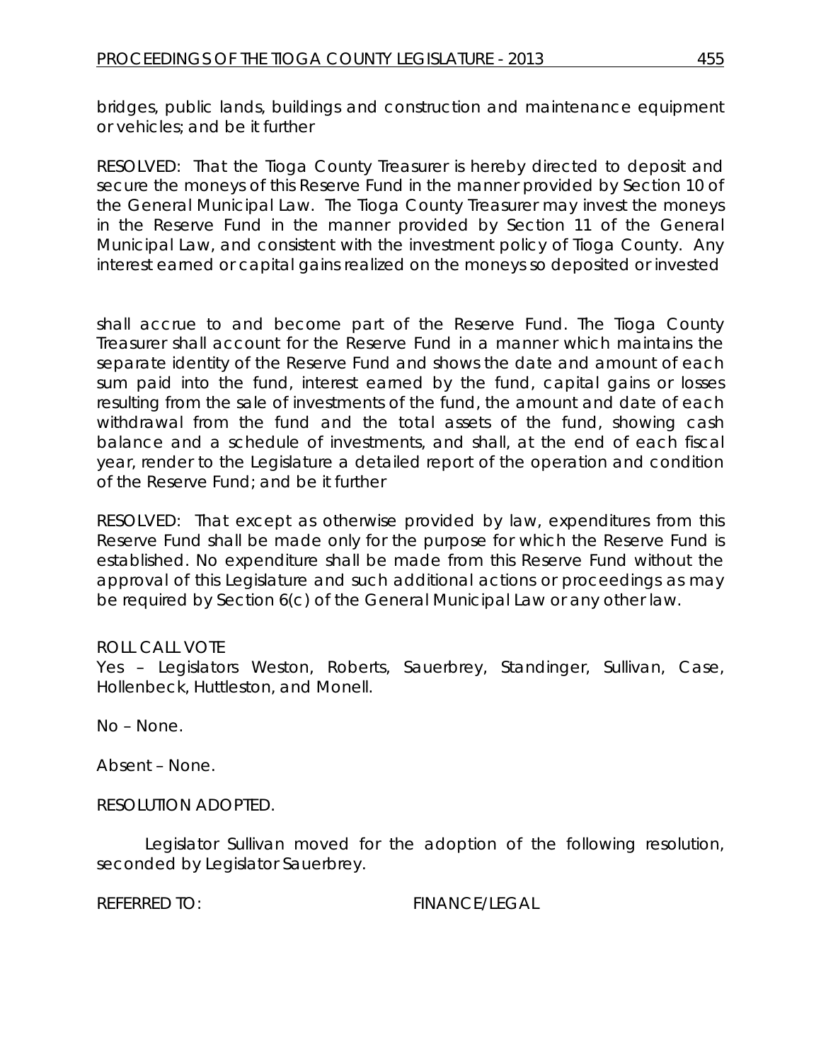bridges, public lands, buildings and construction and maintenance equipment or vehicles; and be it further

RESOLVED: That the Tioga County Treasurer is hereby directed to deposit and secure the moneys of this Reserve Fund in the manner provided by Section 10 of the General Municipal Law. The Tioga County Treasurer may invest the moneys in the Reserve Fund in the manner provided by Section 11 of the General Municipal Law, and consistent with the investment policy of Tioga County. Any interest earned or capital gains realized on the moneys so deposited or invested shall accrue to and become part of the Reserve Fund. The Tioga County Treasurer shall account for the Reserve Fund in a manner which maintains the separate identity of the Reserve Fund and shows the date and amount of each sum paid into the fund, interest earned by the fund, capital gains or losses resulting from the sale of investments of the fund, the amount and date of each withdrawal from the fund and the total assets of the fund, showing cash balance and a schedule of investments, and shall, at the end of each fiscal year, render to the Legislature a detailed report of the operation and condition of the Reserve Fund; and be it further

RESOLVED: That except as otherwise provided by law, expenditures from this Reserve Fund shall be made only for the purpose for which the Reserve Fund is established. No expenditure shall be made from this Reserve Fund without the approval of this Legislature and such additional actions or proceedings as may be required by Section 6(c) of the General Municipal Law or any other law.

ROLL CALL VOTE
Yes – Legislators Weston, Roberts, Sauerbrey, Standinger, Sullivan, Case, Hollenbeck, Huttleston, and Monell.

No – None.

Absent – None.

RESOLUTION ADOPTED.

Legislator Sullivan moved for the adoption of the following resolution, seconded by Legislator Sauerbrey.

REFERRED TO: FINANCE/LEGAL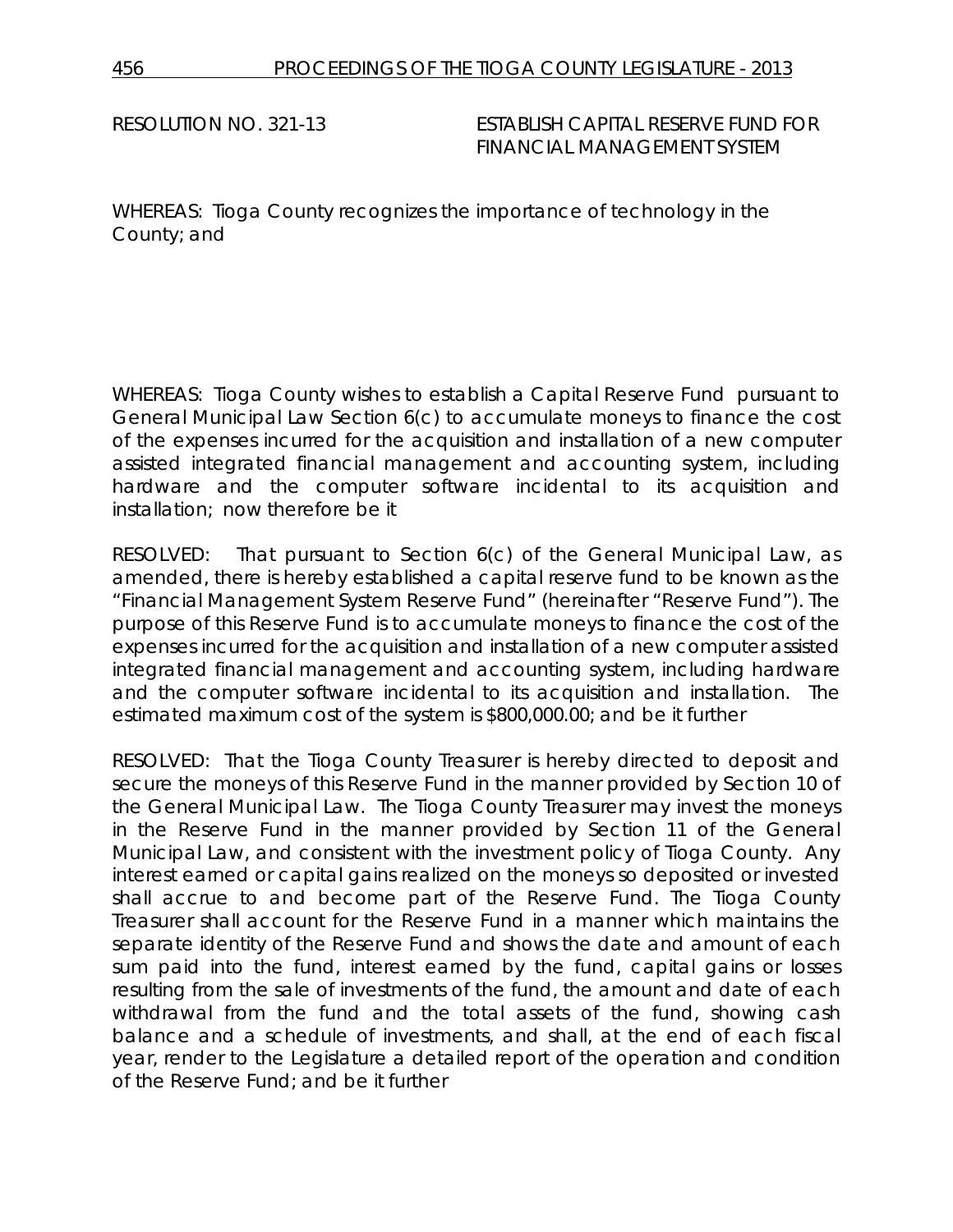RESOLUTION NO. 321-13 ESTABLISH CAPITAL RESERVE FUND FOR FINANCIAL MANAGEMENT SYSTEM

WHEREAS: Tioga County recognizes the importance of technology in the County; and

WHEREAS: Tioga County wishes to establish a Capital Reserve Fund pursuant to General Municipal Law Section 6(c) to accumulate moneys to finance the cost of the expenses incurred for the acquisition and installation of a new computer assisted integrated financial management and accounting system, including hardware and the computer software incidental to its acquisition and installation; now therefore be it

RESOLVED: That pursuant to Section 6(c) of the General Municipal Law, as amended, there is hereby established a capital reserve fund to be known as the "Financial Management System Reserve Fund" (hereinafter "Reserve Fund"). The purpose of this Reserve Fund is to accumulate moneys to finance the cost of the expenses incurred for the acquisition and installation of a new computer assisted integrated financial management and accounting system, including hardware and the computer software incidental to its acquisition and installation. The estimated maximum cost of the system is $800,000.00; and be it further

RESOLVED: That the Tioga County Treasurer is hereby directed to deposit and secure the moneys of this Reserve Fund in the manner provided by Section 10 of the General Municipal Law. The Tioga County Treasurer may invest the moneys in the Reserve Fund in the manner provided by Section 11 of the General Municipal Law, and consistent with the investment policy of Tioga County. Any interest earned or capital gains realized on the moneys so deposited or invested shall accrue to and become part of the Reserve Fund. The Tioga County Treasurer shall account for the Reserve Fund in a manner which maintains the separate identity of the Reserve Fund and shows the date and amount of each sum paid into the fund, interest earned by the fund, capital gains or losses resulting from the sale of investments of the fund, the amount and date of each withdrawal from the fund and the total assets of the fund, showing cash balance and a schedule of investments, and shall, at the end of each fiscal year, render to the Legislature a detailed report of the operation and condition of the Reserve Fund; and be it further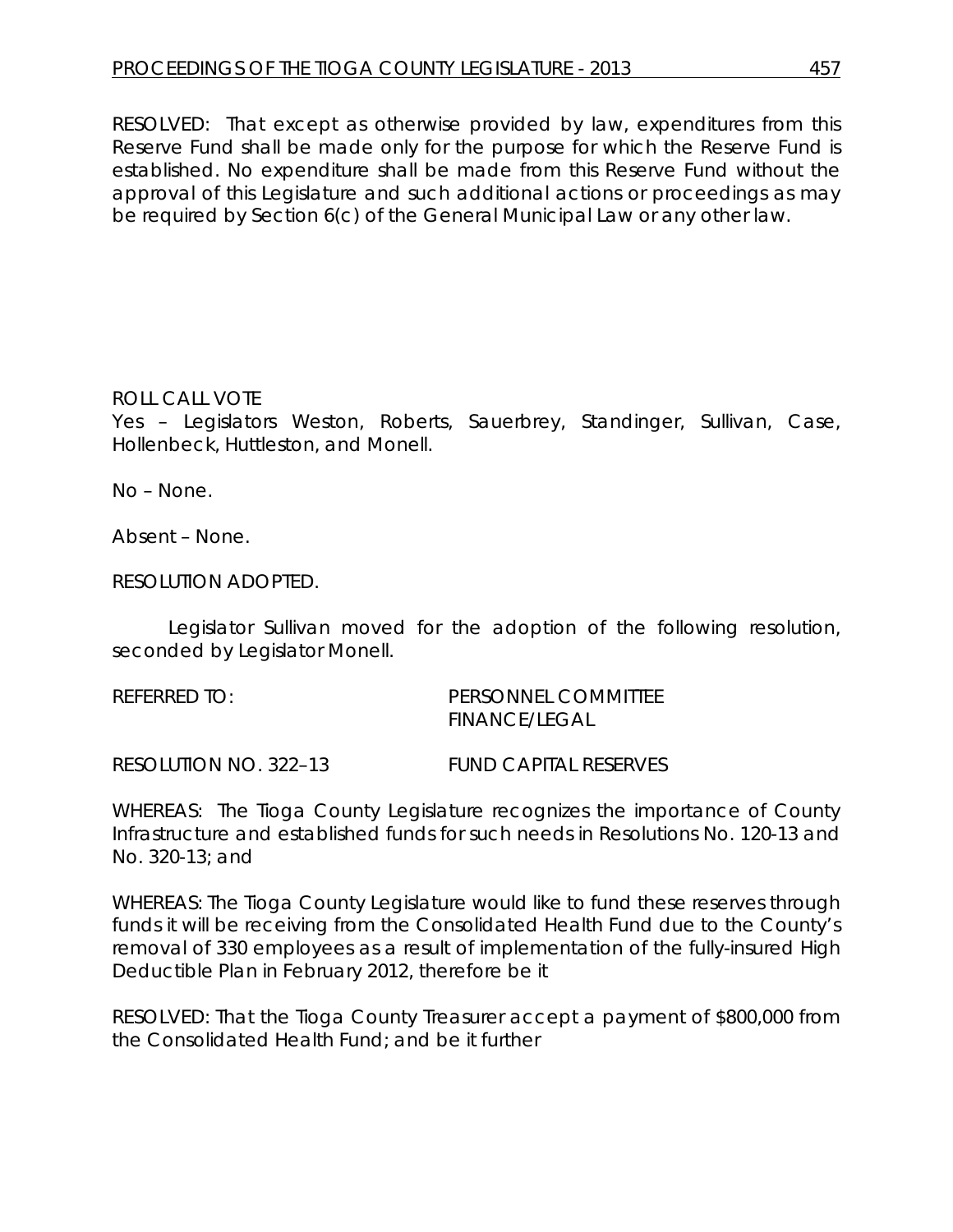RESOLVED: That except as otherwise provided by law, expenditures from this Reserve Fund shall be made only for the purpose for which the Reserve Fund is established. No expenditure shall be made from this Reserve Fund without the approval of this Legislature and such additional actions or proceedings as may be required by Section 6(c) of the General Municipal Law or any other law.

ROLL CALL VOTE
Yes – Legislators Weston, Roberts, Sauerbrey, Standinger, Sullivan, Case, Hollenbeck, Huttleston, and Monell.

No – None.

Absent – None.

RESOLUTION ADOPTED.

Legislator Sullivan moved for the adoption of the following resolution, seconded by Legislator Monell.

REFERRED TO: PERSONNEL COMMITTEE
FINANCE/LEGAL

RESOLUTION NO. 322–13 FUND CAPITAL RESERVES

WHEREAS: The Tioga County Legislature recognizes the importance of County Infrastructure and established funds for such needs in Resolutions No. 120-13 and No. 320-13; and

WHEREAS: The Tioga County Legislature would like to fund these reserves through funds it will be receiving from the Consolidated Health Fund due to the County's removal of 330 employees as a result of implementation of the fully-insured High Deductible Plan in February 2012, therefore be it

RESOLVED: That the Tioga County Treasurer accept a payment of $800,000 from the Consolidated Health Fund; and be it further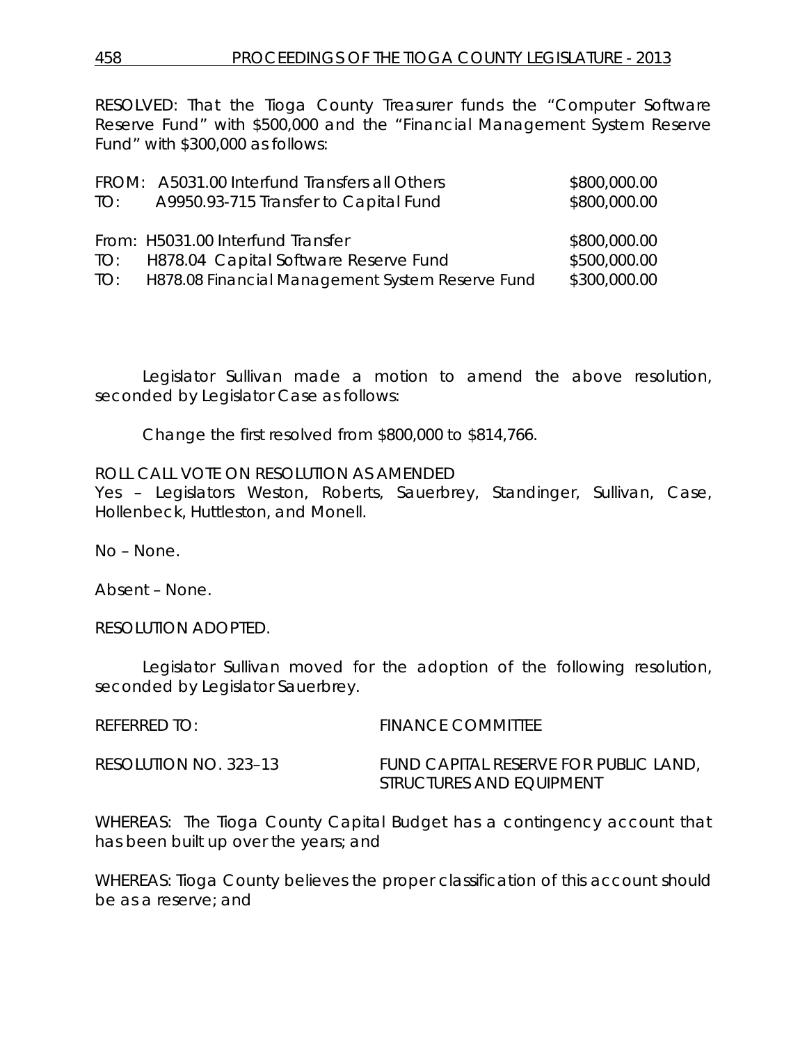RESOLVED: That the Tioga County Treasurer funds the "Computer Software Reserve Fund" with $500,000 and the "Financial Management System Reserve Fund" with $300,000 as follows:

| | | |
|---|---|---|
| FROM: | A5031.00 Interfund Transfers all Others | $800,000.00 |
| TO: | A9950.93-715 Transfer to Capital Fund | $800,000.00 |
| | | |
| From: | H5031.00 Interfund Transfer | $800,000.00 |
| TO: | H878.04 Capital Software Reserve Fund | $500,000.00 |
| TO: | H878.08 Financial Management System Reserve Fund | $300,000.00 |

Legislator Sullivan made a motion to amend the above resolution, seconded by Legislator Case as follows:

Change the first resolved from $800,000 to $814,766.

ROLL CALL VOTE ON RESOLUTION AS AMENDED
Yes – Legislators Weston, Roberts, Sauerbrey, Standinger, Sullivan, Case, Hollenbeck, Huttleston, and Monell.

No – None.

Absent – None.

RESOLUTION ADOPTED.

Legislator Sullivan moved for the adoption of the following resolution, seconded by Legislator Sauerbrey.

REFERRED TO: FINANCE COMMITTEE

RESOLUTION NO. 323–13 FUND CAPITAL RESERVE FOR PUBLIC LAND, STRUCTURES AND EQUIPMENT

WHEREAS: The Tioga County Capital Budget has a contingency account that has been built up over the years; and

WHEREAS: Tioga County believes the proper classification of this account should be as a reserve; and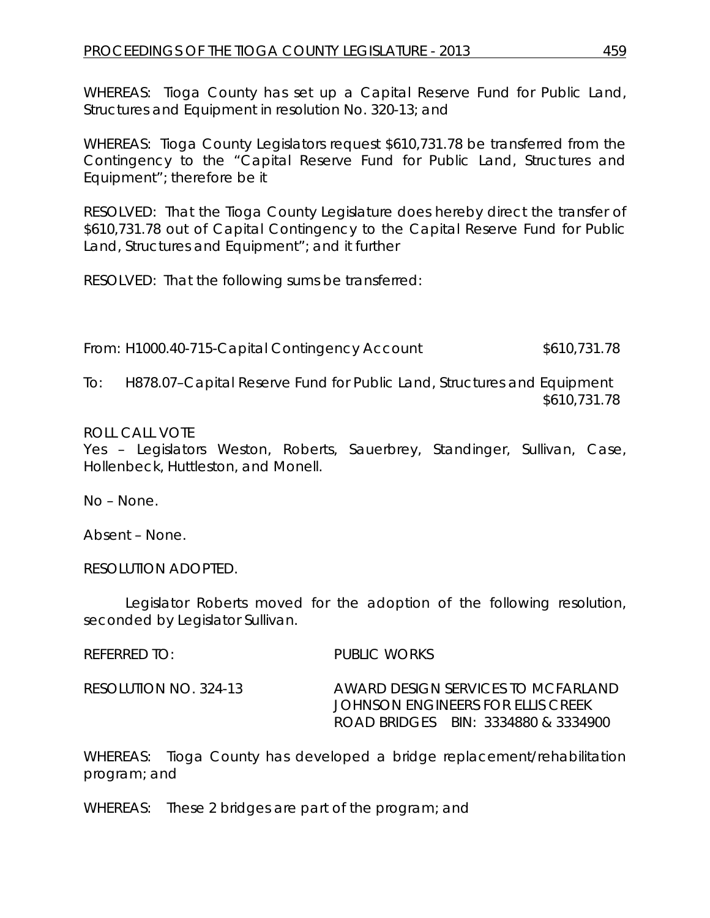WHEREAS: Tioga County has set up a Capital Reserve Fund for Public Land, Structures and Equipment in resolution No. 320-13; and

WHEREAS: Tioga County Legislators request $610,731.78 be transferred from the Contingency to the "Capital Reserve Fund for Public Land, Structures and Equipment"; therefore be it

RESOLVED: That the Tioga County Legislature does hereby direct the transfer of $610,731.78 out of Capital Contingency to the Capital Reserve Fund for Public Land, Structures and Equipment"; and it further

RESOLVED: That the following sums be transferred:

From: H1000.40-715-Capital Contingency Account $610,731.78

To: H878.07–Capital Reserve Fund for Public Land, Structures and Equipment $610,731.78

ROLL CALL VOTE
Yes – Legislators Weston, Roberts, Sauerbrey, Standinger, Sullivan, Case, Hollenbeck, Huttleston, and Monell.

No – None.

Absent – None.

RESOLUTION ADOPTED.

Legislator Roberts moved for the adoption of the following resolution, seconded by Legislator Sullivan.

REFERRED TO: PUBLIC WORKS

RESOLUTION NO. 324-13 AWARD DESIGN SERVICES TO MCFARLAND JOHNSON ENGINEERS FOR ELLIS CREEK ROAD BRIDGES BIN: 3334880 & 3334900

WHEREAS: Tioga County has developed a bridge replacement/rehabilitation program; and

WHEREAS: These 2 bridges are part of the program; and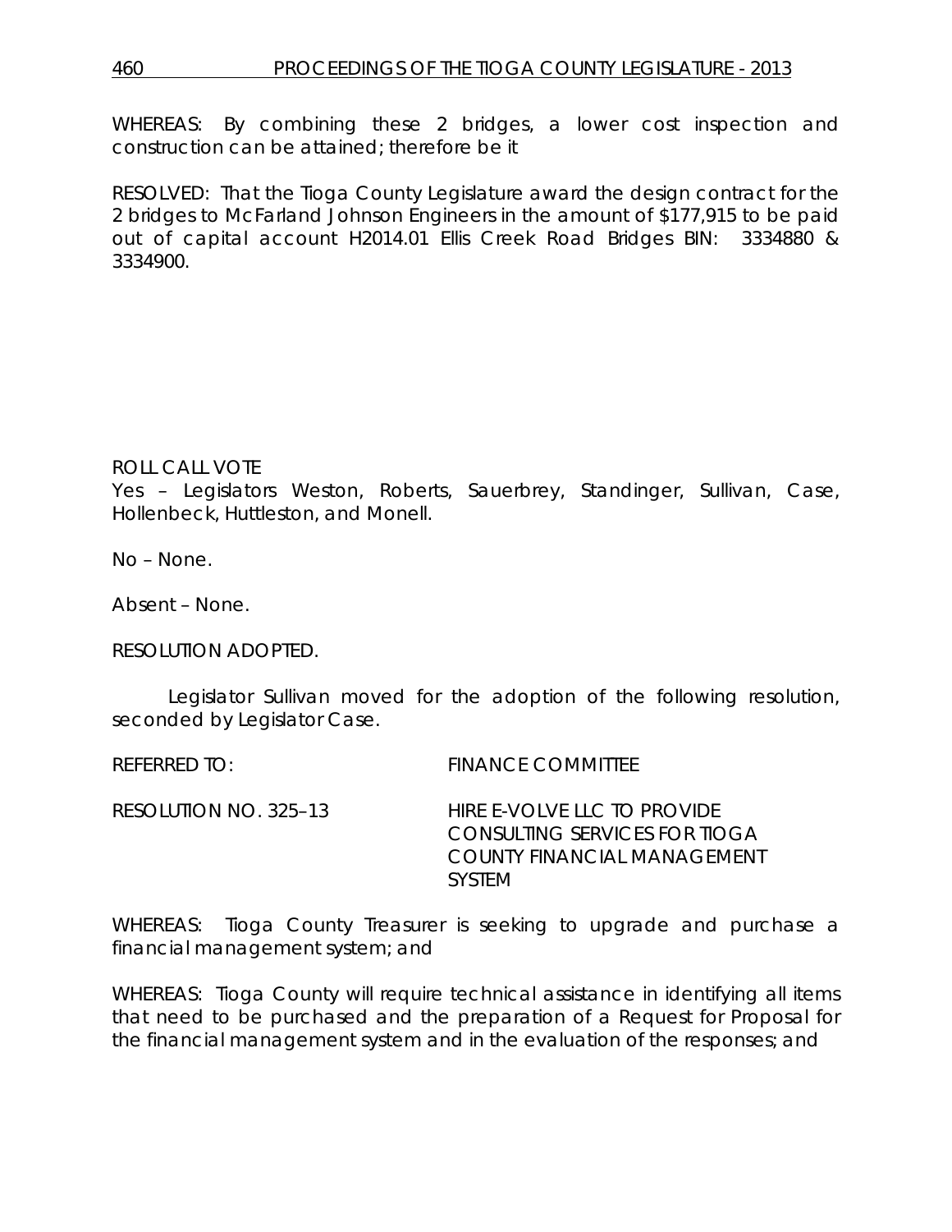WHEREAS: By combining these 2 bridges, a lower cost inspection and construction can be attained; therefore be it

RESOLVED: That the Tioga County Legislature award the design contract for the 2 bridges to McFarland Johnson Engineers in the amount of $177,915 to be paid out of capital account H2014.01 Ellis Creek Road Bridges BIN: 3334880 & 3334900.

ROLL CALL VOTE
Yes – Legislators Weston, Roberts, Sauerbrey, Standinger, Sullivan, Case, Hollenbeck, Huttleston, and Monell.

No – None.

Absent – None.

RESOLUTION ADOPTED.

Legislator Sullivan moved for the adoption of the following resolution, seconded by Legislator Case.

REFERRED TO: FINANCE COMMITTEE

RESOLUTION NO. 325–13 HIRE E-VOLVE LLC TO PROVIDE CONSULTING SERVICES FOR TIOGA COUNTY FINANCIAL MANAGEMENT SYSTEM

WHEREAS: Tioga County Treasurer is seeking to upgrade and purchase a financial management system; and

WHEREAS: Tioga County will require technical assistance in identifying all items that need to be purchased and the preparation of a Request for Proposal for the financial management system and in the evaluation of the responses; and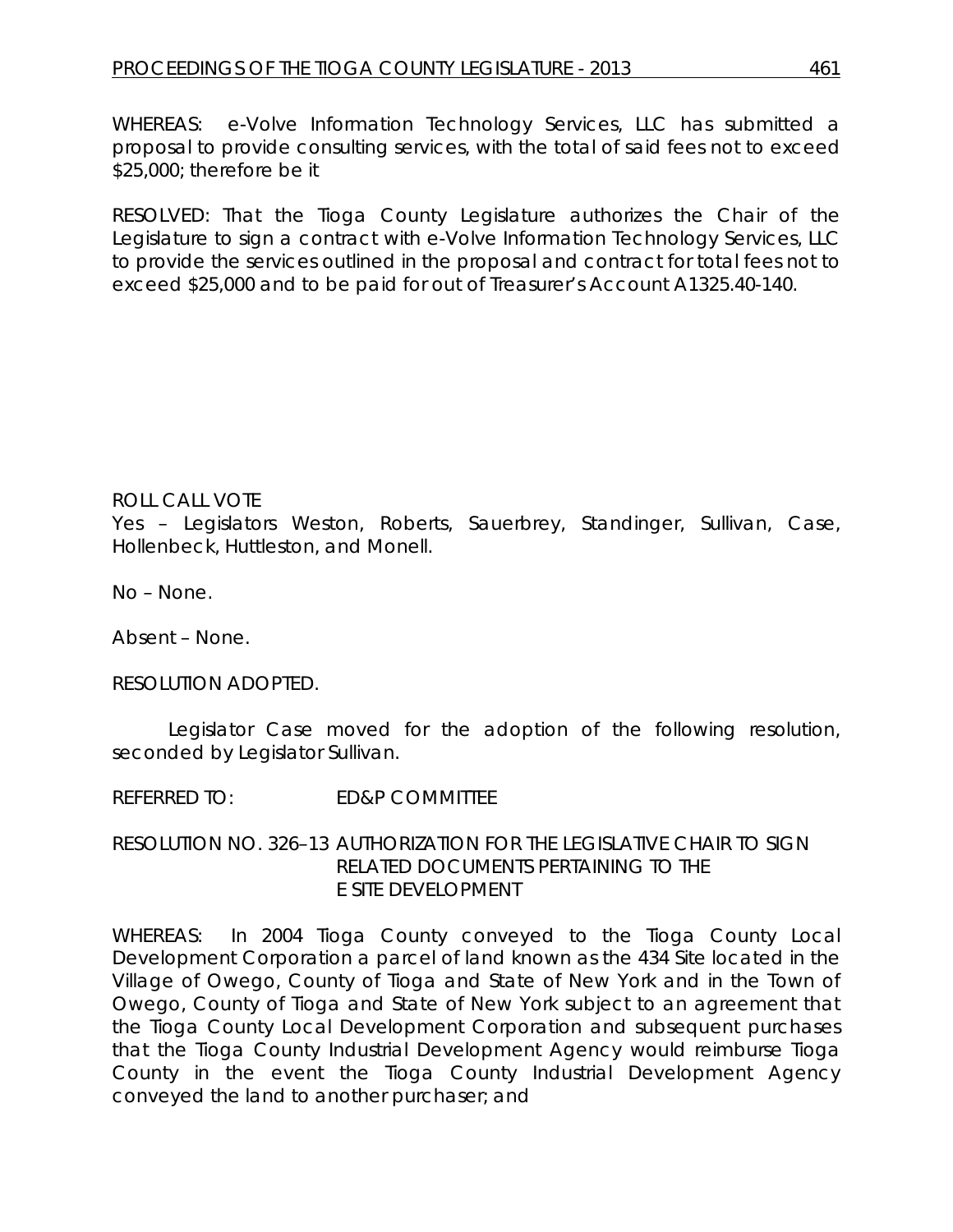WHEREAS: e-Volve Information Technology Services, LLC has submitted a proposal to provide consulting services, with the total of said fees not to exceed $25,000; therefore be it

RESOLVED: That the Tioga County Legislature authorizes the Chair of the Legislature to sign a contract with e-Volve Information Technology Services, LLC to provide the services outlined in the proposal and contract for total fees not to exceed $25,000 and to be paid for out of Treasurer's Account A1325.40-140.

ROLL CALL VOTE
Yes – Legislators Weston, Roberts, Sauerbrey, Standinger, Sullivan, Case, Hollenbeck, Huttleston, and Monell.

No – None.

Absent – None.

RESOLUTION ADOPTED.

Legislator Case moved for the adoption of the following resolution, seconded by Legislator Sullivan.

REFERRED TO: ED&P COMMITTEE

RESOLUTION NO. 326–13 AUTHORIZATION FOR THE LEGISLATIVE CHAIR TO SIGN RELATED DOCUMENTS PERTAINING TO THE E SITE DEVELOPMENT

WHEREAS: In 2004 Tioga County conveyed to the Tioga County Local Development Corporation a parcel of land known as the 434 Site located in the Village of Owego, County of Tioga and State of New York and in the Town of Owego, County of Tioga and State of New York subject to an agreement that the Tioga County Local Development Corporation and subsequent purchases that the Tioga County Industrial Development Agency would reimburse Tioga County in the event the Tioga County Industrial Development Agency conveyed the land to another purchaser; and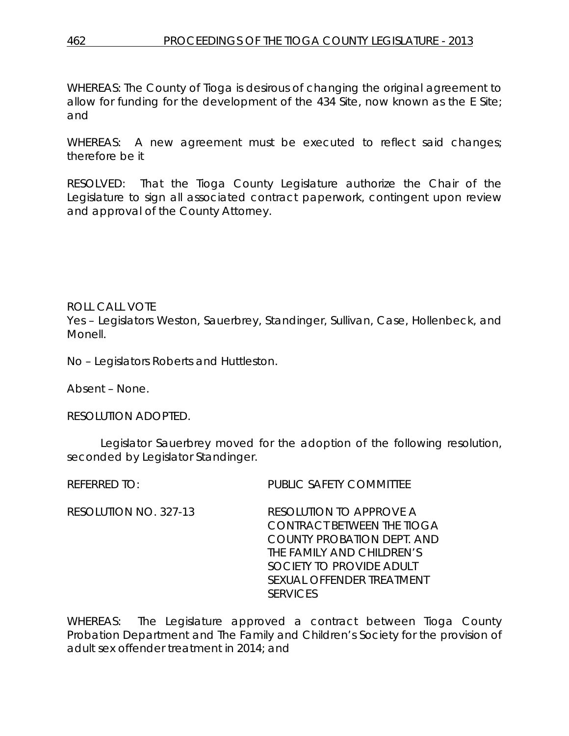WHEREAS: The County of Tioga is desirous of changing the original agreement to allow for funding for the development of the 434 Site, now known as the E Site; and

WHEREAS: A new agreement must be executed to reflect said changes; therefore be it

RESOLVED: That the Tioga County Legislature authorize the Chair of the Legislature to sign all associated contract paperwork, contingent upon review and approval of the County Attorney.

ROLL CALL VOTE
Yes – Legislators Weston, Sauerbrey, Standinger, Sullivan, Case, Hollenbeck, and Monell.

No – Legislators Roberts and Huttleston.

Absent – None.

RESOLUTION ADOPTED.

Legislator Sauerbrey moved for the adoption of the following resolution, seconded by Legislator Standinger.

REFERRED TO: PUBLIC SAFETY COMMITTEE

RESOLUTION NO. 327-13 RESOLUTION TO APPROVE A CONTRACT BETWEEN THE TIOGA COUNTY PROBATION DEPT. AND THE FAMILY AND CHILDREN'S SOCIETY TO PROVIDE ADULT SEXUAL OFFENDER TREATMENT SERVICES

WHEREAS: The Legislature approved a contract between Tioga County Probation Department and The Family and Children's Society for the provision of adult sex offender treatment in 2014; and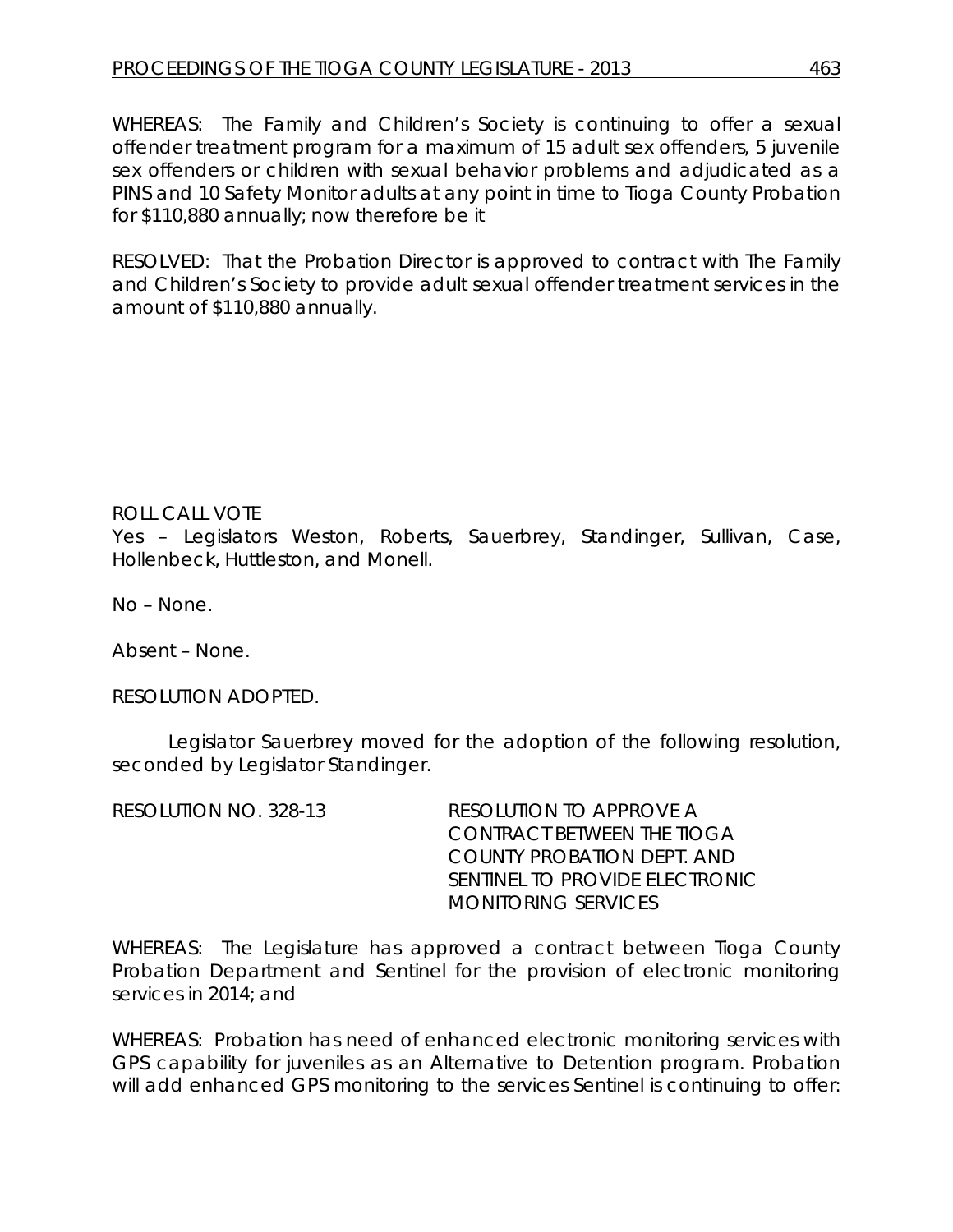WHEREAS: The Family and Children's Society is continuing to offer a sexual offender treatment program for a maximum of 15 adult sex offenders, 5 juvenile sex offenders or children with sexual behavior problems and adjudicated as a PINS and 10 Safety Monitor adults at any point in time to Tioga County Probation for $110,880 annually; now therefore be it

RESOLVED: That the Probation Director is approved to contract with The Family and Children's Society to provide adult sexual offender treatment services in the amount of $110,880 annually.

ROLL CALL VOTE
Yes – Legislators Weston, Roberts, Sauerbrey, Standinger, Sullivan, Case, Hollenbeck, Huttleston, and Monell.

No – None.

Absent – None.

RESOLUTION ADOPTED.

Legislator Sauerbrey moved for the adoption of the following resolution, seconded by Legislator Standinger.

RESOLUTION NO. 328-13 RESOLUTION TO APPROVE A CONTRACT BETWEEN THE TIOGA COUNTY PROBATION DEPT. AND SENTINEL TO PROVIDE ELECTRONIC MONITORING SERVICES

WHEREAS: The Legislature has approved a contract between Tioga County Probation Department and Sentinel for the provision of electronic monitoring services in 2014; and

WHEREAS: Probation has need of enhanced electronic monitoring services with GPS capability for juveniles as an Alternative to Detention program. Probation will add enhanced GPS monitoring to the services Sentinel is continuing to offer: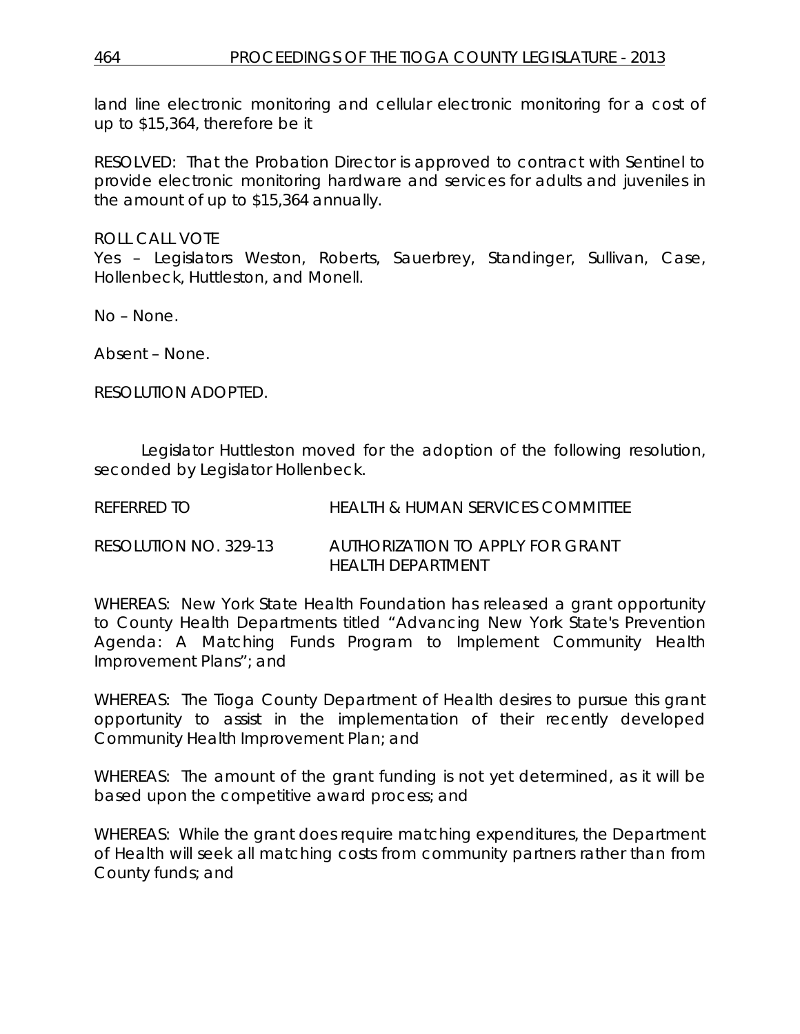land line electronic monitoring and cellular electronic monitoring for a cost of up to $15,364, therefore be it

RESOLVED: That the Probation Director is approved to contract with Sentinel to provide electronic monitoring hardware and services for adults and juveniles in the amount of up to $15,364 annually.

ROLL CALL VOTE
Yes – Legislators Weston, Roberts, Sauerbrey, Standinger, Sullivan, Case, Hollenbeck, Huttleston, and Monell.

No – None.

Absent – None.

RESOLUTION ADOPTED.

Legislator Huttleston moved for the adoption of the following resolution, seconded by Legislator Hollenbeck.

REFERRED TO HEALTH & HUMAN SERVICES COMMITTEE

RESOLUTION NO. 329-13 AUTHORIZATION TO APPLY FOR GRANT HEALTH DEPARTMENT

WHEREAS: New York State Health Foundation has released a grant opportunity to County Health Departments titled "Advancing New York State's Prevention Agenda: A Matching Funds Program to Implement Community Health Improvement Plans"; and

WHEREAS: The Tioga County Department of Health desires to pursue this grant opportunity to assist in the implementation of their recently developed Community Health Improvement Plan; and

WHEREAS: The amount of the grant funding is not yet determined, as it will be based upon the competitive award process; and

WHEREAS: While the grant does require matching expenditures, the Department of Health will seek all matching costs from community partners rather than from County funds; and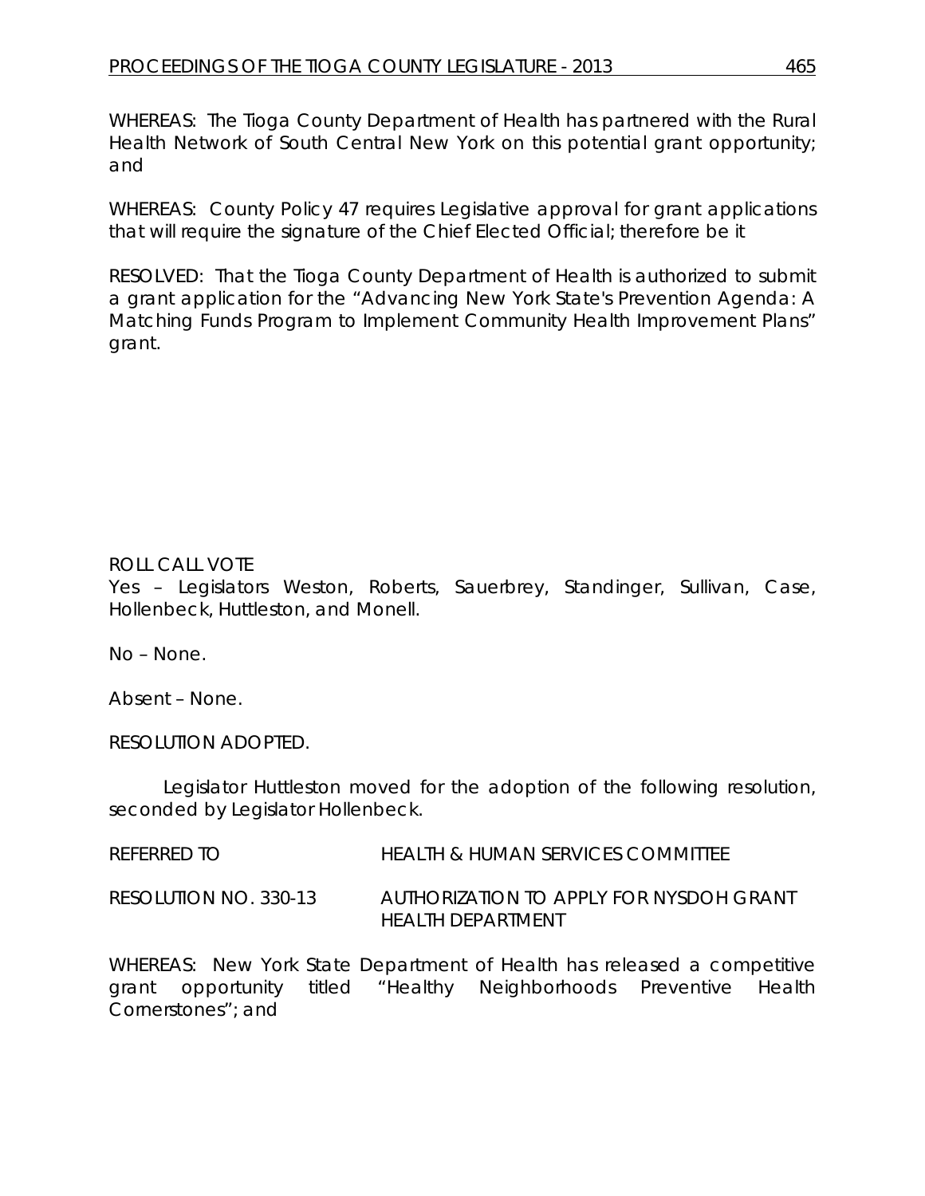WHEREAS: The Tioga County Department of Health has partnered with the Rural Health Network of South Central New York on this potential grant opportunity; and

WHEREAS: County Policy 47 requires Legislative approval for grant applications that will require the signature of the Chief Elected Official; therefore be it

RESOLVED: That the Tioga County Department of Health is authorized to submit a grant application for the "Advancing New York State's Prevention Agenda: A Matching Funds Program to Implement Community Health Improvement Plans" grant.

ROLL CALL VOTE
Yes – Legislators Weston, Roberts, Sauerbrey, Standinger, Sullivan, Case, Hollenbeck, Huttleston, and Monell.

No – None.

Absent – None.

RESOLUTION ADOPTED.

Legislator Huttleston moved for the adoption of the following resolution, seconded by Legislator Hollenbeck.

REFERRED TO HEALTH & HUMAN SERVICES COMMITTEE

RESOLUTION NO. 330-13 AUTHORIZATION TO APPLY FOR NYSDOH GRANT HEALTH DEPARTMENT

WHEREAS: New York State Department of Health has released a competitive grant opportunity titled "Healthy Neighborhoods Preventive Health Cornerstones"; and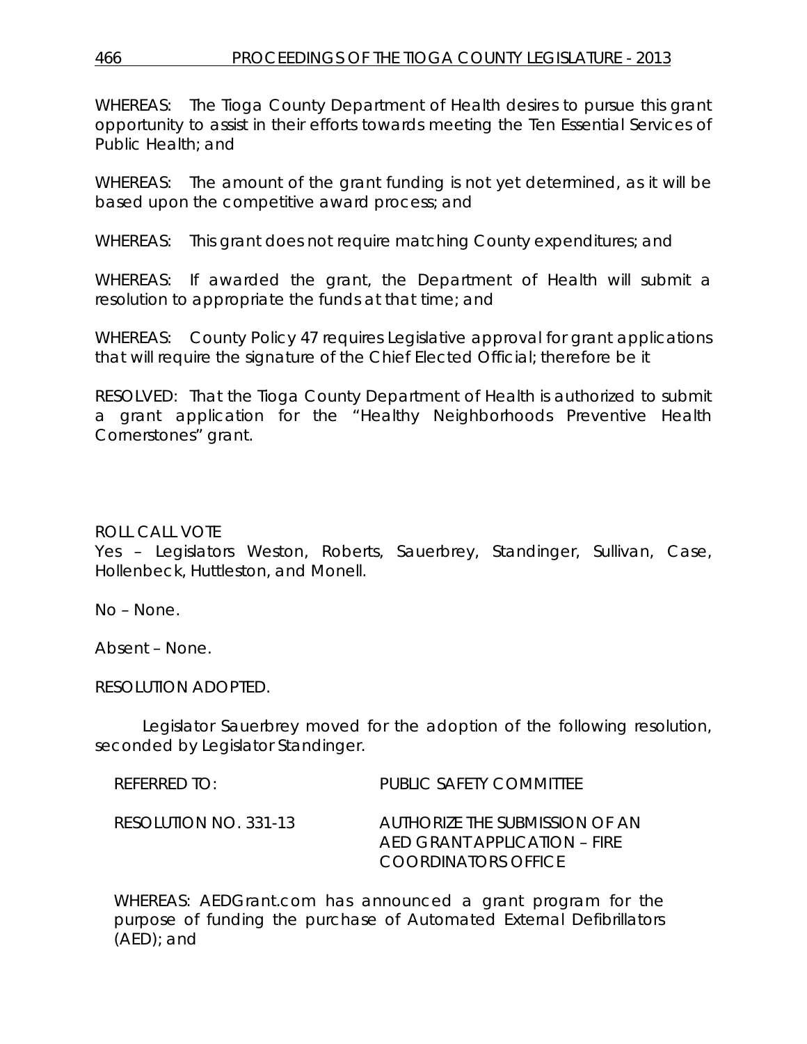WHEREAS: The Tioga County Department of Health desires to pursue this grant opportunity to assist in their efforts towards meeting the Ten Essential Services of Public Health; and

WHEREAS: The amount of the grant funding is not yet determined, as it will be based upon the competitive award process; and

WHEREAS: This grant does not require matching County expenditures; and

WHEREAS: If awarded the grant, the Department of Health will submit a resolution to appropriate the funds at that time; and

WHEREAS: County Policy 47 requires Legislative approval for grant applications that will require the signature of the Chief Elected Official; therefore be it

RESOLVED: That the Tioga County Department of Health is authorized to submit a grant application for the "Healthy Neighborhoods Preventive Health Cornerstones" grant.

ROLL CALL VOTE
Yes – Legislators Weston, Roberts, Sauerbrey, Standinger, Sullivan, Case, Hollenbeck, Huttleston, and Monell.

No – None.

Absent – None.

RESOLUTION ADOPTED.

Legislator Sauerbrey moved for the adoption of the following resolution, seconded by Legislator Standinger.

REFERRED TO: PUBLIC SAFETY COMMITTEE

RESOLUTION NO. 331-13 AUTHORIZE THE SUBMISSION OF AN AED GRANT APPLICATION – FIRE COORDINATORS OFFICE

WHEREAS: AEDGrant.com has announced a grant program for the purpose of funding the purchase of Automated External Defibrillators (AED); and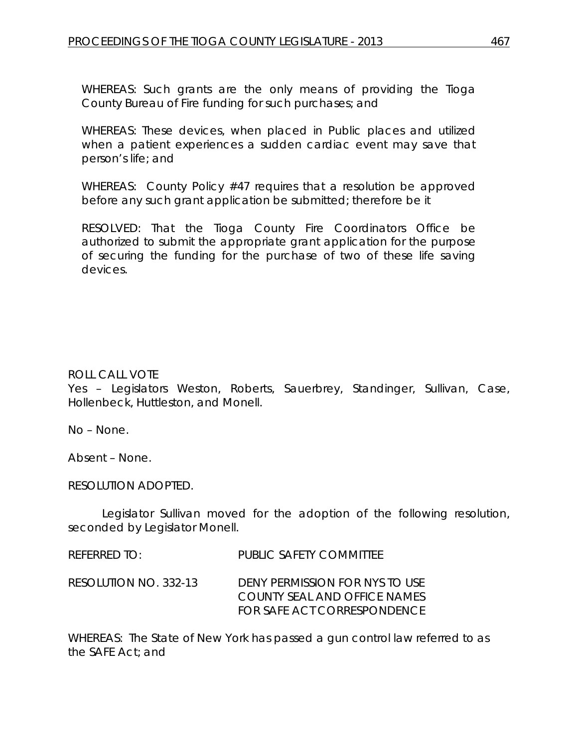WHEREAS: Such grants are the only means of providing the Tioga County Bureau of Fire funding for such purchases; and

WHEREAS: These devices, when placed in Public places and utilized when a patient experiences a sudden cardiac event may save that person's life; and

WHEREAS: County Policy #47 requires that a resolution be approved before any such grant application be submitted; therefore be it

RESOLVED: That the Tioga County Fire Coordinators Office be authorized to submit the appropriate grant application for the purpose of securing the funding for the purchase of two of these life saving devices.

ROLL CALL VOTE
Yes – Legislators Weston, Roberts, Sauerbrey, Standinger, Sullivan, Case, Hollenbeck, Huttleston, and Monell.

No – None.

Absent – None.

RESOLUTION ADOPTED.

Legislator Sullivan moved for the adoption of the following resolution, seconded by Legislator Monell.

REFERRED TO: PUBLIC SAFETY COMMITTEE

RESOLUTION NO. 332-13 DENY PERMISSION FOR NYS TO USE COUNTY SEAL AND OFFICE NAMES FOR SAFE ACT CORRESPONDENCE

WHEREAS: The State of New York has passed a gun control law referred to as the SAFE Act; and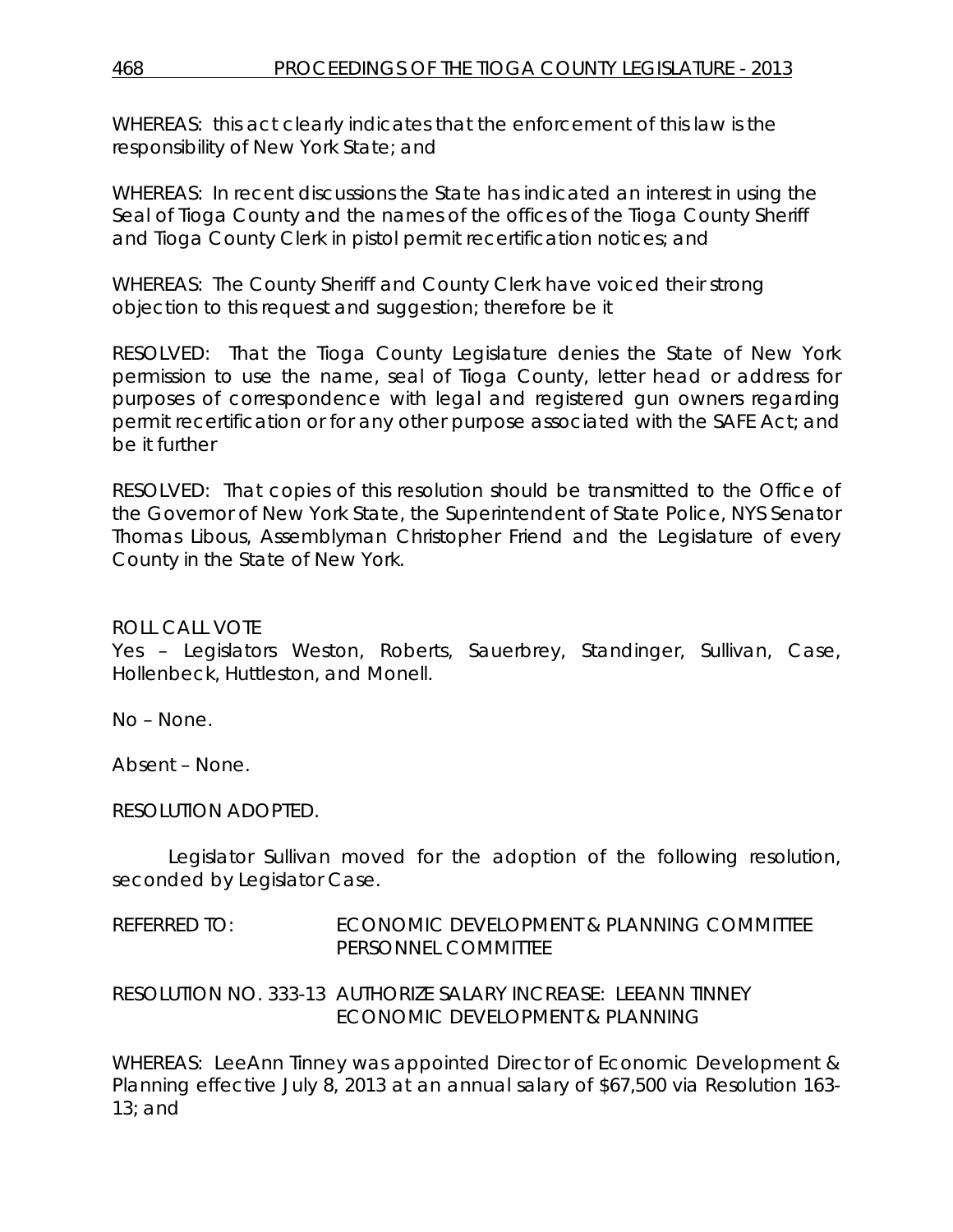WHEREAS: this act clearly indicates that the enforcement of this law is the responsibility of New York State; and

WHEREAS: In recent discussions the State has indicated an interest in using the Seal of Tioga County and the names of the offices of the Tioga County Sheriff and Tioga County Clerk in pistol permit recertification notices; and

WHEREAS: The County Sheriff and County Clerk have voiced their strong objection to this request and suggestion; therefore be it

RESOLVED: That the Tioga County Legislature denies the State of New York permission to use the name, seal of Tioga County, letter head or address for purposes of correspondence with legal and registered gun owners regarding permit recertification or for any other purpose associated with the SAFE Act; and be it further

RESOLVED: That copies of this resolution should be transmitted to the Office of the Governor of New York State, the Superintendent of State Police, NYS Senator Thomas Libous, Assemblyman Christopher Friend and the Legislature of every County in the State of New York.

ROLL CALL VOTE
Yes – Legislators Weston, Roberts, Sauerbrey, Standinger, Sullivan, Case, Hollenbeck, Huttleston, and Monell.

No – None.

Absent – None.

RESOLUTION ADOPTED.

Legislator Sullivan moved for the adoption of the following resolution, seconded by Legislator Case.

REFERRED TO: ECONOMIC DEVELOPMENT & PLANNING COMMITTEE
PERSONNEL COMMITTEE

RESOLUTION NO. 333-13 AUTHORIZE SALARY INCREASE: LEEANN TINNEY
ECONOMIC DEVELOPMENT & PLANNING

WHEREAS: LeeAnn Tinney was appointed Director of Economic Development & Planning effective July 8, 2013 at an annual salary of $67,500 via Resolution 163-13; and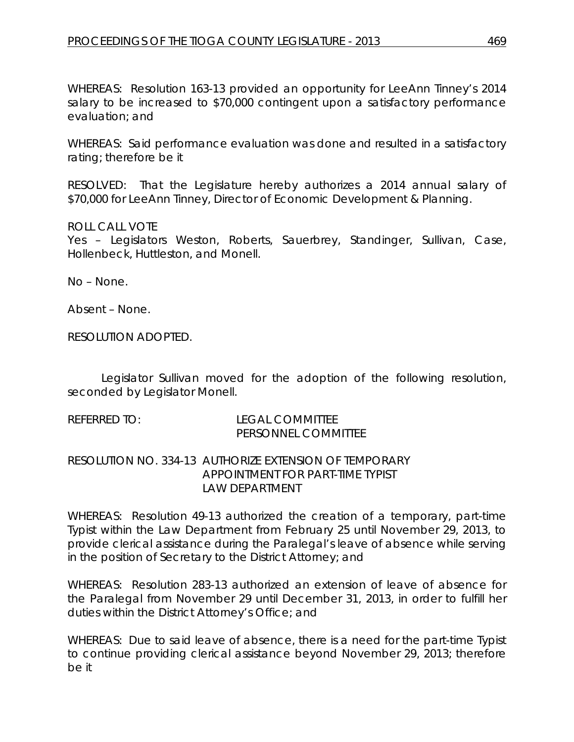WHEREAS: Resolution 163-13 provided an opportunity for LeeAnn Tinney's 2014 salary to be increased to $70,000 contingent upon a satisfactory performance evaluation; and

WHEREAS: Said performance evaluation was done and resulted in a satisfactory rating; therefore be it

RESOLVED: That the Legislature hereby authorizes a 2014 annual salary of $70,000 for LeeAnn Tinney, Director of Economic Development & Planning.

ROLL CALL VOTE
Yes – Legislators Weston, Roberts, Sauerbrey, Standinger, Sullivan, Case, Hollenbeck, Huttleston, and Monell.

No – None.

Absent – None.

RESOLUTION ADOPTED.

Legislator Sullivan moved for the adoption of the following resolution, seconded by Legislator Monell.

REFERRED TO: LEGAL COMMITTEE
PERSONNEL COMMITTEE

RESOLUTION NO. 334-13 AUTHORIZE EXTENSION OF TEMPORARY APPOINTMENT FOR PART-TIME TYPIST LAW DEPARTMENT

WHEREAS: Resolution 49-13 authorized the creation of a temporary, part-time Typist within the Law Department from February 25 until November 29, 2013, to provide clerical assistance during the Paralegal's leave of absence while serving in the position of Secretary to the District Attorney; and

WHEREAS: Resolution 283-13 authorized an extension of leave of absence for the Paralegal from November 29 until December 31, 2013, in order to fulfill her duties within the District Attorney's Office; and

WHEREAS: Due to said leave of absence, there is a need for the part-time Typist to continue providing clerical assistance beyond November 29, 2013; therefore be it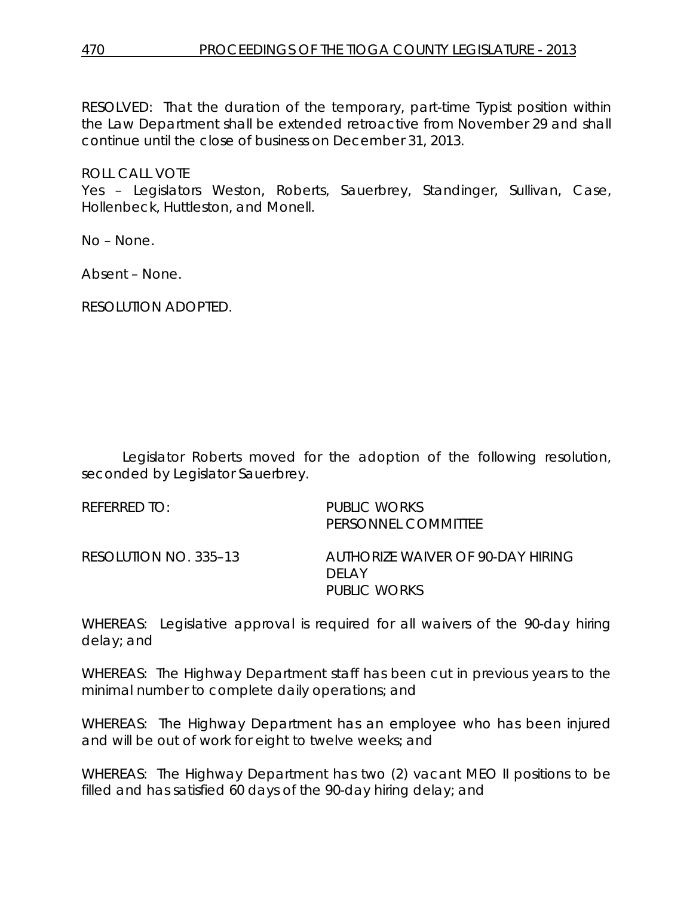RESOLVED: That the duration of the temporary, part-time Typist position within the Law Department shall be extended retroactive from November 29 and shall continue until the close of business on December 31, 2013.

ROLL CALL VOTE
Yes – Legislators Weston, Roberts, Sauerbrey, Standinger, Sullivan, Case, Hollenbeck, Huttleston, and Monell.

No – None.

Absent – None.

RESOLUTION ADOPTED.

Legislator Roberts moved for the adoption of the following resolution, seconded by Legislator Sauerbrey.

REFERRED TO: PUBLIC WORKS
PERSONNEL COMMITTEE

RESOLUTION NO. 335–13 AUTHORIZE WAIVER OF 90-DAY HIRING DELAY
PUBLIC WORKS

WHEREAS: Legislative approval is required for all waivers of the 90-day hiring delay; and

WHEREAS: The Highway Department staff has been cut in previous years to the minimal number to complete daily operations; and

WHEREAS: The Highway Department has an employee who has been injured and will be out of work for eight to twelve weeks; and

WHEREAS: The Highway Department has two (2) vacant MEO II positions to be filled and has satisfied 60 days of the 90-day hiring delay; and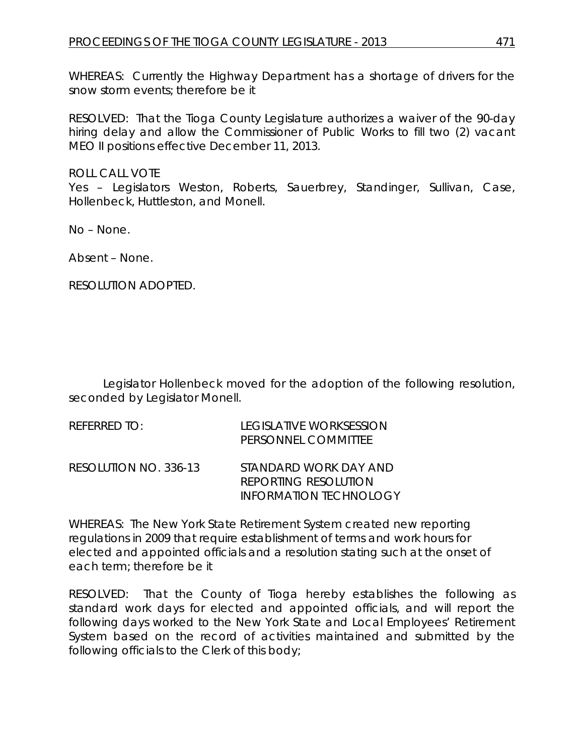WHEREAS: Currently the Highway Department has a shortage of drivers for the snow storm events; therefore be it

RESOLVED: That the Tioga County Legislature authorizes a waiver of the 90-day hiring delay and allow the Commissioner of Public Works to fill two (2) vacant MEO II positions effective December 11, 2013.

ROLL CALL VOTE
Yes – Legislators Weston, Roberts, Sauerbrey, Standinger, Sullivan, Case, Hollenbeck, Huttleston, and Monell.

No – None.

Absent – None.

RESOLUTION ADOPTED.

Legislator Hollenbeck moved for the adoption of the following resolution, seconded by Legislator Monell.

REFERRED TO: LEGISLATIVE WORKSESSION
PERSONNEL COMMITTEE

RESOLUTION NO. 336-13 STANDARD WORK DAY AND
REPORTING RESOLUTION
INFORMATION TECHNOLOGY

WHEREAS: The New York State Retirement System created new reporting regulations in 2009 that require establishment of terms and work hours for elected and appointed officials and a resolution stating such at the onset of each term; therefore be it

RESOLVED: That the County of Tioga hereby establishes the following as standard work days for elected and appointed officials, and will report the following days worked to the New York State and Local Employees' Retirement System based on the record of activities maintained and submitted by the following officials to the Clerk of this body;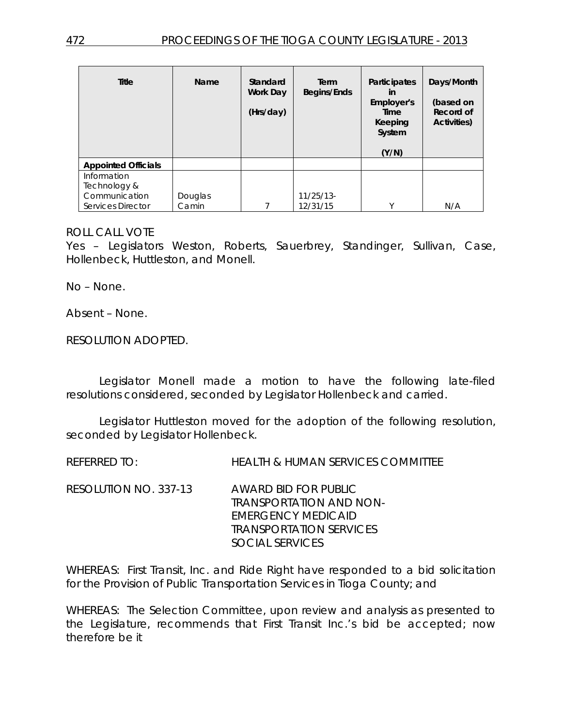| Title | Name | Standard Work Day (Hrs/day) | Term Begins/Ends | Participates in Employer's Time Keeping System (Y/N) | Days/Month (based on Record of Activities) |
|---|---|---|---|---|---|
| **Appointed Officials** | | | | | |
| Information Technology & Communication Services Director | Douglas Camin | 7 | 11/25/13-12/31/15 | Y | N/A |

ROLL CALL VOTE
Yes – Legislators Weston, Roberts, Sauerbrey, Standinger, Sullivan, Case, Hollenbeck, Huttleston, and Monell.

No – None.

Absent – None.

RESOLUTION ADOPTED.

Legislator Monell made a motion to have the following late-filed resolutions considered, seconded by Legislator Hollenbeck and carried.

Legislator Huttleston moved for the adoption of the following resolution, seconded by Legislator Hollenbeck.

REFERRED TO: HEALTH & HUMAN SERVICES COMMITTEE

RESOLUTION NO. 337-13 AWARD BID FOR PUBLIC TRANSPORTATION AND NON-EMERGENCY MEDICAID TRANSPORTATION SERVICES SOCIAL SERVICES

WHEREAS: First Transit, Inc. and Ride Right have responded to a bid solicitation for the Provision of Public Transportation Services in Tioga County; and

WHEREAS: The Selection Committee, upon review and analysis as presented to the Legislature, recommends that First Transit Inc.'s bid be accepted; now therefore be it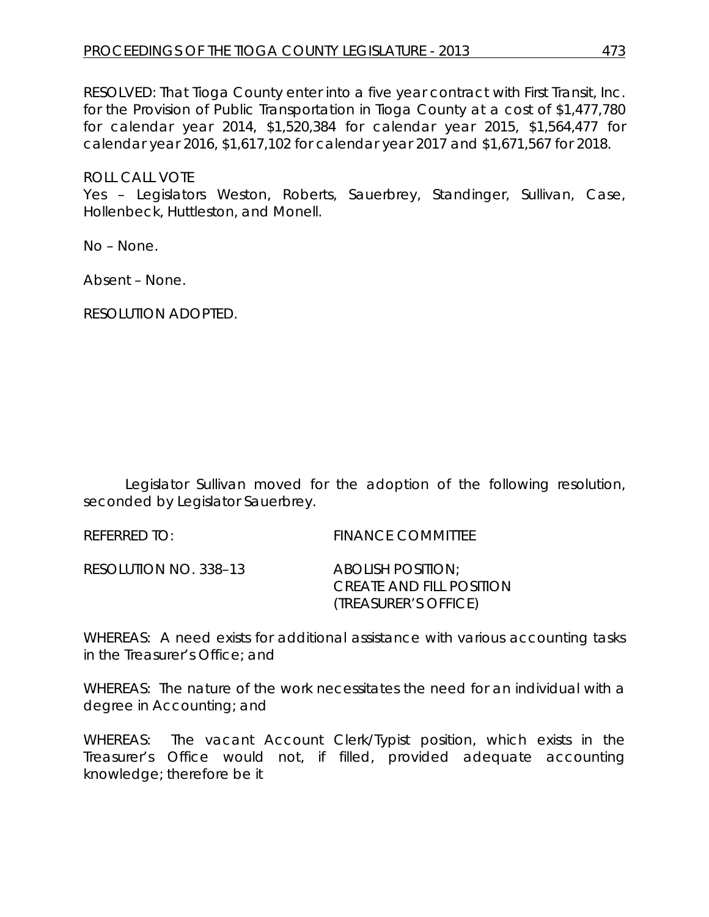RESOLVED: That Tioga County enter into a five year contract with First Transit, Inc. for the Provision of Public Transportation in Tioga County at a cost of $1,477,780 for calendar year 2014, $1,520,384 for calendar year 2015, $1,564,477 for calendar year 2016, $1,617,102 for calendar year 2017 and $1,671,567 for 2018.

ROLL CALL VOTE
Yes – Legislators Weston, Roberts, Sauerbrey, Standinger, Sullivan, Case, Hollenbeck, Huttleston, and Monell.

No – None.

Absent – None.

RESOLUTION ADOPTED.

Legislator Sullivan moved for the adoption of the following resolution, seconded by Legislator Sauerbrey.

REFERRED TO: FINANCE COMMITTEE

RESOLUTION NO. 338–13 ABOLISH POSITION;
CREATE AND FILL POSITION
(TREASURER'S OFFICE)

WHEREAS: A need exists for additional assistance with various accounting tasks in the Treasurer's Office; and

WHEREAS: The nature of the work necessitates the need for an individual with a degree in Accounting; and

WHEREAS: The vacant Account Clerk/Typist position, which exists in the Treasurer's Office would not, if filled, provided adequate accounting knowledge; therefore be it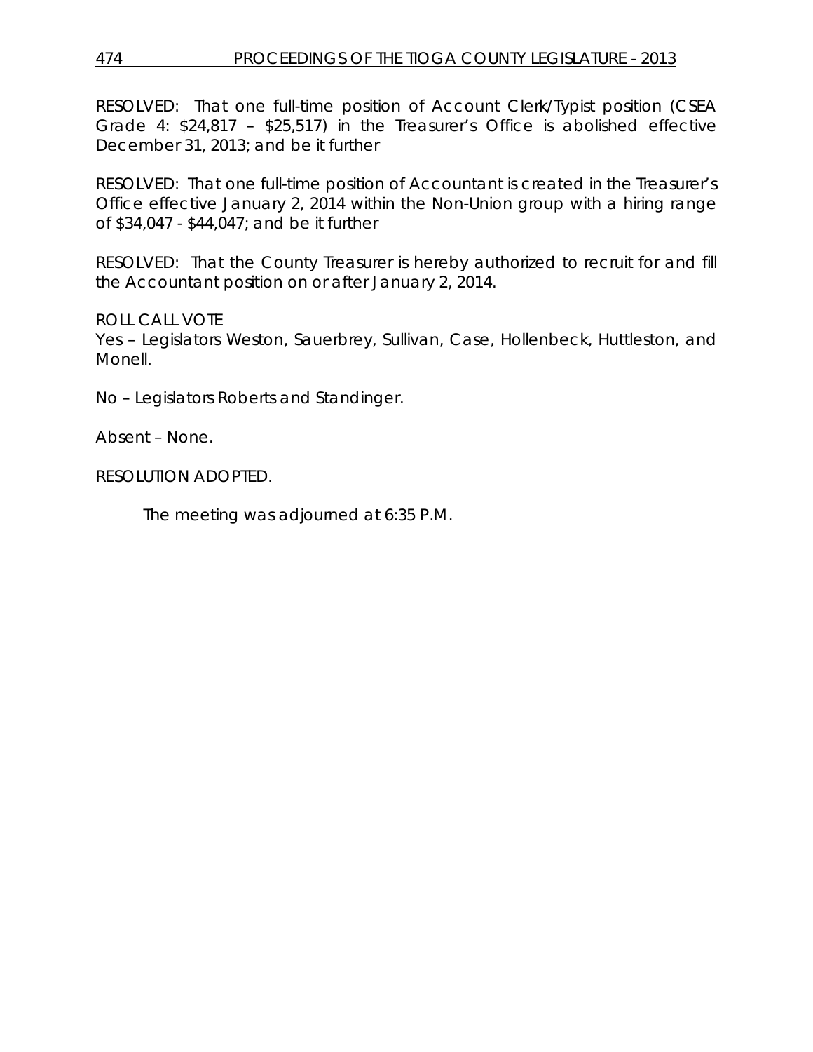RESOLVED: That one full-time position of Account Clerk/Typist position (CSEA Grade 4: $24,817 – $25,517) in the Treasurer's Office is abolished effective December 31, 2013; and be it further

RESOLVED: That one full-time position of Accountant is created in the Treasurer's Office effective January 2, 2014 within the Non-Union group with a hiring range of $34,047 - $44,047; and be it further

RESOLVED: That the County Treasurer is hereby authorized to recruit for and fill the Accountant position on or after January 2, 2014.

ROLL CALL VOTE
Yes – Legislators Weston, Sauerbrey, Sullivan, Case, Hollenbeck, Huttleston, and Monell.

No – Legislators Roberts and Standinger.

Absent – None.

RESOLUTION ADOPTED.

The meeting was adjourned at 6:35 P.M.